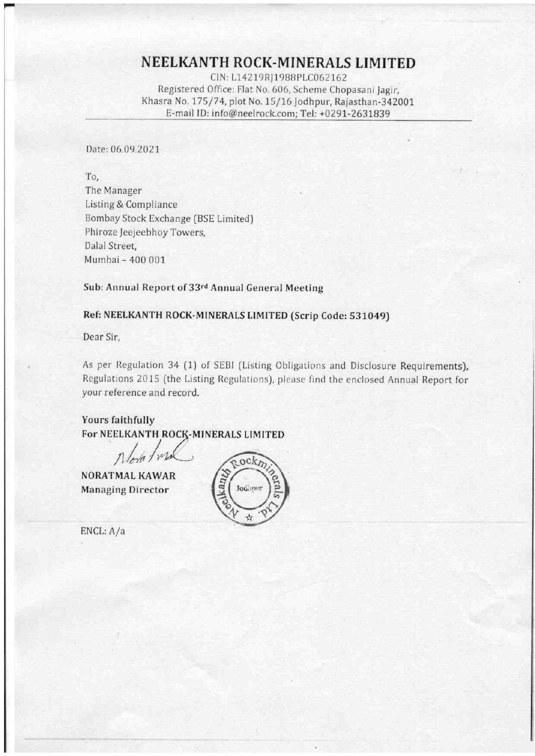# NEELKANTH ROCK-MINERALS LIMITED

CIN: L14219RJ1988PLC062162
Registered Office: Flat No. 606, Scheme Chopasani Jagir,
Khasra No. 175/74, plot No. 15/16 Jodhpur, Rajasthan-342001
E-mail ID: info@neelrock.com; Tel: +0291-2631839

Date: 06.09.2021

To,
The Manager
Listing & Compliance
Bombay Stock Exchange (BSE Limited)
Phiroze Jeejeebhoy Towers,
Dalal Street,
Mumbai – 400 001

**Sub: Annual Report of 33rd Annual General Meeting**

**Ref: NEELKANTH ROCK-MINERALS LIMITED (Scrip Code: 531049)**

Dear Sir,

As per Regulation 34 (1) of SEBI (Listing Obligations and Disclosure Requirements), Regulations 2015 (the Listing Regulations), please find the enclosed Annual Report for your reference and record.

**Yours faithfully**
**For NEELKANTH ROCK-MINERALS LIMITED**

**NORATMAL KAWAR**
**Managing Director**

ENCL: A/a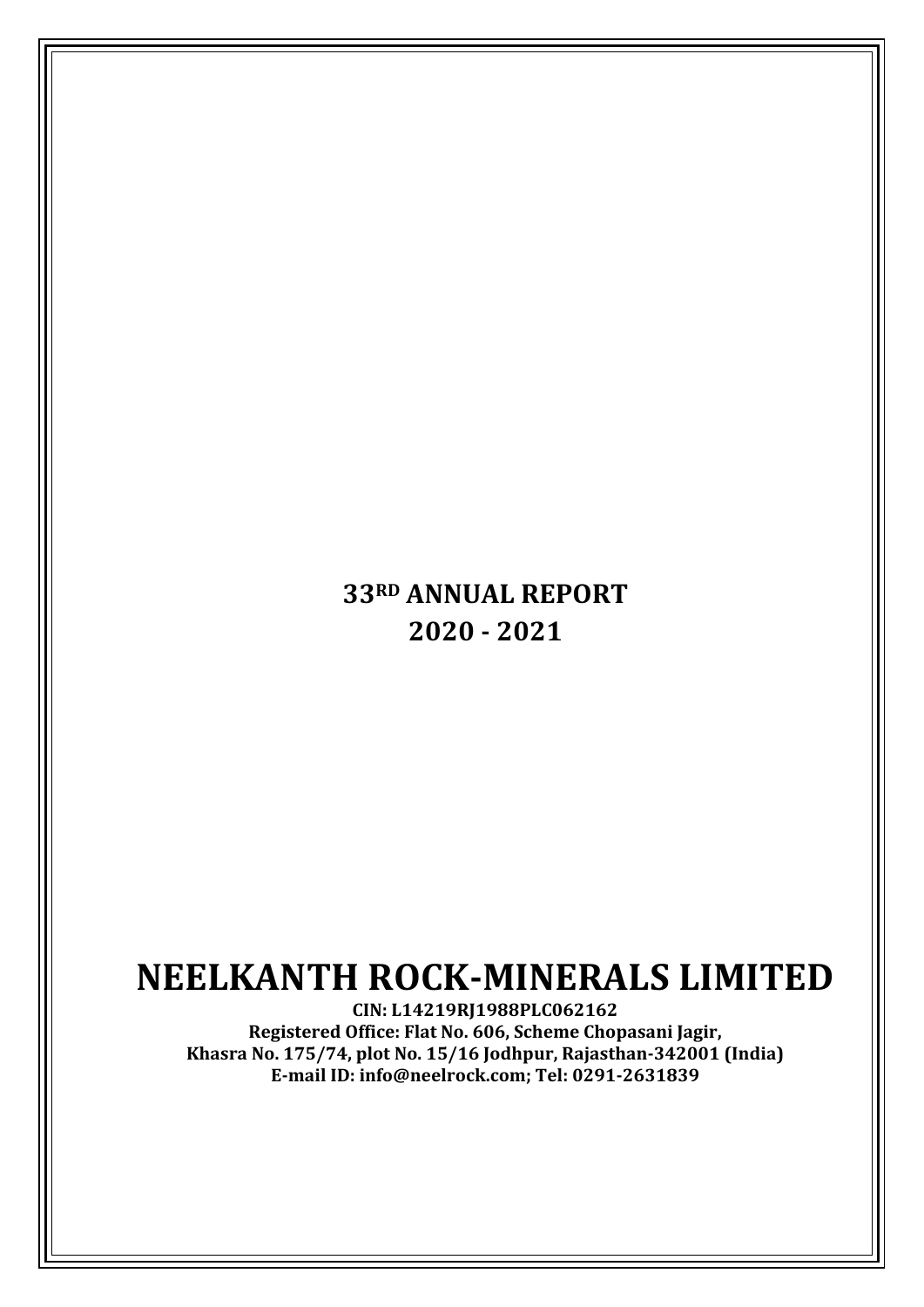# 33RD ANNUAL REPORT
# 2020 - 2021

# NEELKANTH ROCK-MINERALS LIMITED

**CIN: L14219RJ1988PLC062162**
**Registered Office: Flat No. 606, Scheme Chopasani Jagir,**
**Khasra No. 175/74, plot No. 15/16 Jodhpur, Rajasthan-342001 (India)**
**E-mail ID: info@neelrock.com; Tel: 0291-2631839**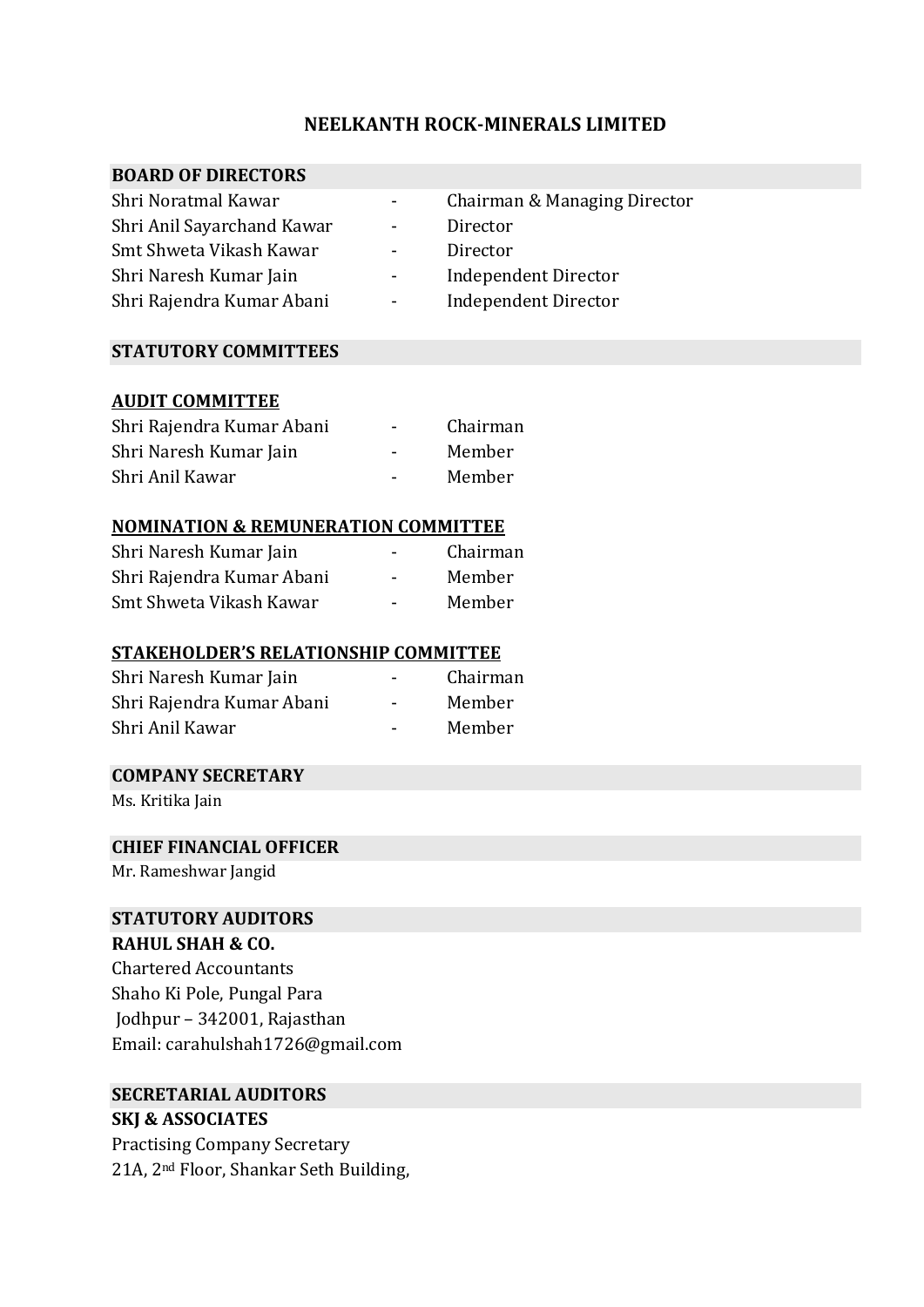# NEELKANTH ROCK-MINERALS LIMITED

## BOARD OF DIRECTORS

| | | |
|---|---|---|
| Shri Noratmal Kawar | - | Chairman & Managing Director |
| Shri Anil Sayarchand Kawar | - | Director |
| Smt Shweta Vikash Kawar | - | Director |
| Shri Naresh Kumar Jain | - | Independent Director |
| Shri Rajendra Kumar Abani | - | Independent Director |

## STATUTORY COMMITTEES

### AUDIT COMMITTEE

| | | |
|---|---|---|
| Shri Rajendra Kumar Abani | - | Chairman |
| Shri Naresh Kumar Jain | - | Member |
| Shri Anil Kawar | - | Member |

### NOMINATION & REMUNERATION COMMITTEE

| | | |
|---|---|---|
| Shri Naresh Kumar Jain | - | Chairman |
| Shri Rajendra Kumar Abani | - | Member |
| Smt Shweta Vikash Kawar | - | Member |

### STAKEHOLDER'S RELATIONSHIP COMMITTEE

| | | |
|---|---|---|
| Shri Naresh Kumar Jain | - | Chairman |
| Shri Rajendra Kumar Abani | - | Member |
| Shri Anil Kawar | - | Member |

## COMPANY SECRETARY

Ms. Kritika Jain

## CHIEF FINANCIAL OFFICER

Mr. Rameshwar Jangid

## STATUTORY AUDITORS

**RAHUL SHAH & CO.**
Chartered Accountants
Shaho Ki Pole, Pungal Para
Jodhpur – 342001, Rajasthan
Email: carahulshah1726@gmail.com

## SECRETARIAL AUDITORS

**SKJ & ASSOCIATES**
Practising Company Secretary
21A, 2nd Floor, Shankar Seth Building,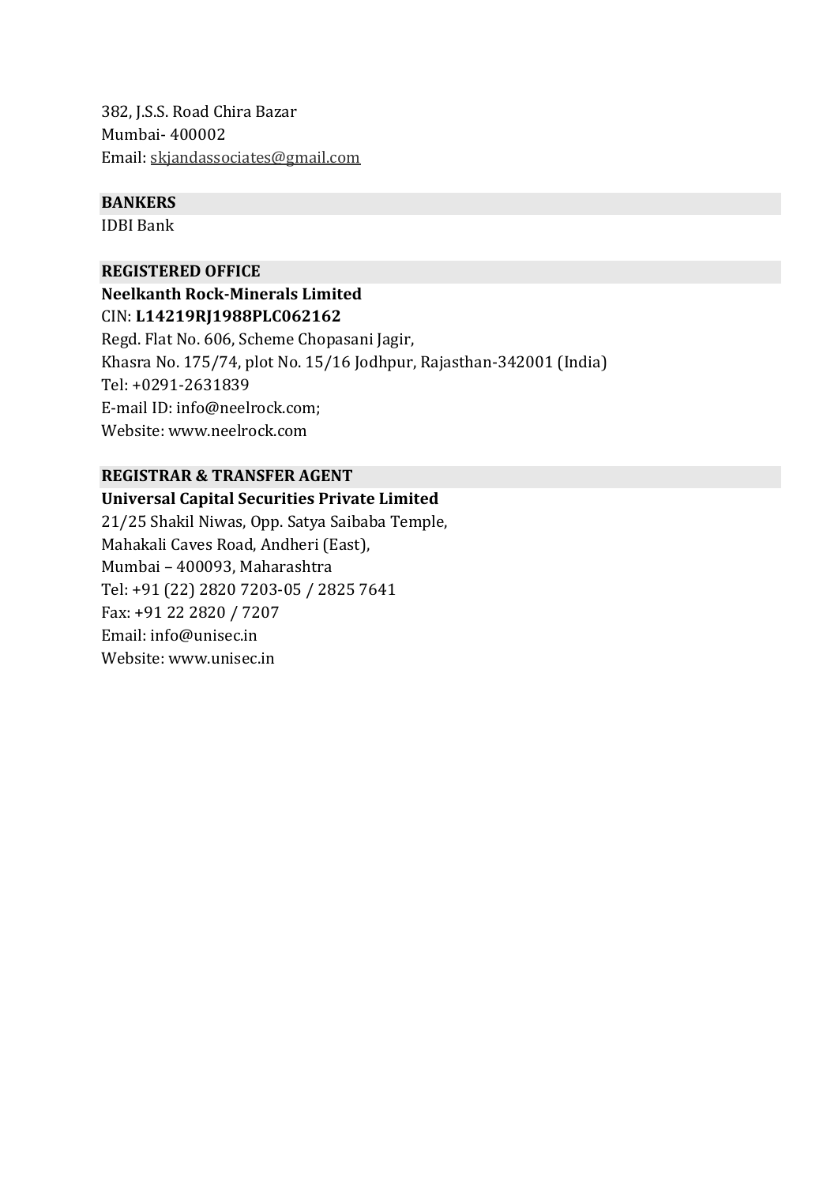382, J.S.S. Road Chira Bazar
Mumbai- 400002
Email: skjandassociates@gmail.com

## BANKERS

IDBI Bank

## REGISTERED OFFICE

**Neelkanth Rock-Minerals Limited**
CIN: **L14219RJ1988PLC062162**
Regd. Flat No. 606, Scheme Chopasani Jagir,
Khasra No. 175/74, plot No. 15/16 Jodhpur, Rajasthan-342001 (India)
Tel: +0291-2631839
E-mail ID: info@neelrock.com;
Website: www.neelrock.com

## REGISTRAR & TRANSFER AGENT

**Universal Capital Securities Private Limited**
21/25 Shakil Niwas, Opp. Satya Saibaba Temple,
Mahakali Caves Road, Andheri (East),
Mumbai – 400093, Maharashtra
Tel: +91 (22) 2820 7203-05 / 2825 7641
Fax: +91 22 2820 / 7207
Email: info@unisec.in
Website: www.unisec.in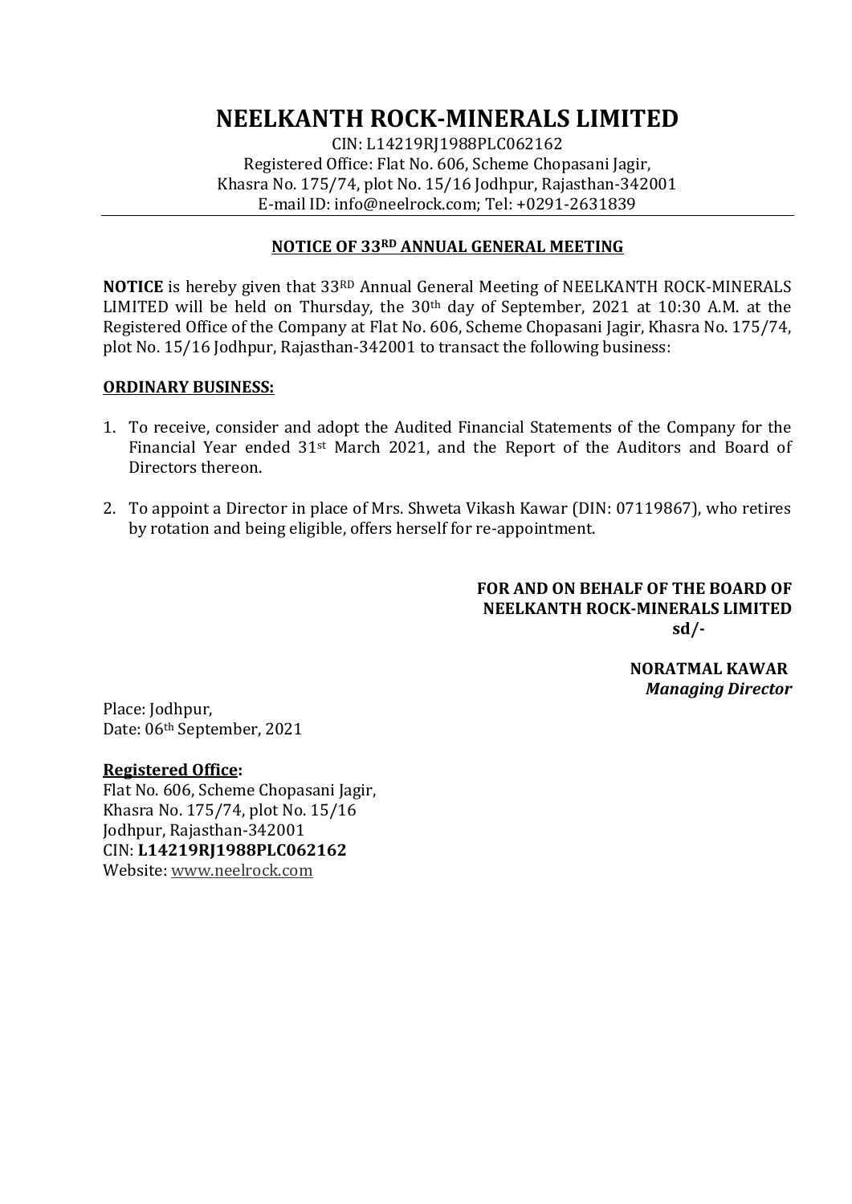# NEELKANTH ROCK-MINERALS LIMITED

CIN: L14219RJ1988PLC062162
Registered Office: Flat No. 606, Scheme Chopasani Jagir,
Khasra No. 175/74, plot No. 15/16 Jodhpur, Rajasthan-342001
E-mail ID: info@neelrock.com; Tel: +0291-2631839

## NOTICE OF 33RD ANNUAL GENERAL MEETING

**NOTICE** is hereby given that 33RD Annual General Meeting of NEELKANTH ROCK-MINERALS LIMITED will be held on Thursday, the 30th day of September, 2021 at 10:30 A.M. at the Registered Office of the Company at Flat No. 606, Scheme Chopasani Jagir, Khasra No. 175/74, plot No. 15/16 Jodhpur, Rajasthan-342001 to transact the following business:

**ORDINARY BUSINESS:**

1. To receive, consider and adopt the Audited Financial Statements of the Company for the Financial Year ended 31st March 2021, and the Report of the Auditors and Board of Directors thereon.

2. To appoint a Director in place of Mrs. Shweta Vikash Kawar (DIN: 07119867), who retires by rotation and being eligible, offers herself for re-appointment.

**FOR AND ON BEHALF OF THE BOARD OF**
**NEELKANTH ROCK-MINERALS LIMITED**
**sd/-**

**NORATMAL KAWAR**
***Managing Director***

Place: Jodhpur,
Date: 06th September, 2021

**Registered Office:**
Flat No. 606, Scheme Chopasani Jagir,
Khasra No. 175/74, plot No. 15/16
Jodhpur, Rajasthan-342001
CIN: **L14219RJ1988PLC062162**
Website: www.neelrock.com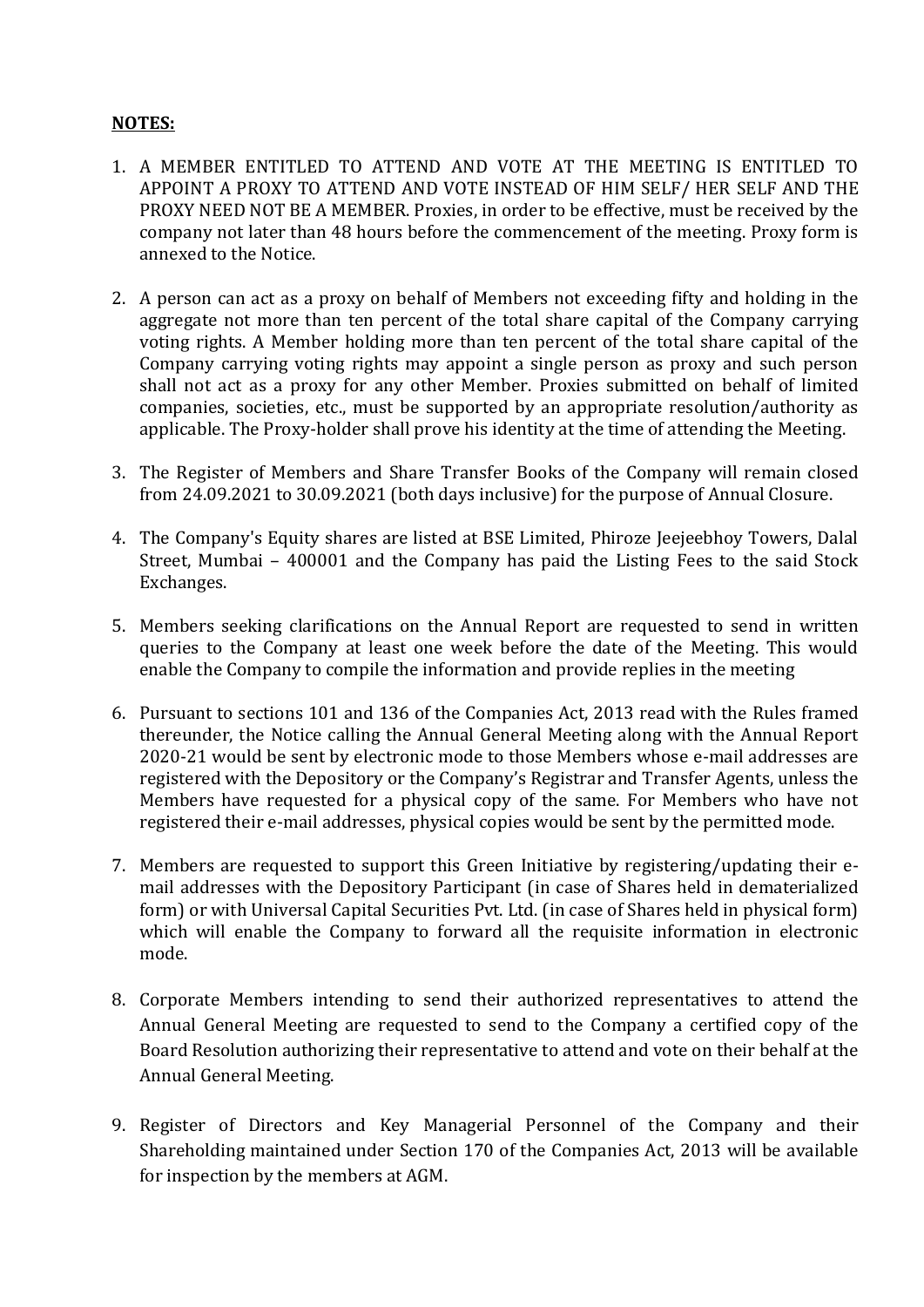**NOTES:**

1. A MEMBER ENTITLED TO ATTEND AND VOTE AT THE MEETING IS ENTITLED TO APPOINT A PROXY TO ATTEND AND VOTE INSTEAD OF HIM SELF/ HER SELF AND THE PROXY NEED NOT BE A MEMBER. Proxies, in order to be effective, must be received by the company not later than 48 hours before the commencement of the meeting. Proxy form is annexed to the Notice.

2. A person can act as a proxy on behalf of Members not exceeding fifty and holding in the aggregate not more than ten percent of the total share capital of the Company carrying voting rights. A Member holding more than ten percent of the total share capital of the Company carrying voting rights may appoint a single person as proxy and such person shall not act as a proxy for any other Member. Proxies submitted on behalf of limited companies, societies, etc., must be supported by an appropriate resolution/authority as applicable. The Proxy-holder shall prove his identity at the time of attending the Meeting.

3. The Register of Members and Share Transfer Books of the Company will remain closed from 24.09.2021 to 30.09.2021 (both days inclusive) for the purpose of Annual Closure.

4. The Company's Equity shares are listed at BSE Limited, Phiroze Jeejeebhoy Towers, Dalal Street, Mumbai – 400001 and the Company has paid the Listing Fees to the said Stock Exchanges.

5. Members seeking clarifications on the Annual Report are requested to send in written queries to the Company at least one week before the date of the Meeting. This would enable the Company to compile the information and provide replies in the meeting

6. Pursuant to sections 101 and 136 of the Companies Act, 2013 read with the Rules framed thereunder, the Notice calling the Annual General Meeting along with the Annual Report 2020-21 would be sent by electronic mode to those Members whose e-mail addresses are registered with the Depository or the Company's Registrar and Transfer Agents, unless the Members have requested for a physical copy of the same. For Members who have not registered their e-mail addresses, physical copies would be sent by the permitted mode.

7. Members are requested to support this Green Initiative by registering/updating their e-mail addresses with the Depository Participant (in case of Shares held in dematerialized form) or with Universal Capital Securities Pvt. Ltd. (in case of Shares held in physical form) which will enable the Company to forward all the requisite information in electronic mode.

8. Corporate Members intending to send their authorized representatives to attend the Annual General Meeting are requested to send to the Company a certified copy of the Board Resolution authorizing their representative to attend and vote on their behalf at the Annual General Meeting.

9. Register of Directors and Key Managerial Personnel of the Company and their Shareholding maintained under Section 170 of the Companies Act, 2013 will be available for inspection by the members at AGM.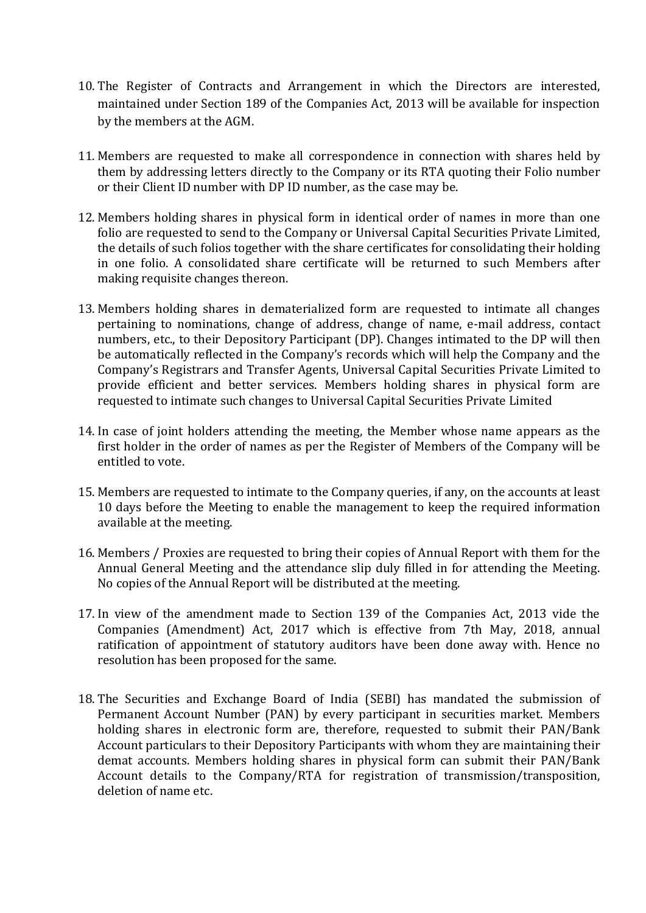10. The Register of Contracts and Arrangement in which the Directors are interested, maintained under Section 189 of the Companies Act, 2013 will be available for inspection by the members at the AGM.

11. Members are requested to make all correspondence in connection with shares held by them by addressing letters directly to the Company or its RTA quoting their Folio number or their Client ID number with DP ID number, as the case may be.

12. Members holding shares in physical form in identical order of names in more than one folio are requested to send to the Company or Universal Capital Securities Private Limited, the details of such folios together with the share certificates for consolidating their holding in one folio. A consolidated share certificate will be returned to such Members after making requisite changes thereon.

13. Members holding shares in dematerialized form are requested to intimate all changes pertaining to nominations, change of address, change of name, e-mail address, contact numbers, etc., to their Depository Participant (DP). Changes intimated to the DP will then be automatically reflected in the Company's records which will help the Company and the Company's Registrars and Transfer Agents, Universal Capital Securities Private Limited to provide efficient and better services. Members holding shares in physical form are requested to intimate such changes to Universal Capital Securities Private Limited

14. In case of joint holders attending the meeting, the Member whose name appears as the first holder in the order of names as per the Register of Members of the Company will be entitled to vote.

15. Members are requested to intimate to the Company queries, if any, on the accounts at least 10 days before the Meeting to enable the management to keep the required information available at the meeting.

16. Members / Proxies are requested to bring their copies of Annual Report with them for the Annual General Meeting and the attendance slip duly filled in for attending the Meeting. No copies of the Annual Report will be distributed at the meeting.

17. In view of the amendment made to Section 139 of the Companies Act, 2013 vide the Companies (Amendment) Act, 2017 which is effective from 7th May, 2018, annual ratification of appointment of statutory auditors have been done away with. Hence no resolution has been proposed for the same.

18. The Securities and Exchange Board of India (SEBI) has mandated the submission of Permanent Account Number (PAN) by every participant in securities market. Members holding shares in electronic form are, therefore, requested to submit their PAN/Bank Account particulars to their Depository Participants with whom they are maintaining their demat accounts. Members holding shares in physical form can submit their PAN/Bank Account details to the Company/RTA for registration of transmission/transposition, deletion of name etc.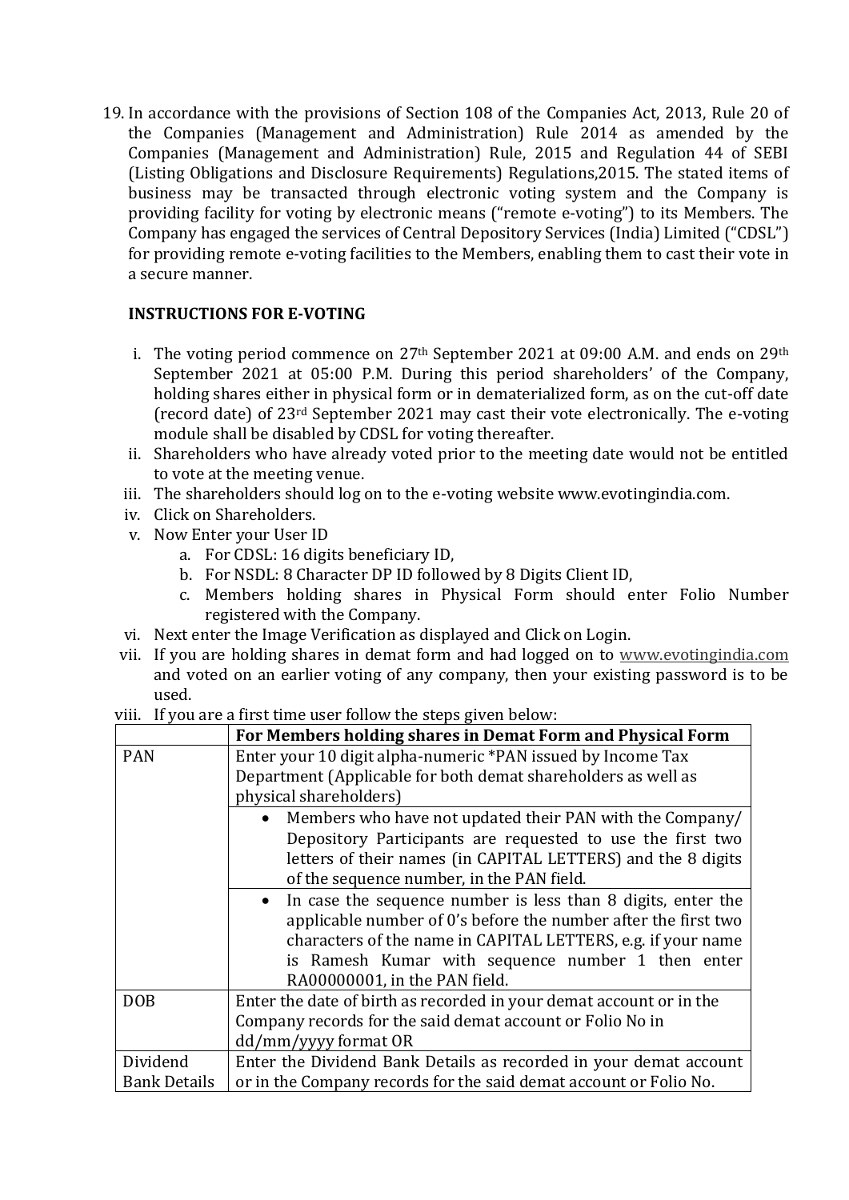19. In accordance with the provisions of Section 108 of the Companies Act, 2013, Rule 20 of the Companies (Management and Administration) Rule 2014 as amended by the Companies (Management and Administration) Rule, 2015 and Regulation 44 of SEBI (Listing Obligations and Disclosure Requirements) Regulations,2015. The stated items of business may be transacted through electronic voting system and the Company is providing facility for voting by electronic means ("remote e-voting") to its Members. The Company has engaged the services of Central Depository Services (India) Limited ("CDSL") for providing remote e-voting facilities to the Members, enabling them to cast their vote in a secure manner.

**INSTRUCTIONS FOR E-VOTING**

i. The voting period commence on 27th September 2021 at 09:00 A.M. and ends on 29th September 2021 at 05:00 P.M. During this period shareholders' of the Company, holding shares either in physical form or in dematerialized form, as on the cut-off date (record date) of 23rd September 2021 may cast their vote electronically. The e-voting module shall be disabled by CDSL for voting thereafter.

ii. Shareholders who have already voted prior to the meeting date would not be entitled to vote at the meeting venue.

iii. The shareholders should log on to the e-voting website www.evotingindia.com.

iv. Click on Shareholders.

v. Now Enter your User ID
   a. For CDSL: 16 digits beneficiary ID,
   b. For NSDL: 8 Character DP ID followed by 8 Digits Client ID,
   c. Members holding shares in Physical Form should enter Folio Number registered with the Company.

vi. Next enter the Image Verification as displayed and Click on Login.

vii. If you are holding shares in demat form and had logged on to www.evotingindia.com and voted on an earlier voting of any company, then your existing password is to be used.

viii. If you are a first time user follow the steps given below:

| | **For Members holding shares in Demat Form and Physical Form** |
|---|---|
| PAN | Enter your 10 digit alpha-numeric *PAN issued by Income Tax Department (Applicable for both demat shareholders as well as physical shareholders) |
| | • Members who have not updated their PAN with the Company/ Depository Participants are requested to use the first two letters of their names (in CAPITAL LETTERS) and the 8 digits of the sequence number, in the PAN field. |
| | • In case the sequence number is less than 8 digits, enter the applicable number of 0's before the number after the first two characters of the name in CAPITAL LETTERS, e.g. if your name is Ramesh Kumar with sequence number 1 then enter RA00000001, in the PAN field. |
| DOB | Enter the date of birth as recorded in your demat account or in the Company records for the said demat account or Folio No in dd/mm/yyyy format OR |
| Dividend Bank Details | Enter the Dividend Bank Details as recorded in your demat account or in the Company records for the said demat account or Folio No. |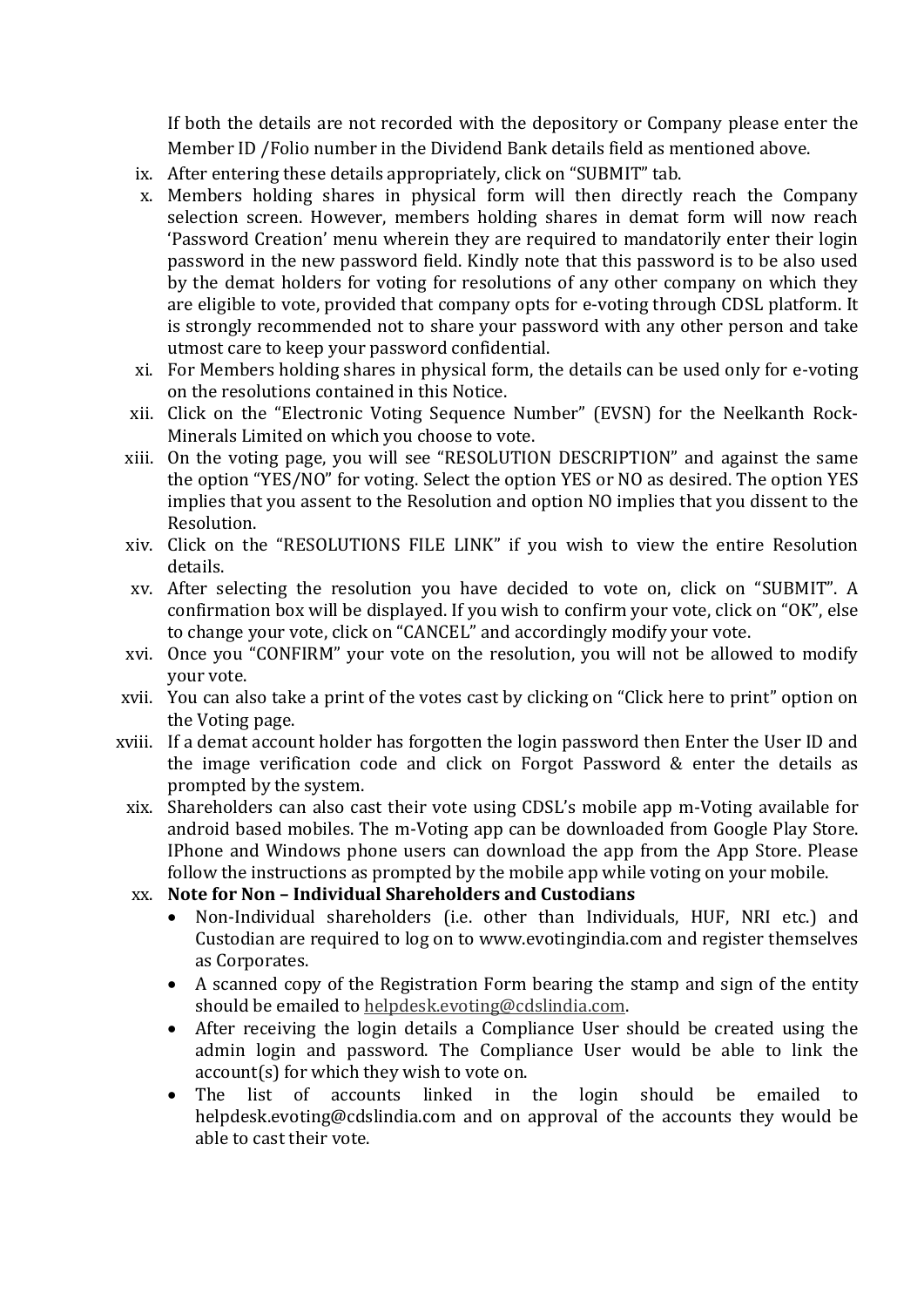If both the details are not recorded with the depository or Company please enter the Member ID /Folio number in the Dividend Bank details field as mentioned above.

ix. After entering these details appropriately, click on "SUBMIT" tab.

x. Members holding shares in physical form will then directly reach the Company selection screen. However, members holding shares in demat form will now reach 'Password Creation' menu wherein they are required to mandatorily enter their login password in the new password field. Kindly note that this password is to be also used by the demat holders for voting for resolutions of any other company on which they are eligible to vote, provided that company opts for e-voting through CDSL platform. It is strongly recommended not to share your password with any other person and take utmost care to keep your password confidential.

xi. For Members holding shares in physical form, the details can be used only for e-voting on the resolutions contained in this Notice.

xii. Click on the "Electronic Voting Sequence Number" (EVSN) for the Neelkanth Rock-Minerals Limited on which you choose to vote.

xiii. On the voting page, you will see "RESOLUTION DESCRIPTION" and against the same the option "YES/NO" for voting. Select the option YES or NO as desired. The option YES implies that you assent to the Resolution and option NO implies that you dissent to the Resolution.

xiv. Click on the "RESOLUTIONS FILE LINK" if you wish to view the entire Resolution details.

xv. After selecting the resolution you have decided to vote on, click on "SUBMIT". A confirmation box will be displayed. If you wish to confirm your vote, click on "OK", else to change your vote, click on "CANCEL" and accordingly modify your vote.

xvi. Once you "CONFIRM" your vote on the resolution, you will not be allowed to modify your vote.

xvii. You can also take a print of the votes cast by clicking on "Click here to print" option on the Voting page.

xviii. If a demat account holder has forgotten the login password then Enter the User ID and the image verification code and click on Forgot Password & enter the details as prompted by the system.

xix. Shareholders can also cast their vote using CDSL's mobile app m-Voting available for android based mobiles. The m-Voting app can be downloaded from Google Play Store. IPhone and Windows phone users can download the app from the App Store. Please follow the instructions as prompted by the mobile app while voting on your mobile.

xx. **Note for Non – Individual Shareholders and Custodians**

- Non-Individual shareholders (i.e. other than Individuals, HUF, NRI etc.) and Custodian are required to log on to www.evotingindia.com and register themselves as Corporates.
- A scanned copy of the Registration Form bearing the stamp and sign of the entity should be emailed to helpdesk.evoting@cdslindia.com.
- After receiving the login details a Compliance User should be created using the admin login and password. The Compliance User would be able to link the account(s) for which they wish to vote on.
- The list of accounts linked in the login should be emailed to helpdesk.evoting@cdslindia.com and on approval of the accounts they would be able to cast their vote.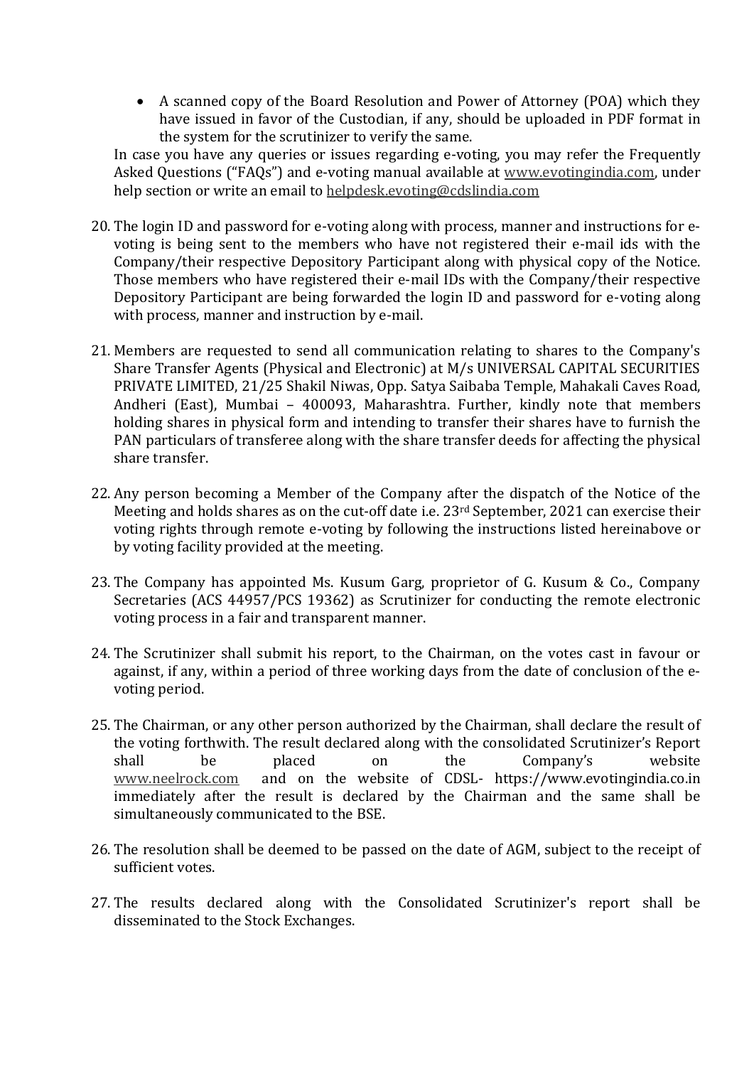- A scanned copy of the Board Resolution and Power of Attorney (POA) which they have issued in favor of the Custodian, if any, should be uploaded in PDF format in the system for the scrutinizer to verify the same.

In case you have any queries or issues regarding e-voting, you may refer the Frequently Asked Questions ("FAQs") and e-voting manual available at www.evotingindia.com, under help section or write an email to helpdesk.evoting@cdslindia.com

20. The login ID and password for e-voting along with process, manner and instructions for e-voting is being sent to the members who have not registered their e-mail ids with the Company/their respective Depository Participant along with physical copy of the Notice. Those members who have registered their e-mail IDs with the Company/their respective Depository Participant are being forwarded the login ID and password for e-voting along with process, manner and instruction by e-mail.

21. Members are requested to send all communication relating to shares to the Company's Share Transfer Agents (Physical and Electronic) at M/s UNIVERSAL CAPITAL SECURITIES PRIVATE LIMITED, 21/25 Shakil Niwas, Opp. Satya Saibaba Temple, Mahakali Caves Road, Andheri (East), Mumbai – 400093, Maharashtra. Further, kindly note that members holding shares in physical form and intending to transfer their shares have to furnish the PAN particulars of transferee along with the share transfer deeds for affecting the physical share transfer.

22. Any person becoming a Member of the Company after the dispatch of the Notice of the Meeting and holds shares as on the cut-off date i.e. 23rd September, 2021 can exercise their voting rights through remote e-voting by following the instructions listed hereinabove or by voting facility provided at the meeting.

23. The Company has appointed Ms. Kusum Garg, proprietor of G. Kusum & Co., Company Secretaries (ACS 44957/PCS 19362) as Scrutinizer for conducting the remote electronic voting process in a fair and transparent manner.

24. The Scrutinizer shall submit his report, to the Chairman, on the votes cast in favour or against, if any, within a period of three working days from the date of conclusion of the e-voting period.

25. The Chairman, or any other person authorized by the Chairman, shall declare the result of the voting forthwith. The result declared along with the consolidated Scrutinizer's Report shall be placed on the Company's website www.neelrock.com and on the website of CDSL- https://www.evotingindia.co.in immediately after the result is declared by the Chairman and the same shall be simultaneously communicated to the BSE.

26. The resolution shall be deemed to be passed on the date of AGM, subject to the receipt of sufficient votes.

27. The results declared along with the Consolidated Scrutinizer's report shall be disseminated to the Stock Exchanges.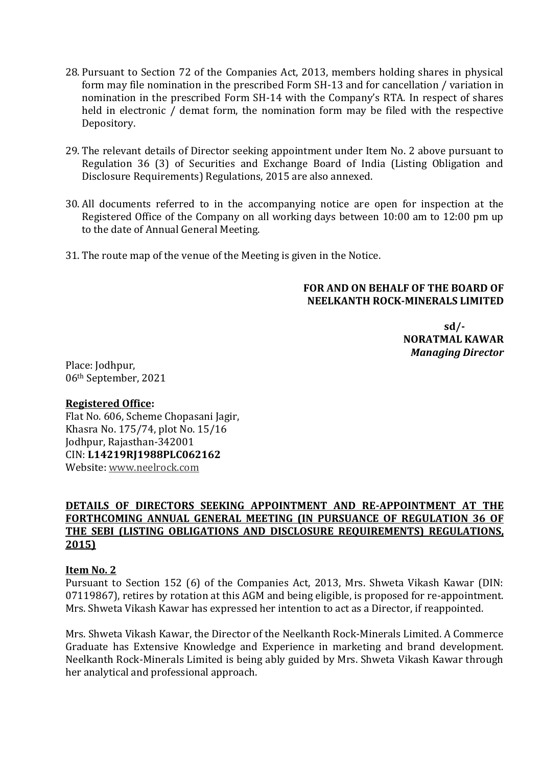28. Pursuant to Section 72 of the Companies Act, 2013, members holding shares in physical form may file nomination in the prescribed Form SH-13 and for cancellation / variation in nomination in the prescribed Form SH-14 with the Company's RTA. In respect of shares held in electronic / demat form, the nomination form may be filed with the respective Depository.

29. The relevant details of Director seeking appointment under Item No. 2 above pursuant to Regulation 36 (3) of Securities and Exchange Board of India (Listing Obligation and Disclosure Requirements) Regulations, 2015 are also annexed.

30. All documents referred to in the accompanying notice are open for inspection at the Registered Office of the Company on all working days between 10:00 am to 12:00 pm up to the date of Annual General Meeting.

31. The route map of the venue of the Meeting is given in the Notice.

**FOR AND ON BEHALF OF THE BOARD OF NEELKANTH ROCK-MINERALS LIMITED**

**sd/-**
**NORATMAL KAWAR**
***Managing Director***

Place: Jodhpur,
06th September, 2021

**Registered Office:**
Flat No. 606, Scheme Chopasani Jagir,
Khasra No. 175/74, plot No. 15/16
Jodhpur, Rajasthan-342001
CIN: **L14219RJ1988PLC062162**
Website: www.neelrock.com

**DETAILS OF DIRECTORS SEEKING APPOINTMENT AND RE-APPOINTMENT AT THE FORTHCOMING ANNUAL GENERAL MEETING (IN PURSUANCE OF REGULATION 36 OF THE SEBI (LISTING OBLIGATIONS AND DISCLOSURE REQUIREMENTS) REGULATIONS, 2015)**

**Item No. 2**

Pursuant to Section 152 (6) of the Companies Act, 2013, Mrs. Shweta Vikash Kawar (DIN: 07119867), retires by rotation at this AGM and being eligible, is proposed for re-appointment. Mrs. Shweta Vikash Kawar has expressed her intention to act as a Director, if reappointed.

Mrs. Shweta Vikash Kawar, the Director of the Neelkanth Rock-Minerals Limited. A Commerce Graduate has Extensive Knowledge and Experience in marketing and brand development. Neelkanth Rock-Minerals Limited is being ably guided by Mrs. Shweta Vikash Kawar through her analytical and professional approach.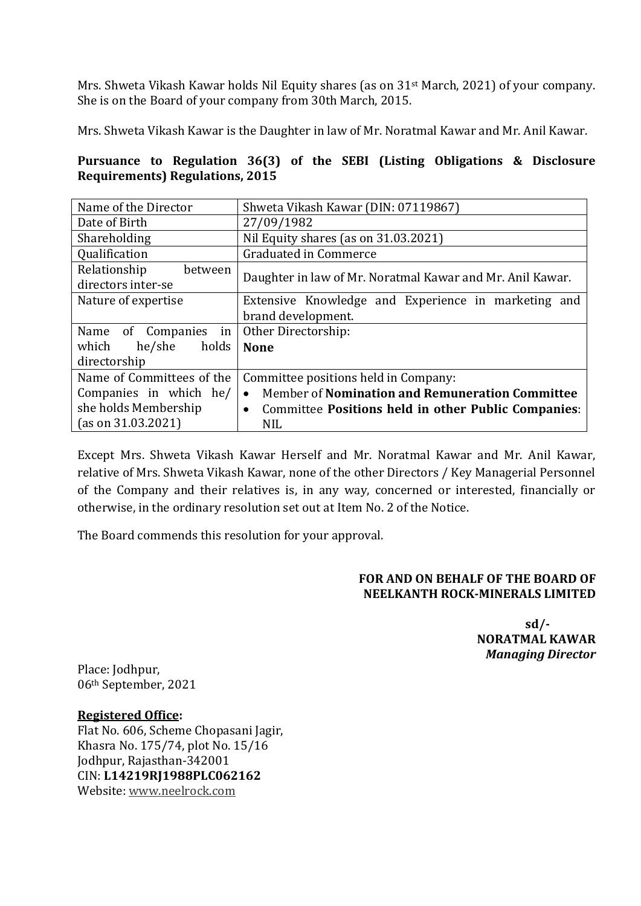Mrs. Shweta Vikash Kawar holds Nil Equity shares (as on 31st March, 2021) of your company. She is on the Board of your company from 30th March, 2015.

Mrs. Shweta Vikash Kawar is the Daughter in law of Mr. Noratmal Kawar and Mr. Anil Kawar.

**Pursuance to Regulation 36(3) of the SEBI (Listing Obligations & Disclosure Requirements) Regulations, 2015**

| Name of the Director | Shweta Vikash Kawar (DIN: 07119867) |
|---|---|
| Date of Birth | 27/09/1982 |
| Shareholding | Nil Equity shares (as on 31.03.2021) |
| Qualification | Graduated in Commerce |
| Relationship between directors inter-se | Daughter in law of Mr. Noratmal Kawar and Mr. Anil Kawar. |
| Nature of expertise | Extensive Knowledge and Experience in marketing and brand development. |
| Name of Companies in which he/she holds directorship | Other Directorship: **None** |
| Name of Committees of the Companies in which he/ she holds Membership (as on 31.03.2021) | Committee positions held in Company: <br>• Member of **Nomination and Remuneration Committee** <br>• Committee **Positions held in other Public Companies**: NIL |

Except Mrs. Shweta Vikash Kawar Herself and Mr. Noratmal Kawar and Mr. Anil Kawar, relative of Mrs. Shweta Vikash Kawar, none of the other Directors / Key Managerial Personnel of the Company and their relatives is, in any way, concerned or interested, financially or otherwise, in the ordinary resolution set out at Item No. 2 of the Notice.

The Board commends this resolution for your approval.

**FOR AND ON BEHALF OF THE BOARD OF NEELKANTH ROCK-MINERALS LIMITED**

**sd/-**
**NORATMAL KAWAR**
***Managing Director***

Place: Jodhpur,
06th September, 2021

**Registered Office:**
Flat No. 606, Scheme Chopasani Jagir,
Khasra No. 175/74, plot No. 15/16
Jodhpur, Rajasthan-342001
CIN: **L14219RJ1988PLC062162**
Website: www.neelrock.com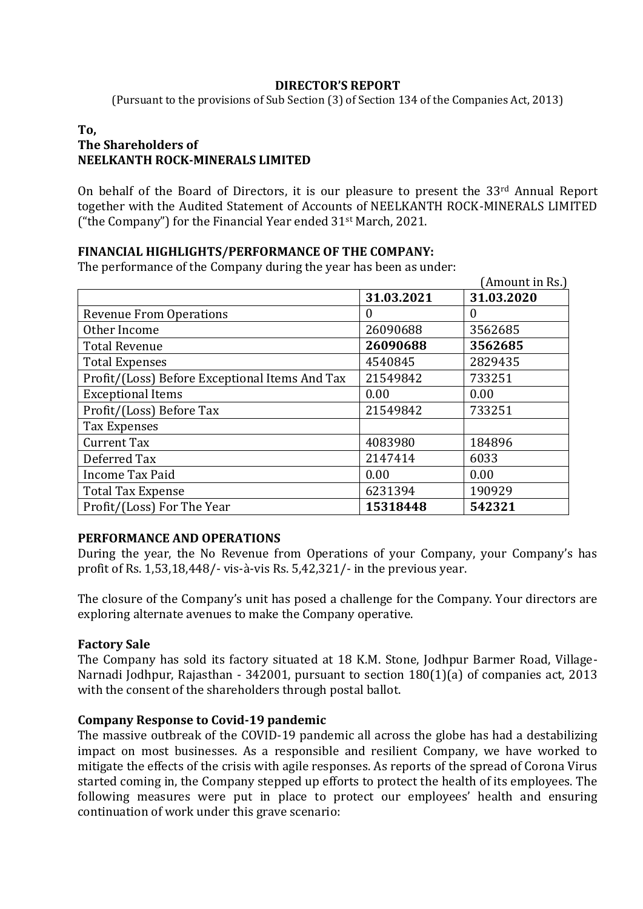# DIRECTOR'S REPORT

(Pursuant to the provisions of Sub Section (3) of Section 134 of the Companies Act, 2013)

**To,**
**The Shareholders of**
**NEELKANTH ROCK-MINERALS LIMITED**

On behalf of the Board of Directors, it is our pleasure to present the 33rd Annual Report together with the Audited Statement of Accounts of NEELKANTH ROCK-MINERALS LIMITED ("the Company") for the Financial Year ended 31st March, 2021.

## FINANCIAL HIGHLIGHTS/PERFORMANCE OF THE COMPANY:

The performance of the Company during the year has been as under:

(Amount in Rs.)

| | **31.03.2021** | **31.03.2020** |
|---|---|---|
| Revenue From Operations | 0 | 0 |
| Other Income | 26090688 | 3562685 |
| Total Revenue | **26090688** | **3562685** |
| Total Expenses | 4540845 | 2829435 |
| Profit/(Loss) Before Exceptional Items And Tax | 21549842 | 733251 |
| Exceptional Items | 0.00 | 0.00 |
| Profit/(Loss) Before Tax | 21549842 | 733251 |
| Tax Expenses | | |
| Current Tax | 4083980 | 184896 |
| Deferred Tax | 2147414 | 6033 |
| Income Tax Paid | 0.00 | 0.00 |
| Total Tax Expense | 6231394 | 190929 |
| Profit/(Loss) For The Year | **15318448** | **542321** |

## PERFORMANCE AND OPERATIONS

During the year, the No Revenue from Operations of your Company, your Company's has profit of Rs. 1,53,18,448/- vis-à-vis Rs. 5,42,321/- in the previous year.

The closure of the Company's unit has posed a challenge for the Company. Your directors are exploring alternate avenues to make the Company operative.

### Factory Sale

The Company has sold its factory situated at 18 K.M. Stone, Jodhpur Barmer Road, Village-Narnadi Jodhpur, Rajasthan - 342001, pursuant to section 180(1)(a) of companies act, 2013 with the consent of the shareholders through postal ballot.

### Company Response to Covid-19 pandemic

The massive outbreak of the COVID-19 pandemic all across the globe has had a destabilizing impact on most businesses. As a responsible and resilient Company, we have worked to mitigate the effects of the crisis with agile responses. As reports of the spread of Corona Virus started coming in, the Company stepped up efforts to protect the health of its employees. The following measures were put in place to protect our employees' health and ensuring continuation of work under this grave scenario: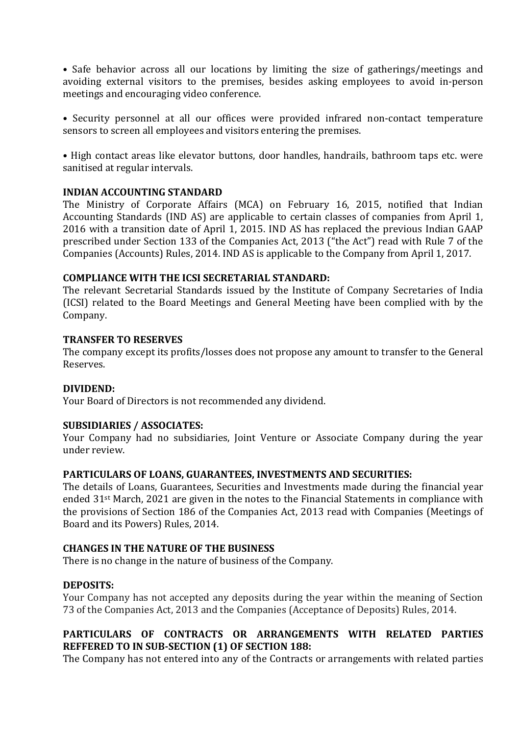• Safe behavior across all our locations by limiting the size of gatherings/meetings and avoiding external visitors to the premises, besides asking employees to avoid in-person meetings and encouraging video conference.

• Security personnel at all our offices were provided infrared non-contact temperature sensors to screen all employees and visitors entering the premises.

• High contact areas like elevator buttons, door handles, handrails, bathroom taps etc. were sanitised at regular intervals.

**INDIAN ACCOUNTING STANDARD**

The Ministry of Corporate Affairs (MCA) on February 16, 2015, notified that Indian Accounting Standards (IND AS) are applicable to certain classes of companies from April 1, 2016 with a transition date of April 1, 2015. IND AS has replaced the previous Indian GAAP prescribed under Section 133 of the Companies Act, 2013 ("the Act") read with Rule 7 of the Companies (Accounts) Rules, 2014. IND AS is applicable to the Company from April 1, 2017.

**COMPLIANCE WITH THE ICSI SECRETARIAL STANDARD:**

The relevant Secretarial Standards issued by the Institute of Company Secretaries of India (ICSI) related to the Board Meetings and General Meeting have been complied with by the Company.

**TRANSFER TO RESERVES**

The company except its profits/losses does not propose any amount to transfer to the General Reserves.

**DIVIDEND:**

Your Board of Directors is not recommended any dividend.

**SUBSIDIARIES / ASSOCIATES:**

Your Company had no subsidiaries, Joint Venture or Associate Company during the year under review.

**PARTICULARS OF LOANS, GUARANTEES, INVESTMENTS AND SECURITIES:**

The details of Loans, Guarantees, Securities and Investments made during the financial year ended 31st March, 2021 are given in the notes to the Financial Statements in compliance with the provisions of Section 186 of the Companies Act, 2013 read with Companies (Meetings of Board and its Powers) Rules, 2014.

**CHANGES IN THE NATURE OF THE BUSINESS**

There is no change in the nature of business of the Company.

**DEPOSITS:**

Your Company has not accepted any deposits during the year within the meaning of Section 73 of the Companies Act, 2013 and the Companies (Acceptance of Deposits) Rules, 2014.

**PARTICULARS OF CONTRACTS OR ARRANGEMENTS WITH RELATED PARTIES REFFERED TO IN SUB-SECTION (1) OF SECTION 188:**

The Company has not entered into any of the Contracts or arrangements with related parties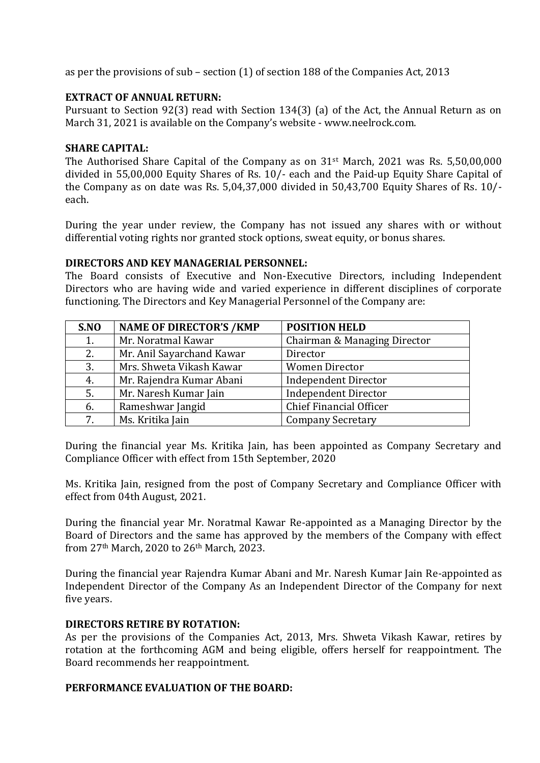as per the provisions of sub – section (1) of section 188 of the Companies Act, 2013

**EXTRACT OF ANNUAL RETURN:**

Pursuant to Section 92(3) read with Section 134(3) (a) of the Act, the Annual Return as on March 31, 2021 is available on the Company's website - www.neelrock.com.

**SHARE CAPITAL:**

The Authorised Share Capital of the Company as on 31st March, 2021 was Rs. 5,50,00,000 divided in 55,00,000 Equity Shares of Rs. 10/- each and the Paid-up Equity Share Capital of the Company as on date was Rs. 5,04,37,000 divided in 50,43,700 Equity Shares of Rs. 10/- each.

During the year under review, the Company has not issued any shares with or without differential voting rights nor granted stock options, sweat equity, or bonus shares.

**DIRECTORS AND KEY MANAGERIAL PERSONNEL:**

The Board consists of Executive and Non-Executive Directors, including Independent Directors who are having wide and varied experience in different disciplines of corporate functioning. The Directors and Key Managerial Personnel of the Company are:

| S.NO | NAME OF DIRECTOR'S /KMP | POSITION HELD |
|---|---|---|
| 1. | Mr. Noratmal Kawar | Chairman & Managing Director |
| 2. | Mr. Anil Sayarchand Kawar | Director |
| 3. | Mrs. Shweta Vikash Kawar | Women Director |
| 4. | Mr. Rajendra Kumar Abani | Independent Director |
| 5. | Mr. Naresh Kumar Jain | Independent Director |
| 6. | Rameshwar Jangid | Chief Financial Officer |
| 7. | Ms. Kritika Jain | Company Secretary |

During the financial year Ms. Kritika Jain, has been appointed as Company Secretary and Compliance Officer with effect from 15th September, 2020

Ms. Kritika Jain, resigned from the post of Company Secretary and Compliance Officer with effect from 04th August, 2021.

During the financial year Mr. Noratmal Kawar Re-appointed as a Managing Director by the Board of Directors and the same has approved by the members of the Company with effect from 27th March, 2020 to 26th March, 2023.

During the financial year Rajendra Kumar Abani and Mr. Naresh Kumar Jain Re-appointed as Independent Director of the Company As an Independent Director of the Company for next five years.

**DIRECTORS RETIRE BY ROTATION:**

As per the provisions of the Companies Act, 2013, Mrs. Shweta Vikash Kawar, retires by rotation at the forthcoming AGM and being eligible, offers herself for reappointment. The Board recommends her reappointment.

**PERFORMANCE EVALUATION OF THE BOARD:**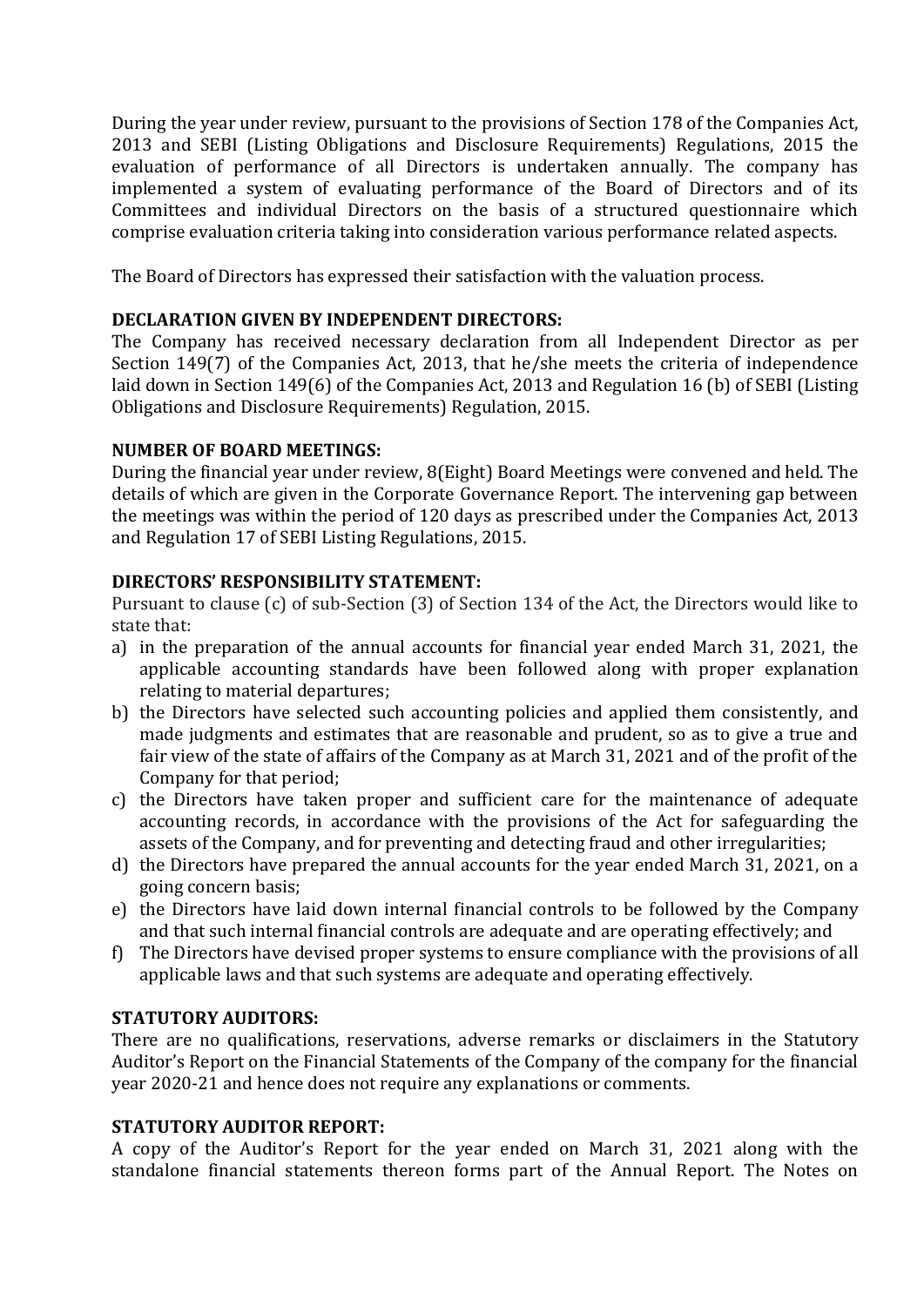During the year under review, pursuant to the provisions of Section 178 of the Companies Act, 2013 and SEBI (Listing Obligations and Disclosure Requirements) Regulations, 2015 the evaluation of performance of all Directors is undertaken annually. The company has implemented a system of evaluating performance of the Board of Directors and of its Committees and individual Directors on the basis of a structured questionnaire which comprise evaluation criteria taking into consideration various performance related aspects.

The Board of Directors has expressed their satisfaction with the valuation process.

**DECLARATION GIVEN BY INDEPENDENT DIRECTORS:**
The Company has received necessary declaration from all Independent Director as per Section 149(7) of the Companies Act, 2013, that he/she meets the criteria of independence laid down in Section 149(6) of the Companies Act, 2013 and Regulation 16 (b) of SEBI (Listing Obligations and Disclosure Requirements) Regulation, 2015.

**NUMBER OF BOARD MEETINGS:**
During the financial year under review, 8(Eight) Board Meetings were convened and held. The details of which are given in the Corporate Governance Report. The intervening gap between the meetings was within the period of 120 days as prescribed under the Companies Act, 2013 and Regulation 17 of SEBI Listing Regulations, 2015.

**DIRECTORS' RESPONSIBILITY STATEMENT:**
Pursuant to clause (c) of sub-Section (3) of Section 134 of the Act, the Directors would like to state that:

a) in the preparation of the annual accounts for financial year ended March 31, 2021, the applicable accounting standards have been followed along with proper explanation relating to material departures;
b) the Directors have selected such accounting policies and applied them consistently, and made judgments and estimates that are reasonable and prudent, so as to give a true and fair view of the state of affairs of the Company as at March 31, 2021 and of the profit of the Company for that period;
c) the Directors have taken proper and sufficient care for the maintenance of adequate accounting records, in accordance with the provisions of the Act for safeguarding the assets of the Company, and for preventing and detecting fraud and other irregularities;
d) the Directors have prepared the annual accounts for the year ended March 31, 2021, on a going concern basis;
e) the Directors have laid down internal financial controls to be followed by the Company and that such internal financial controls are adequate and are operating effectively; and
f) The Directors have devised proper systems to ensure compliance with the provisions of all applicable laws and that such systems are adequate and operating effectively.

**STATUTORY AUDITORS:**
There are no qualifications, reservations, adverse remarks or disclaimers in the Statutory Auditor's Report on the Financial Statements of the Company of the company for the financial year 2020-21 and hence does not require any explanations or comments.

**STATUTORY AUDITOR REPORT:**
A copy of the Auditor's Report for the year ended on March 31, 2021 along with the standalone financial statements thereon forms part of the Annual Report. The Notes on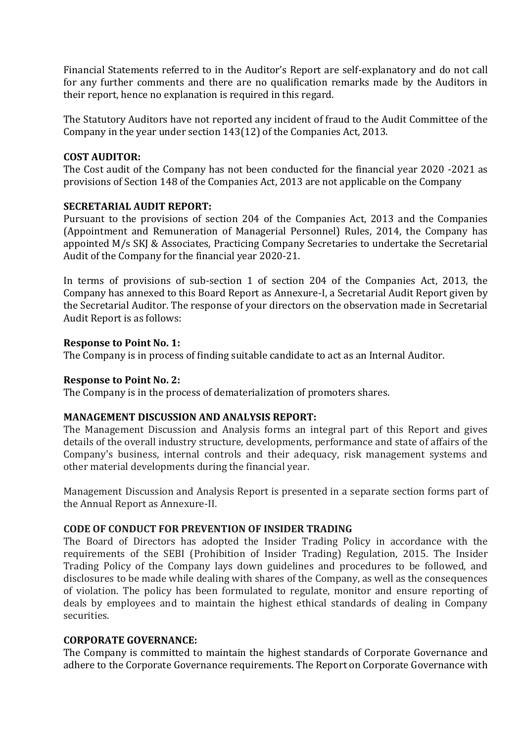Financial Statements referred to in the Auditor's Report are self-explanatory and do not call for any further comments and there are no qualification remarks made by the Auditors in their report, hence no explanation is required in this regard.

The Statutory Auditors have not reported any incident of fraud to the Audit Committee of the Company in the year under section 143(12) of the Companies Act, 2013.

**COST AUDITOR:**
The Cost audit of the Company has not been conducted for the financial year 2020 -2021 as provisions of Section 148 of the Companies Act, 2013 are not applicable on the Company

**SECRETARIAL AUDIT REPORT:**
Pursuant to the provisions of section 204 of the Companies Act, 2013 and the Companies (Appointment and Remuneration of Managerial Personnel) Rules, 2014, the Company has appointed M/s SKJ & Associates, Practicing Company Secretaries to undertake the Secretarial Audit of the Company for the financial year 2020-21.

In terms of provisions of sub-section 1 of section 204 of the Companies Act, 2013, the Company has annexed to this Board Report as Annexure-I, a Secretarial Audit Report given by the Secretarial Auditor. The response of your directors on the observation made in Secretarial Audit Report is as follows:

**Response to Point No. 1:**
The Company is in process of finding suitable candidate to act as an Internal Auditor.

**Response to Point No. 2:**
The Company is in the process of dematerialization of promoters shares.

**MANAGEMENT DISCUSSION AND ANALYSIS REPORT:**
The Management Discussion and Analysis forms an integral part of this Report and gives details of the overall industry structure, developments, performance and state of affairs of the Company's business, internal controls and their adequacy, risk management systems and other material developments during the financial year.

Management Discussion and Analysis Report is presented in a separate section forms part of the Annual Report as Annexure-II.

**CODE OF CONDUCT FOR PREVENTION OF INSIDER TRADING**
The Board of Directors has adopted the Insider Trading Policy in accordance with the requirements of the SEBI (Prohibition of Insider Trading) Regulation, 2015. The Insider Trading Policy of the Company lays down guidelines and procedures to be followed, and disclosures to be made while dealing with shares of the Company, as well as the consequences of violation. The policy has been formulated to regulate, monitor and ensure reporting of deals by employees and to maintain the highest ethical standards of dealing in Company securities.

**CORPORATE GOVERNANCE:**
The Company is committed to maintain the highest standards of Corporate Governance and adhere to the Corporate Governance requirements. The Report on Corporate Governance with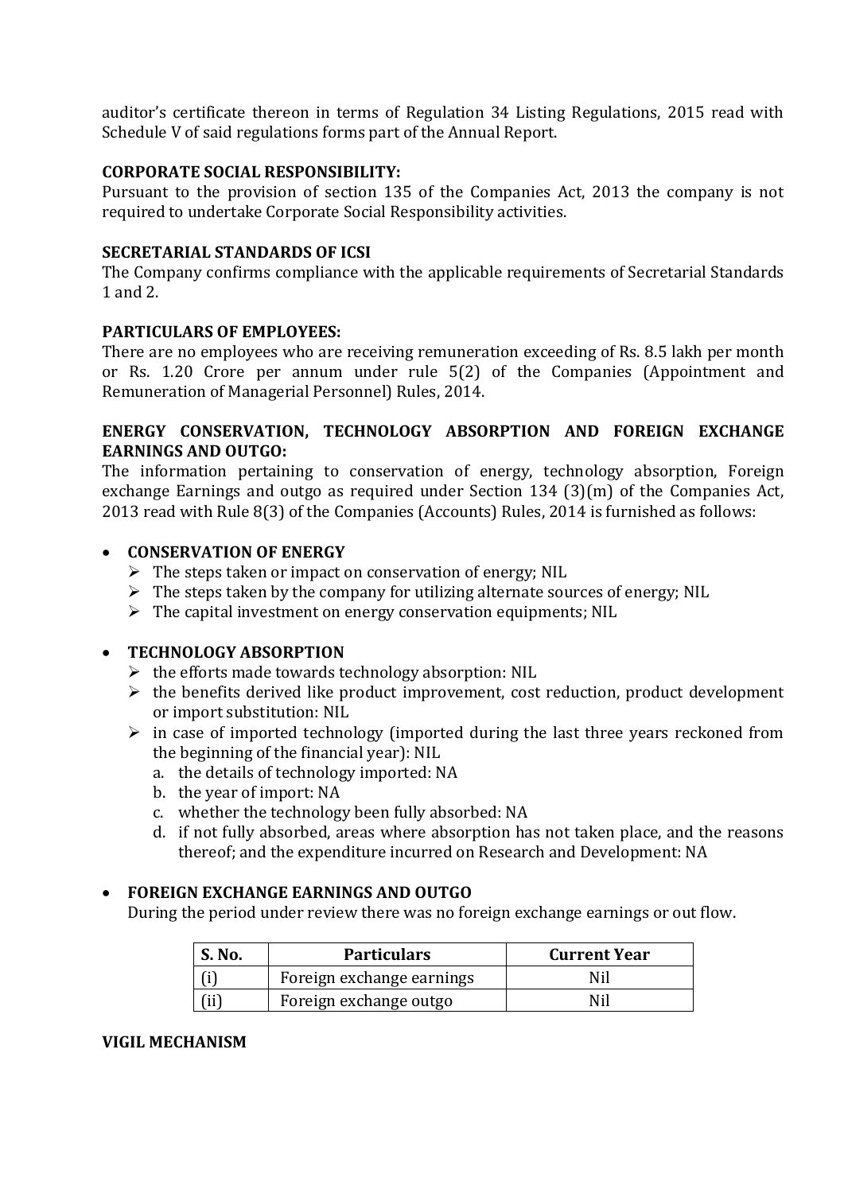auditor's certificate thereon in terms of Regulation 34 Listing Regulations, 2015 read with Schedule V of said regulations forms part of the Annual Report.

**CORPORATE SOCIAL RESPONSIBILITY:**

Pursuant to the provision of section 135 of the Companies Act, 2013 the company is not required to undertake Corporate Social Responsibility activities.

**SECRETARIAL STANDARDS OF ICSI**

The Company confirms compliance with the applicable requirements of Secretarial Standards 1 and 2.

**PARTICULARS OF EMPLOYEES:**

There are no employees who are receiving remuneration exceeding of Rs. 8.5 lakh per month or Rs. 1.20 Crore per annum under rule 5(2) of the Companies (Appointment and Remuneration of Managerial Personnel) Rules, 2014.

**ENERGY CONSERVATION, TECHNOLOGY ABSORPTION AND FOREIGN EXCHANGE EARNINGS AND OUTGO:**

The information pertaining to conservation of energy, technology absorption, Foreign exchange Earnings and outgo as required under Section 134 (3)(m) of the Companies Act, 2013 read with Rule 8(3) of the Companies (Accounts) Rules, 2014 is furnished as follows:

- **CONSERVATION OF ENERGY**
  - The steps taken or impact on conservation of energy; NIL
  - The steps taken by the company for utilizing alternate sources of energy; NIL
  - The capital investment on energy conservation equipments; NIL

- **TECHNOLOGY ABSORPTION**
  - the efforts made towards technology absorption: NIL
  - the benefits derived like product improvement, cost reduction, product development or import substitution: NIL
  - in case of imported technology (imported during the last three years reckoned from the beginning of the financial year): NIL
    a. the details of technology imported: NA
    b. the year of import: NA
    c. whether the technology been fully absorbed: NA
    d. if not fully absorbed, areas where absorption has not taken place, and the reasons thereof; and the expenditure incurred on Research and Development: NA

- **FOREIGN EXCHANGE EARNINGS AND OUTGO**

  During the period under review there was no foreign exchange earnings or out flow.

| S. No. | Particulars | Current Year |
|---|---|---|
| (i) | Foreign exchange earnings | Nil |
| (ii) | Foreign exchange outgo | Nil |

**VIGIL MECHANISM**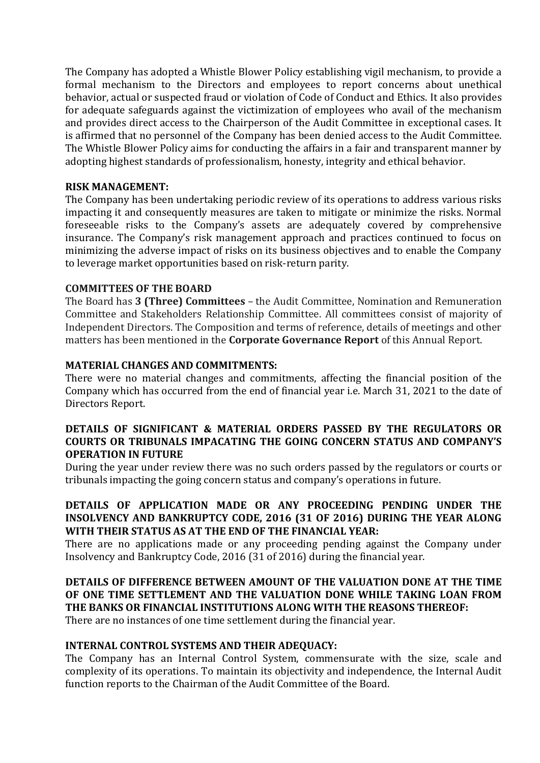The Company has adopted a Whistle Blower Policy establishing vigil mechanism, to provide a formal mechanism to the Directors and employees to report concerns about unethical behavior, actual or suspected fraud or violation of Code of Conduct and Ethics. It also provides for adequate safeguards against the victimization of employees who avail of the mechanism and provides direct access to the Chairperson of the Audit Committee in exceptional cases. It is affirmed that no personnel of the Company has been denied access to the Audit Committee. The Whistle Blower Policy aims for conducting the affairs in a fair and transparent manner by adopting highest standards of professionalism, honesty, integrity and ethical behavior.

**RISK MANAGEMENT:**

The Company has been undertaking periodic review of its operations to address various risks impacting it and consequently measures are taken to mitigate or minimize the risks. Normal foreseeable risks to the Company's assets are adequately covered by comprehensive insurance. The Company's risk management approach and practices continued to focus on minimizing the adverse impact of risks on its business objectives and to enable the Company to leverage market opportunities based on risk-return parity.

**COMMITTEES OF THE BOARD**

The Board has **3 (Three) Committees** – the Audit Committee, Nomination and Remuneration Committee and Stakeholders Relationship Committee. All committees consist of majority of Independent Directors. The Composition and terms of reference, details of meetings and other matters has been mentioned in the **Corporate Governance Report** of this Annual Report.

**MATERIAL CHANGES AND COMMITMENTS:**

There were no material changes and commitments, affecting the financial position of the Company which has occurred from the end of financial year i.e. March 31, 2021 to the date of Directors Report.

**DETAILS OF SIGNIFICANT & MATERIAL ORDERS PASSED BY THE REGULATORS OR COURTS OR TRIBUNALS IMPACATING THE GOING CONCERN STATUS AND COMPANY'S OPERATION IN FUTURE**

During the year under review there was no such orders passed by the regulators or courts or tribunals impacting the going concern status and company's operations in future.

**DETAILS OF APPLICATION MADE OR ANY PROCEEDING PENDING UNDER THE INSOLVENCY AND BANKRUPTCY CODE, 2016 (31 OF 2016) DURING THE YEAR ALONG WITH THEIR STATUS AS AT THE END OF THE FINANCIAL YEAR:**

There are no applications made or any proceeding pending against the Company under Insolvency and Bankruptcy Code, 2016 (31 of 2016) during the financial year.

**DETAILS OF DIFFERENCE BETWEEN AMOUNT OF THE VALUATION DONE AT THE TIME OF ONE TIME SETTLEMENT AND THE VALUATION DONE WHILE TAKING LOAN FROM THE BANKS OR FINANCIAL INSTITUTIONS ALONG WITH THE REASONS THEREOF:**

There are no instances of one time settlement during the financial year.

**INTERNAL CONTROL SYSTEMS AND THEIR ADEQUACY:**

The Company has an Internal Control System, commensurate with the size, scale and complexity of its operations. To maintain its objectivity and independence, the Internal Audit function reports to the Chairman of the Audit Committee of the Board.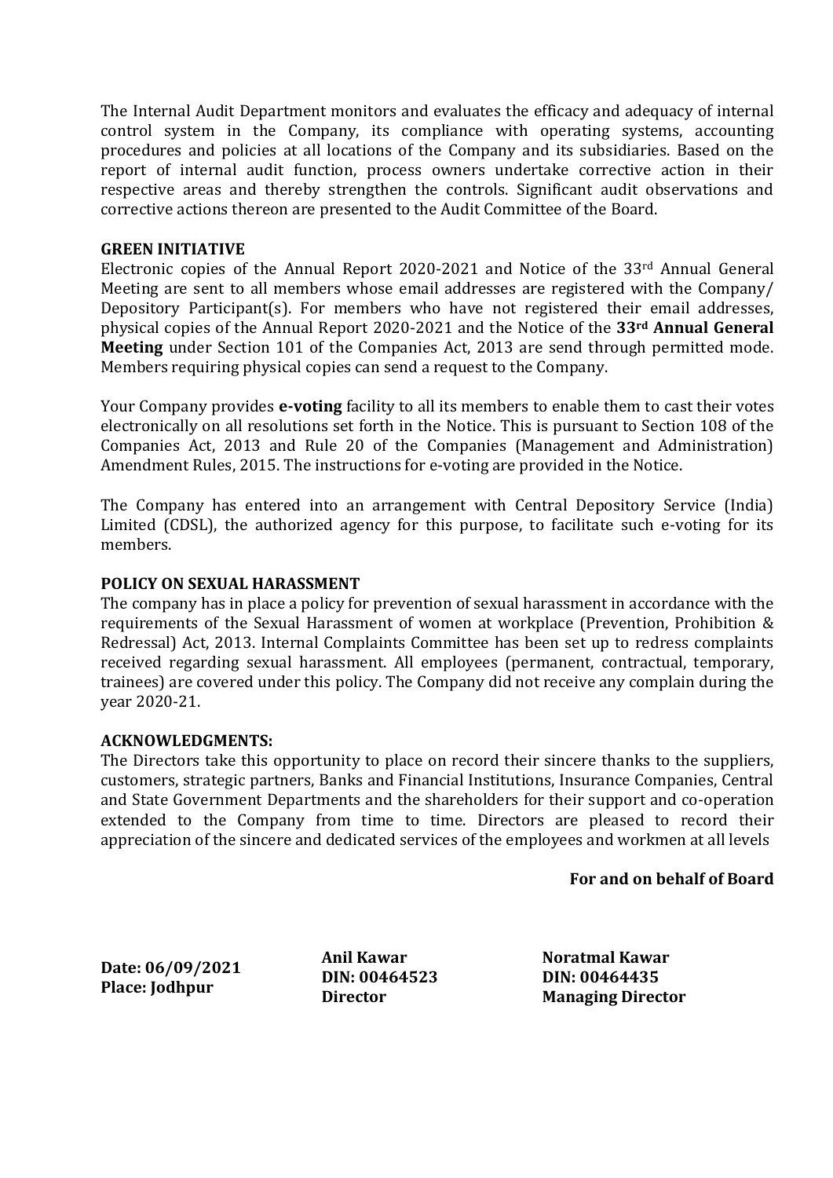The Internal Audit Department monitors and evaluates the efficacy and adequacy of internal control system in the Company, its compliance with operating systems, accounting procedures and policies at all locations of the Company and its subsidiaries. Based on the report of internal audit function, process owners undertake corrective action in their respective areas and thereby strengthen the controls. Significant audit observations and corrective actions thereon are presented to the Audit Committee of the Board.

**GREEN INITIATIVE**

Electronic copies of the Annual Report 2020-2021 and Notice of the 33rd Annual General Meeting are sent to all members whose email addresses are registered with the Company/ Depository Participant(s). For members who have not registered their email addresses, physical copies of the Annual Report 2020-2021 and the Notice of the **33rd Annual General Meeting** under Section 101 of the Companies Act, 2013 are send through permitted mode. Members requiring physical copies can send a request to the Company.

Your Company provides **e-voting** facility to all its members to enable them to cast their votes electronically on all resolutions set forth in the Notice. This is pursuant to Section 108 of the Companies Act, 2013 and Rule 20 of the Companies (Management and Administration) Amendment Rules, 2015. The instructions for e-voting are provided in the Notice.

The Company has entered into an arrangement with Central Depository Service (India) Limited (CDSL), the authorized agency for this purpose, to facilitate such e-voting for its members.

**POLICY ON SEXUAL HARASSMENT**

The company has in place a policy for prevention of sexual harassment in accordance with the requirements of the Sexual Harassment of women at workplace (Prevention, Prohibition & Redressal) Act, 2013. Internal Complaints Committee has been set up to redress complaints received regarding sexual harassment. All employees (permanent, contractual, temporary, trainees) are covered under this policy. The Company did not receive any complain during the year 2020-21.

**ACKNOWLEDGMENTS:**

The Directors take this opportunity to place on record their sincere thanks to the suppliers, customers, strategic partners, Banks and Financial Institutions, Insurance Companies, Central and State Government Departments and the shareholders for their support and co-operation extended to the Company from time to time. Directors are pleased to record their appreciation of the sincere and dedicated services of the employees and workmen at all levels

**For and on behalf of Board**

| | | |
|---|---|---|
| **Date: 06/09/2021** | **Anil Kawar** | **Noratmal Kawar** |
| **Place: Jodhpur** | **DIN: 00464523** | **DIN: 00464435** |
| | **Director** | **Managing Director** |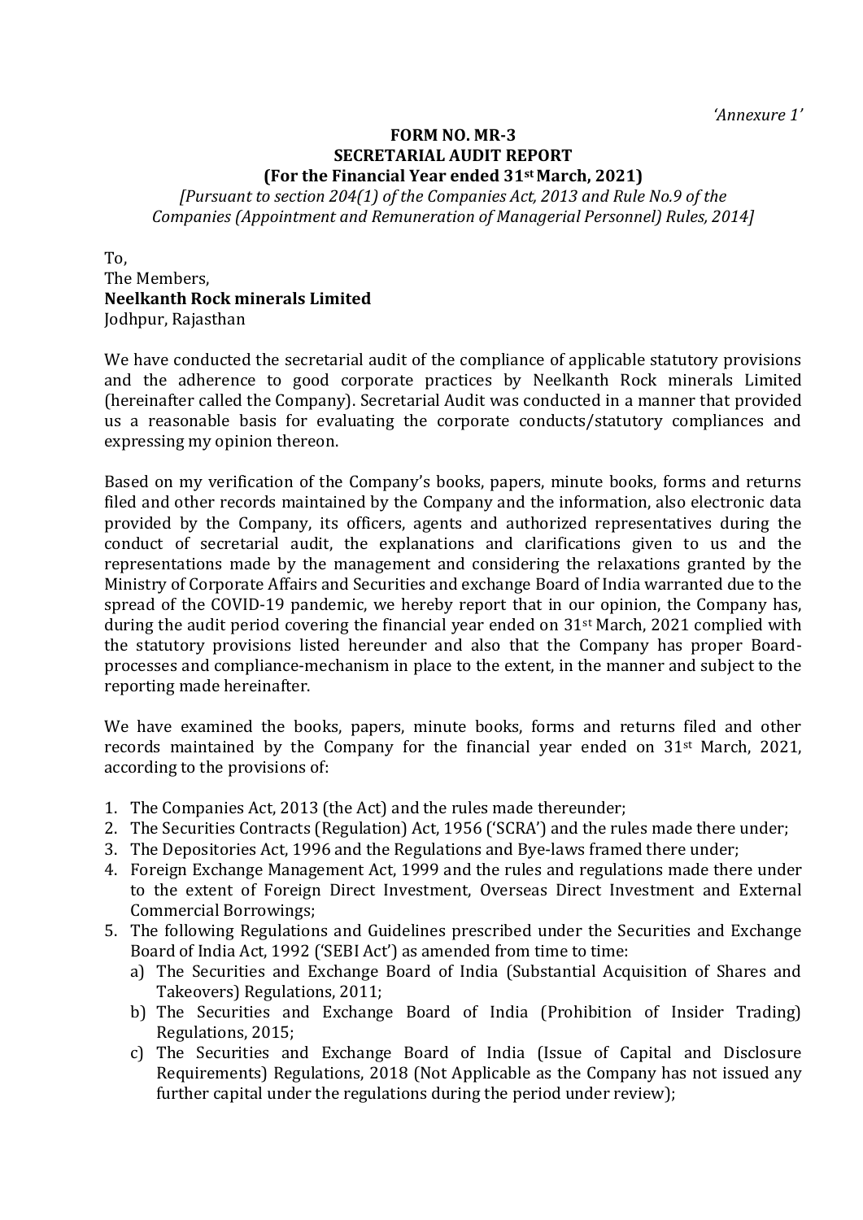*'Annexure 1'*

**FORM NO. MR-3**
**SECRETARIAL AUDIT REPORT**
**(For the Financial Year ended 31st March, 2021)**

*[Pursuant to section 204(1) of the Companies Act, 2013 and Rule No.9 of the Companies (Appointment and Remuneration of Managerial Personnel) Rules, 2014]*

To,
The Members,
**Neelkanth Rock minerals Limited**
Jodhpur, Rajasthan

We have conducted the secretarial audit of the compliance of applicable statutory provisions and the adherence to good corporate practices by Neelkanth Rock minerals Limited (hereinafter called the Company). Secretarial Audit was conducted in a manner that provided us a reasonable basis for evaluating the corporate conducts/statutory compliances and expressing my opinion thereon.

Based on my verification of the Company's books, papers, minute books, forms and returns filed and other records maintained by the Company and the information, also electronic data provided by the Company, its officers, agents and authorized representatives during the conduct of secretarial audit, the explanations and clarifications given to us and the representations made by the management and considering the relaxations granted by the Ministry of Corporate Affairs and Securities and exchange Board of India warranted due to the spread of the COVID-19 pandemic, we hereby report that in our opinion, the Company has, during the audit period covering the financial year ended on 31st March, 2021 complied with the statutory provisions listed hereunder and also that the Company has proper Board-processes and compliance-mechanism in place to the extent, in the manner and subject to the reporting made hereinafter.

We have examined the books, papers, minute books, forms and returns filed and other records maintained by the Company for the financial year ended on 31st March, 2021, according to the provisions of:

1. The Companies Act, 2013 (the Act) and the rules made thereunder;
2. The Securities Contracts (Regulation) Act, 1956 ('SCRA') and the rules made there under;
3. The Depositories Act, 1996 and the Regulations and Bye-laws framed there under;
4. Foreign Exchange Management Act, 1999 and the rules and regulations made there under to the extent of Foreign Direct Investment, Overseas Direct Investment and External Commercial Borrowings;
5. The following Regulations and Guidelines prescribed under the Securities and Exchange Board of India Act, 1992 ('SEBI Act') as amended from time to time:
    a) The Securities and Exchange Board of India (Substantial Acquisition of Shares and Takeovers) Regulations, 2011;
    b) The Securities and Exchange Board of India (Prohibition of Insider Trading) Regulations, 2015;
    c) The Securities and Exchange Board of India (Issue of Capital and Disclosure Requirements) Regulations, 2018 (Not Applicable as the Company has not issued any further capital under the regulations during the period under review);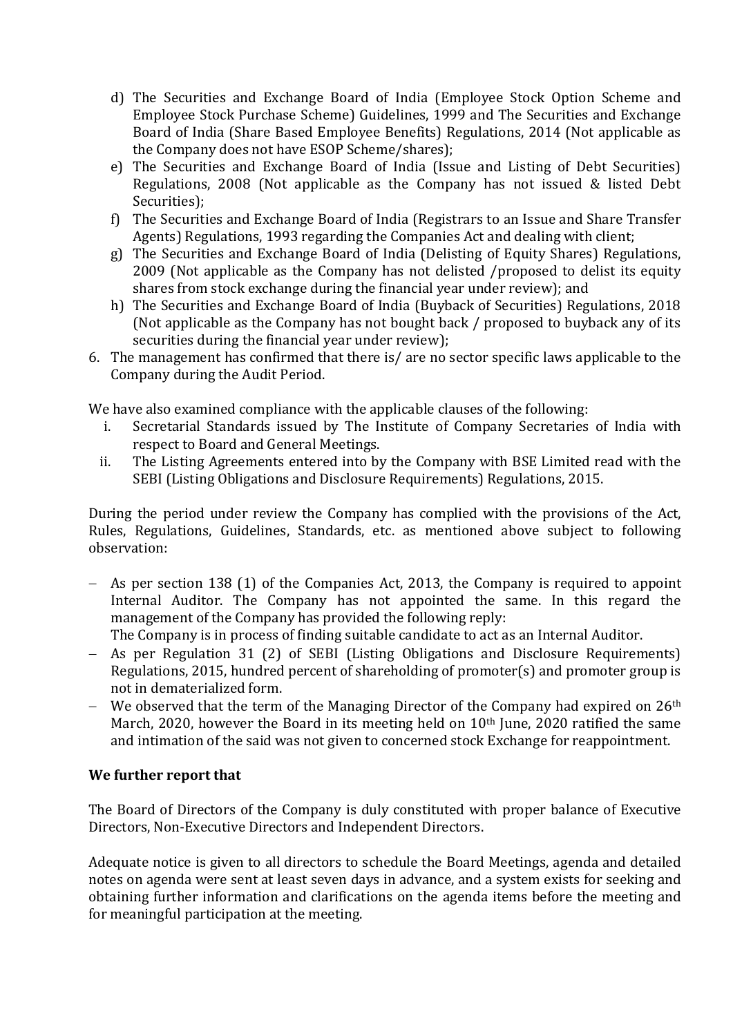d) The Securities and Exchange Board of India (Employee Stock Option Scheme and Employee Stock Purchase Scheme) Guidelines, 1999 and The Securities and Exchange Board of India (Share Based Employee Benefits) Regulations, 2014 (Not applicable as the Company does not have ESOP Scheme/shares);
e) The Securities and Exchange Board of India (Issue and Listing of Debt Securities) Regulations, 2008 (Not applicable as the Company has not issued & listed Debt Securities);
f) The Securities and Exchange Board of India (Registrars to an Issue and Share Transfer Agents) Regulations, 1993 regarding the Companies Act and dealing with client;
g) The Securities and Exchange Board of India (Delisting of Equity Shares) Regulations, 2009 (Not applicable as the Company has not delisted /proposed to delist its equity shares from stock exchange during the financial year under review); and
h) The Securities and Exchange Board of India (Buyback of Securities) Regulations, 2018 (Not applicable as the Company has not bought back / proposed to buyback any of its securities during the financial year under review);

6. The management has confirmed that there is/ are no sector specific laws applicable to the Company during the Audit Period.

We have also examined compliance with the applicable clauses of the following:

i. Secretarial Standards issued by The Institute of Company Secretaries of India with respect to Board and General Meetings.
ii. The Listing Agreements entered into by the Company with BSE Limited read with the SEBI (Listing Obligations and Disclosure Requirements) Regulations, 2015.

During the period under review the Company has complied with the provisions of the Act, Rules, Regulations, Guidelines, Standards, etc. as mentioned above subject to following observation:

- As per section 138 (1) of the Companies Act, 2013, the Company is required to appoint Internal Auditor. The Company has not appointed the same. In this regard the management of the Company has provided the following reply:
  The Company is in process of finding suitable candidate to act as an Internal Auditor.
- As per Regulation 31 (2) of SEBI (Listing Obligations and Disclosure Requirements) Regulations, 2015, hundred percent of shareholding of promoter(s) and promoter group is not in dematerialized form.
- We observed that the term of the Managing Director of the Company had expired on 26th March, 2020, however the Board in its meeting held on 10th June, 2020 ratified the same and intimation of the said was not given to concerned stock Exchange for reappointment.

**We further report that**

The Board of Directors of the Company is duly constituted with proper balance of Executive Directors, Non-Executive Directors and Independent Directors.

Adequate notice is given to all directors to schedule the Board Meetings, agenda and detailed notes on agenda were sent at least seven days in advance, and a system exists for seeking and obtaining further information and clarifications on the agenda items before the meeting and for meaningful participation at the meeting.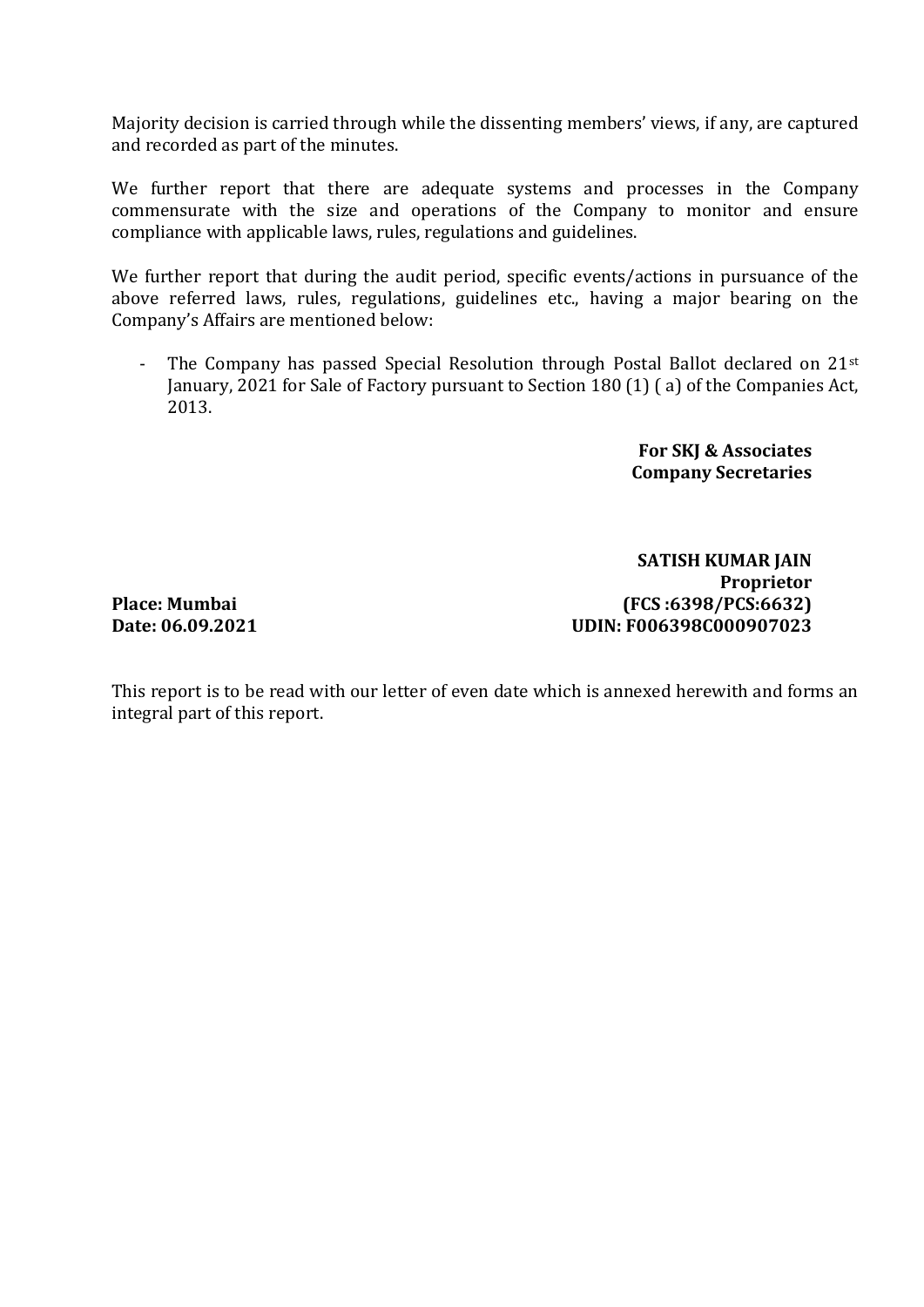Majority decision is carried through while the dissenting members' views, if any, are captured and recorded as part of the minutes.

We further report that there are adequate systems and processes in the Company commensurate with the size and operations of the Company to monitor and ensure compliance with applicable laws, rules, regulations and guidelines.

We further report that during the audit period, specific events/actions in pursuance of the above referred laws, rules, regulations, guidelines etc., having a major bearing on the Company's Affairs are mentioned below:

- The Company has passed Special Resolution through Postal Ballot declared on 21st January, 2021 for Sale of Factory pursuant to Section 180 (1) ( a) of the Companies Act, 2013.

**For SKJ & Associates**
**Company Secretaries**

**SATISH KUMAR JAIN**
**Proprietor**
**(FCS :6398/PCS:6632)**
**UDIN: F006398C000907023**

**Place: Mumbai**
**Date: 06.09.2021**

This report is to be read with our letter of even date which is annexed herewith and forms an integral part of this report.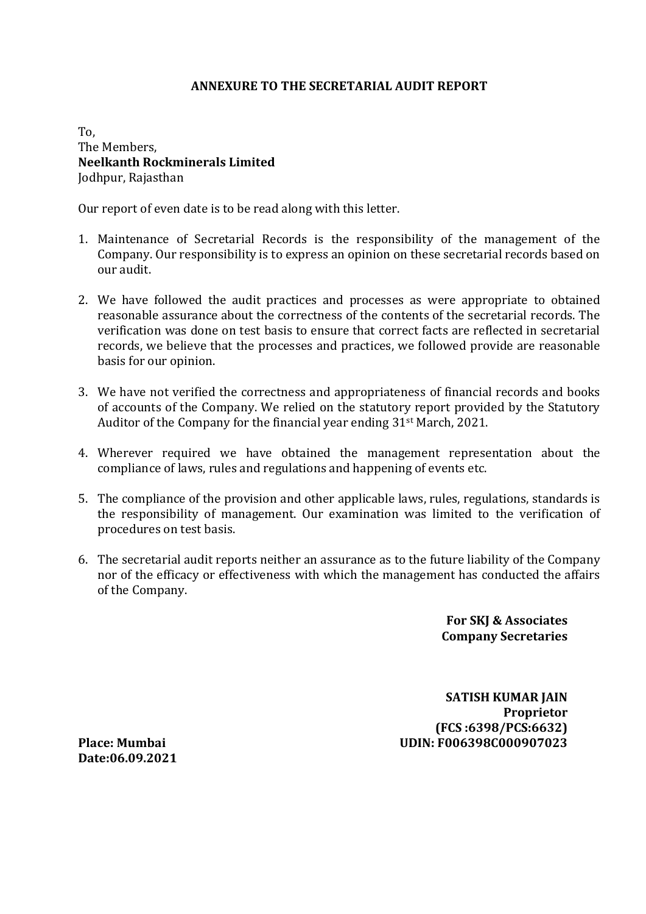**ANNEXURE TO THE SECRETARIAL AUDIT REPORT**

To,
The Members,
**Neelkanth Rockminerals Limited**
Jodhpur, Rajasthan

Our report of even date is to be read along with this letter.

1. Maintenance of Secretarial Records is the responsibility of the management of the Company. Our responsibility is to express an opinion on these secretarial records based on our audit.

2. We have followed the audit practices and processes as were appropriate to obtained reasonable assurance about the correctness of the contents of the secretarial records. The verification was done on test basis to ensure that correct facts are reflected in secretarial records, we believe that the processes and practices, we followed provide are reasonable basis for our opinion.

3. We have not verified the correctness and appropriateness of financial records and books of accounts of the Company. We relied on the statutory report provided by the Statutory Auditor of the Company for the financial year ending 31st March, 2021.

4. Wherever required we have obtained the management representation about the compliance of laws, rules and regulations and happening of events etc.

5. The compliance of the provision and other applicable laws, rules, regulations, standards is the responsibility of management. Our examination was limited to the verification of procedures on test basis.

6. The secretarial audit reports neither an assurance as to the future liability of the Company nor of the efficacy or effectiveness with which the management has conducted the affairs of the Company.

**For SKJ & Associates**
**Company Secretaries**

**SATISH KUMAR JAIN**
**Proprietor**
**(FCS :6398/PCS:6632)**
**UDIN: F006398C000907023**

**Place: Mumbai**
**Date:06.09.2021**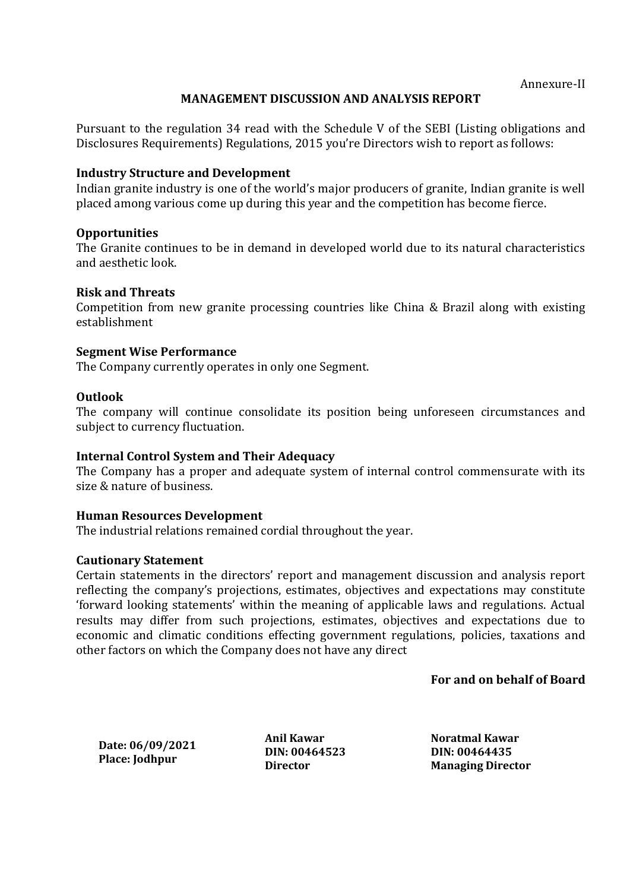Annexure-II

## MANAGEMENT DISCUSSION AND ANALYSIS REPORT

Pursuant to the regulation 34 read with the Schedule V of the SEBI (Listing obligations and Disclosures Requirements) Regulations, 2015 you're Directors wish to report as follows:

### Industry Structure and Development

Indian granite industry is one of the world's major producers of granite, Indian granite is well placed among various come up during this year and the competition has become fierce.

### Opportunities

The Granite continues to be in demand in developed world due to its natural characteristics and aesthetic look.

### Risk and Threats

Competition from new granite processing countries like China & Brazil along with existing establishment

### Segment Wise Performance

The Company currently operates in only one Segment.

### Outlook

The company will continue consolidate its position being unforeseen circumstances and subject to currency fluctuation.

### Internal Control System and Their Adequacy

The Company has a proper and adequate system of internal control commensurate with its size & nature of business.

### Human Resources Development

The industrial relations remained cordial throughout the year.

### Cautionary Statement

Certain statements in the directors' report and management discussion and analysis report reflecting the company's projections, estimates, objectives and expectations may constitute 'forward looking statements' within the meaning of applicable laws and regulations. Actual results may differ from such projections, estimates, objectives and expectations due to economic and climatic conditions effecting government regulations, policies, taxations and other factors on which the Company does not have any direct

**For and on behalf of Board**

**Date: 06/09/2021**
**Place: Jodhpur**

**Anil Kawar**
**DIN: 00464523**
**Director**

**Noratmal Kawar**
**DIN: 00464435**
**Managing Director**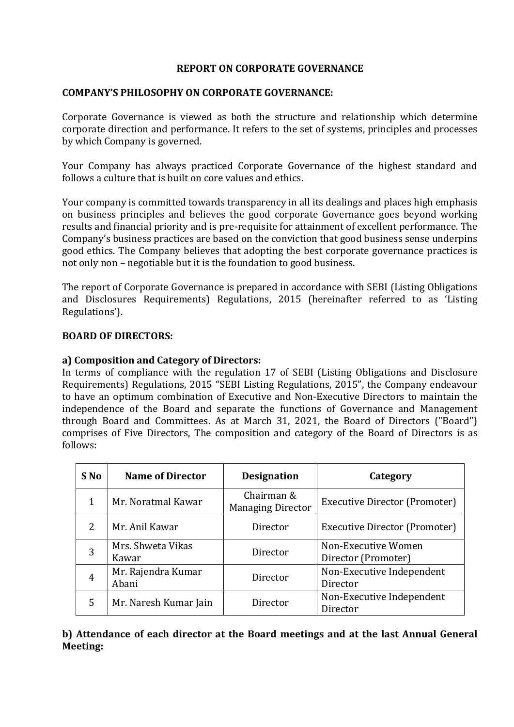# REPORT ON CORPORATE GOVERNANCE

## COMPANY'S PHILOSOPHY ON CORPORATE GOVERNANCE:

Corporate Governance is viewed as both the structure and relationship which determine corporate direction and performance. It refers to the set of systems, principles and processes by which Company is governed.

Your Company has always practiced Corporate Governance of the highest standard and follows a culture that is built on core values and ethics.

Your company is committed towards transparency in all its dealings and places high emphasis on business principles and believes the good corporate Governance goes beyond working results and financial priority and is pre-requisite for attainment of excellent performance. The Company's business practices are based on the conviction that good business sense underpins good ethics. The Company believes that adopting the best corporate governance practices is not only non – negotiable but it is the foundation to good business.

The report of Corporate Governance is prepared in accordance with SEBI (Listing Obligations and Disclosures Requirements) Regulations, 2015 (hereinafter referred to as 'Listing Regulations').

## BOARD OF DIRECTORS:

### a) Composition and Category of Directors:

In terms of compliance with the regulation 17 of SEBI (Listing Obligations and Disclosure Requirements) Regulations, 2015 "SEBI Listing Regulations, 2015", the Company endeavour to have an optimum combination of Executive and Non-Executive Directors to maintain the independence of the Board and separate the functions of Governance and Management through Board and Committees. As at March 31, 2021, the Board of Directors ("Board") comprises of Five Directors, The composition and category of the Board of Directors is as follows:

| S No | Name of Director | Designation | Category |
|---|---|---|---|
| 1 | Mr. Noratmal Kawar | Chairman & Managing Director | Executive Director (Promoter) |
| 2 | Mr. Anil Kawar | Director | Executive Director (Promoter) |
| 3 | Mrs. Shweta Vikas Kawar | Director | Non-Executive Women Director (Promoter) |
| 4 | Mr. Rajendra Kumar Abani | Director | Non-Executive Independent Director |
| 5 | Mr. Naresh Kumar Jain | Director | Non-Executive Independent Director |

### b) Attendance of each director at the Board meetings and at the last Annual General Meeting: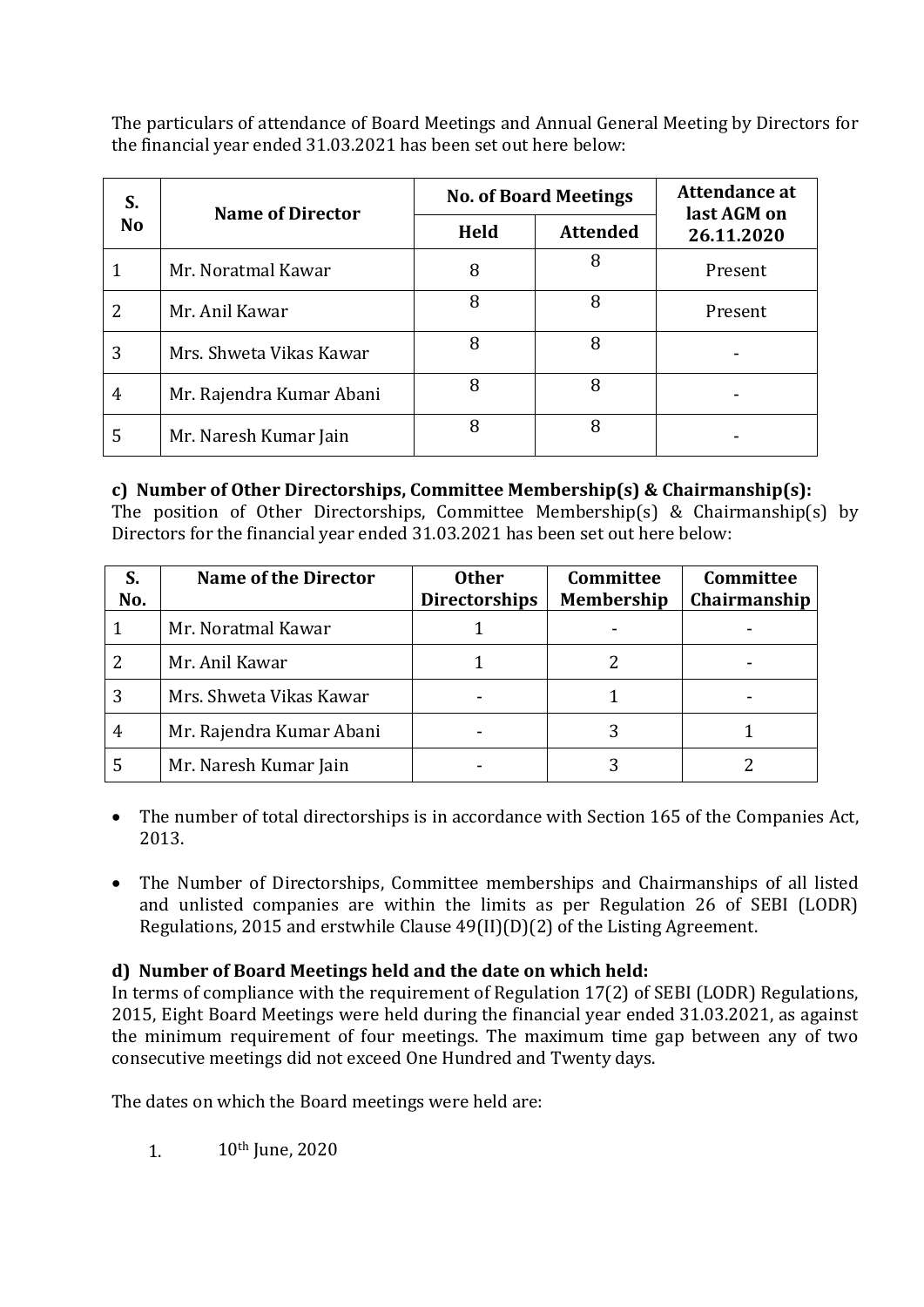The particulars of attendance of Board Meetings and Annual General Meeting by Directors for the financial year ended 31.03.2021 has been set out here below:

| S. No | Name of Director | No. of Board Meetings | | Attendance at last AGM on 26.11.2020 |
|---|---|---|---|---|
| | | Held | Attended | |
| 1 | Mr. Noratmal Kawar | 8 | 8 | Present |
| 2 | Mr. Anil Kawar | 8 | 8 | Present |
| 3 | Mrs. Shweta Vikas Kawar | 8 | 8 | - |
| 4 | Mr. Rajendra Kumar Abani | 8 | 8 | - |
| 5 | Mr. Naresh Kumar Jain | 8 | 8 | - |

**c) Number of Other Directorships, Committee Membership(s) & Chairmanship(s):**

The position of Other Directorships, Committee Membership(s) & Chairmanship(s) by Directors for the financial year ended 31.03.2021 has been set out here below:

| S. No. | Name of the Director | Other Directorships | Committee Membership | Committee Chairmanship |
|---|---|---|---|---|
| 1 | Mr. Noratmal Kawar | 1 | - | - |
| 2 | Mr. Anil Kawar | 1 | 2 | - |
| 3 | Mrs. Shweta Vikas Kawar | - | 1 | - |
| 4 | Mr. Rajendra Kumar Abani | - | 3 | 1 |
| 5 | Mr. Naresh Kumar Jain | - | 3 | 2 |

- The number of total directorships is in accordance with Section 165 of the Companies Act, 2013.
- The Number of Directorships, Committee memberships and Chairmanships of all listed and unlisted companies are within the limits as per Regulation 26 of SEBI (LODR) Regulations, 2015 and erstwhile Clause 49(II)(D)(2) of the Listing Agreement.

**d) Number of Board Meetings held and the date on which held:**

In terms of compliance with the requirement of Regulation 17(2) of SEBI (LODR) Regulations, 2015, Eight Board Meetings were held during the financial year ended 31.03.2021, as against the minimum requirement of four meetings. The maximum time gap between any of two consecutive meetings did not exceed One Hundred and Twenty days.

The dates on which the Board meetings were held are:

1. 10th June, 2020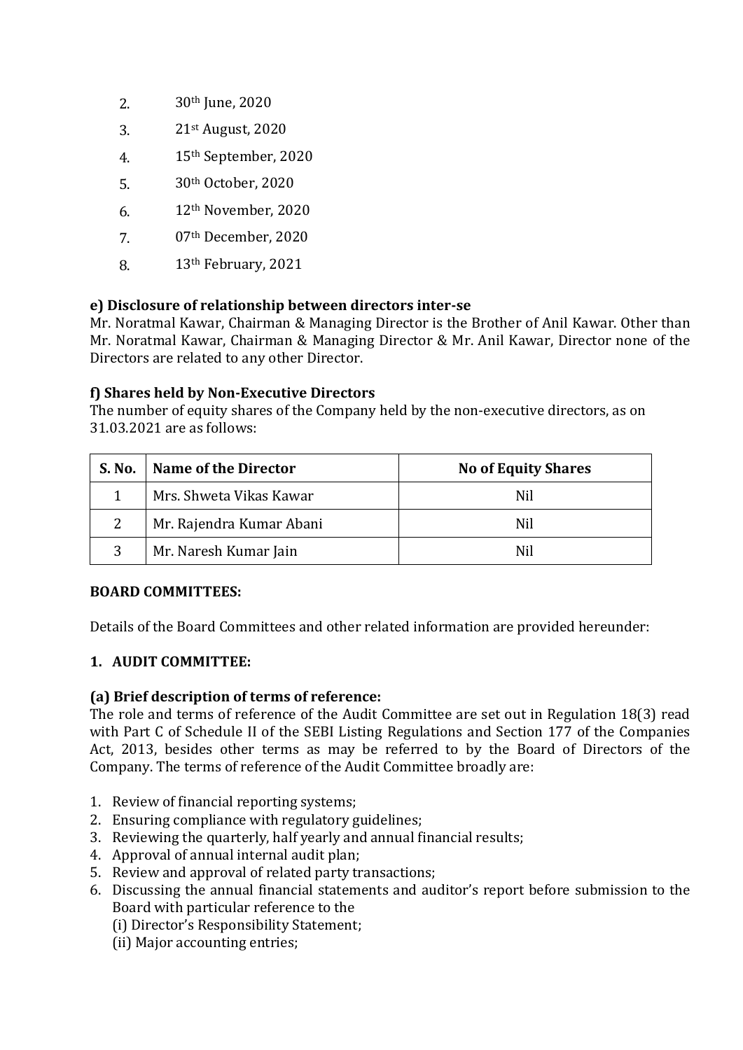2. 30th June, 2020
3. 21st August, 2020
4. 15th September, 2020
5. 30th October, 2020
6. 12th November, 2020
7. 07th December, 2020
8. 13th February, 2021

**e) Disclosure of relationship between directors inter-se**

Mr. Noratmal Kawar, Chairman & Managing Director is the Brother of Anil Kawar. Other than Mr. Noratmal Kawar, Chairman & Managing Director & Mr. Anil Kawar, Director none of the Directors are related to any other Director.

**f) Shares held by Non-Executive Directors**

The number of equity shares of the Company held by the non-executive directors, as on 31.03.2021 are as follows:

| S. No. | Name of the Director | No of Equity Shares |
|---|---|---|
| 1 | Mrs. Shweta Vikas Kawar | Nil |
| 2 | Mr. Rajendra Kumar Abani | Nil |
| 3 | Mr. Naresh Kumar Jain | Nil |

**BOARD COMMITTEES:**

Details of the Board Committees and other related information are provided hereunder:

**1. AUDIT COMMITTEE:**

**(a) Brief description of terms of reference:**

The role and terms of reference of the Audit Committee are set out in Regulation 18(3) read with Part C of Schedule II of the SEBI Listing Regulations and Section 177 of the Companies Act, 2013, besides other terms as may be referred to by the Board of Directors of the Company. The terms of reference of the Audit Committee broadly are:

1. Review of financial reporting systems;
2. Ensuring compliance with regulatory guidelines;
3. Reviewing the quarterly, half yearly and annual financial results;
4. Approval of annual internal audit plan;
5. Review and approval of related party transactions;
6. Discussing the annual financial statements and auditor's report before submission to the Board with particular reference to the
   (i) Director's Responsibility Statement;
   (ii) Major accounting entries;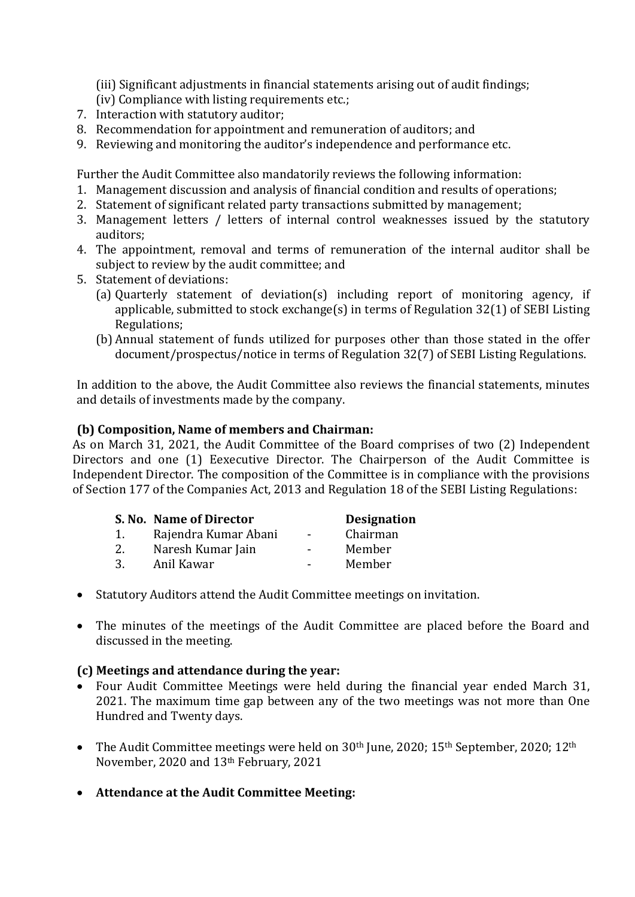(iii) Significant adjustments in financial statements arising out of audit findings;
(iv) Compliance with listing requirements etc.;

7. Interaction with statutory auditor;
8. Recommendation for appointment and remuneration of auditors; and
9. Reviewing and monitoring the auditor's independence and performance etc.

Further the Audit Committee also mandatorily reviews the following information:

1. Management discussion and analysis of financial condition and results of operations;
2. Statement of significant related party transactions submitted by management;
3. Management letters / letters of internal control weaknesses issued by the statutory auditors;
4. The appointment, removal and terms of remuneration of the internal auditor shall be subject to review by the audit committee; and
5. Statement of deviations:
   (a) Quarterly statement of deviation(s) including report of monitoring agency, if applicable, submitted to stock exchange(s) in terms of Regulation 32(1) of SEBI Listing Regulations;
   (b) Annual statement of funds utilized for purposes other than those stated in the offer document/prospectus/notice in terms of Regulation 32(7) of SEBI Listing Regulations.

In addition to the above, the Audit Committee also reviews the financial statements, minutes and details of investments made by the company.

**(b) Composition, Name of members and Chairman:**

As on March 31, 2021, the Audit Committee of the Board comprises of two (2) Independent Directors and one (1) Eexecutive Director. The Chairperson of the Audit Committee is Independent Director. The composition of the Committee is in compliance with the provisions of Section 177 of the Companies Act, 2013 and Regulation 18 of the SEBI Listing Regulations:

| S. No. | Name of Director | | Designation |
|---|---|---|---|
| 1. | Rajendra Kumar Abani | - | Chairman |
| 2. | Naresh Kumar Jain | - | Member |
| 3. | Anil Kawar | - | Member |

- Statutory Auditors attend the Audit Committee meetings on invitation.
- The minutes of the meetings of the Audit Committee are placed before the Board and discussed in the meeting.

**(c) Meetings and attendance during the year:**

- Four Audit Committee Meetings were held during the financial year ended March 31, 2021. The maximum time gap between any of the two meetings was not more than One Hundred and Twenty days.
- The Audit Committee meetings were held on 30th June, 2020; 15th September, 2020; 12th November, 2020 and 13th February, 2021
- **Attendance at the Audit Committee Meeting:**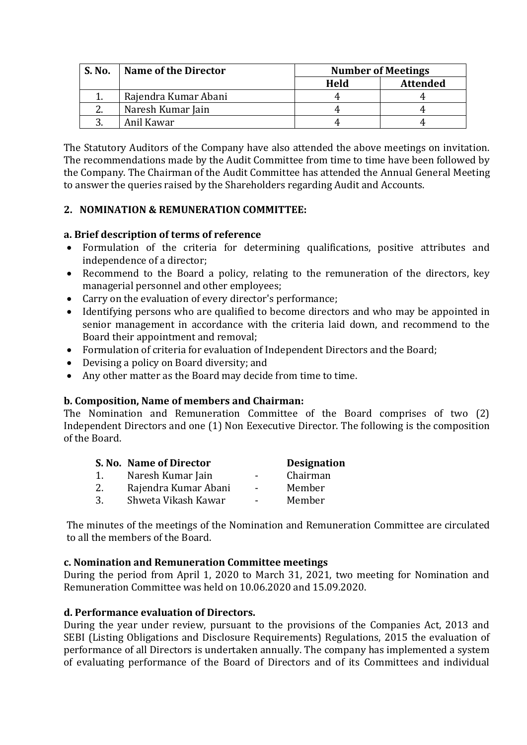| S. No. | Name of the Director | Number of Meetings | |
|---|---|---|---|
| | | Held | Attended |
| 1. | Rajendra Kumar Abani | 4 | 4 |
| 2. | Naresh Kumar Jain | 4 | 4 |
| 3. | Anil Kawar | 4 | 4 |

The Statutory Auditors of the Company have also attended the above meetings on invitation. The recommendations made by the Audit Committee from time to time have been followed by the Company. The Chairman of the Audit Committee has attended the Annual General Meeting to answer the queries raised by the Shareholders regarding Audit and Accounts.

**2. NOMINATION & REMUNERATION COMMITTEE:**

**a. Brief description of terms of reference**

- Formulation of the criteria for determining qualifications, positive attributes and independence of a director;
- Recommend to the Board a policy, relating to the remuneration of the directors, key managerial personnel and other employees;
- Carry on the evaluation of every director's performance;
- Identifying persons who are qualified to become directors and who may be appointed in senior management in accordance with the criteria laid down, and recommend to the Board their appointment and removal;
- Formulation of criteria for evaluation of Independent Directors and the Board;
- Devising a policy on Board diversity; and
- Any other matter as the Board may decide from time to time.

**b. Composition, Name of members and Chairman:**

The Nomination and Remuneration Committee of the Board comprises of two (2) Independent Directors and one (1) Non Eexecutive Director. The following is the composition of the Board.

| S. No. | Name of Director | | Designation |
|---|---|---|---|
| 1. | Naresh Kumar Jain | - | Chairman |
| 2. | Rajendra Kumar Abani | - | Member |
| 3. | Shweta Vikash Kawar | - | Member |

The minutes of the meetings of the Nomination and Remuneration Committee are circulated to all the members of the Board.

**c. Nomination and Remuneration Committee meetings**

During the period from April 1, 2020 to March 31, 2021, two meeting for Nomination and Remuneration Committee was held on 10.06.2020 and 15.09.2020.

**d. Performance evaluation of Directors.**

During the year under review, pursuant to the provisions of the Companies Act, 2013 and SEBI (Listing Obligations and Disclosure Requirements) Regulations, 2015 the evaluation of performance of all Directors is undertaken annually. The company has implemented a system of evaluating performance of the Board of Directors and of its Committees and individual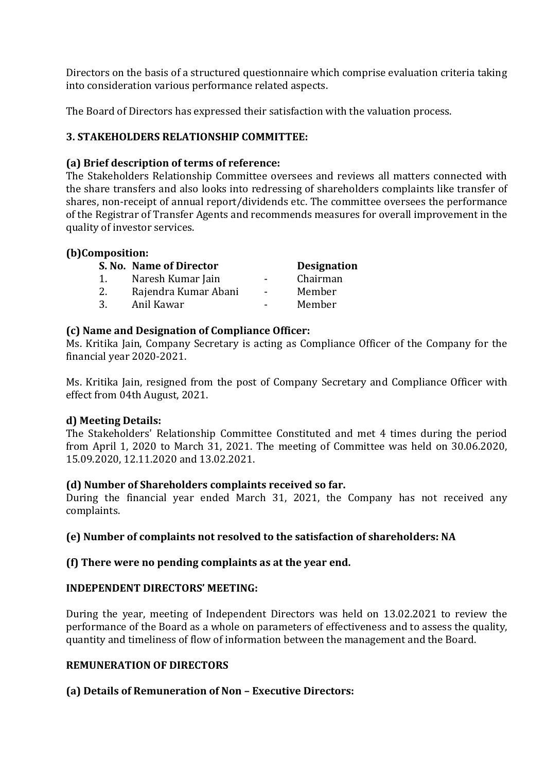Directors on the basis of a structured questionnaire which comprise evaluation criteria taking into consideration various performance related aspects.

The Board of Directors has expressed their satisfaction with the valuation process.

### 3. STAKEHOLDERS RELATIONSHIP COMMITTEE:

**(a) Brief description of terms of reference:**

The Stakeholders Relationship Committee oversees and reviews all matters connected with the share transfers and also looks into redressing of shareholders complaints like transfer of shares, non-receipt of annual report/dividends etc. The committee oversees the performance of the Registrar of Transfer Agents and recommends measures for overall improvement in the quality of investor services.

**(b)Composition:**

| S. No. | Name of Director | | Designation |
|---|---|---|---|
| 1. | Naresh Kumar Jain | - | Chairman |
| 2. | Rajendra Kumar Abani | - | Member |
| 3. | Anil Kawar | - | Member |

**(c) Name and Designation of Compliance Officer:**

Ms. Kritika Jain, Company Secretary is acting as Compliance Officer of the Company for the financial year 2020-2021.

Ms. Kritika Jain, resigned from the post of Company Secretary and Compliance Officer with effect from 04th August, 2021.

**d) Meeting Details:**

The Stakeholders' Relationship Committee Constituted and met 4 times during the period from April 1, 2020 to March 31, 2021. The meeting of Committee was held on 30.06.2020, 15.09.2020, 12.11.2020 and 13.02.2021.

**(d) Number of Shareholders complaints received so far.**

During the financial year ended March 31, 2021, the Company has not received any complaints.

**(e) Number of complaints not resolved to the satisfaction of shareholders: NA**

**(f) There were no pending complaints as at the year end.**

**INDEPENDENT DIRECTORS' MEETING:**

During the year, meeting of Independent Directors was held on 13.02.2021 to review the performance of the Board as a whole on parameters of effectiveness and to assess the quality, quantity and timeliness of flow of information between the management and the Board.

**REMUNERATION OF DIRECTORS**

**(a) Details of Remuneration of Non – Executive Directors:**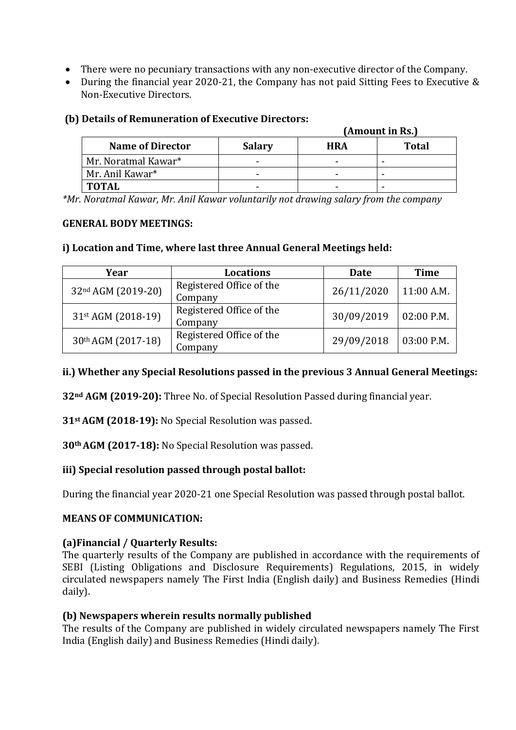- There were no pecuniary transactions with any non-executive director of the Company.
- During the financial year 2020-21, the Company has not paid Sitting Fees to Executive & Non-Executive Directors.

**(b) Details of Remuneration of Executive Directors:**

**(Amount in Rs.)**

| Name of Director | Salary | HRA | Total |
|---|---|---|---|
| Mr. Noratmal Kawar* | - | - | - |
| Mr. Anil Kawar* | - | - | - |
| **TOTAL** | - | - | - |

*\*Mr. Noratmal Kawar, Mr. Anil Kawar voluntarily not drawing salary from the company*

**GENERAL BODY MEETINGS:**

**i) Location and Time, where last three Annual General Meetings held:**

| Year | Locations | Date | Time |
|---|---|---|---|
| 32nd AGM (2019-20) | Registered Office of the Company | 26/11/2020 | 11:00 A.M. |
| 31st AGM (2018-19) | Registered Office of the Company | 30/09/2019 | 02:00 P.M. |
| 30th AGM (2017-18) | Registered Office of the Company | 29/09/2018 | 03:00 P.M. |

**ii.) Whether any Special Resolutions passed in the previous 3 Annual General Meetings:**

**32nd AGM (2019-20):** Three No. of Special Resolution Passed during financial year.

**31st AGM (2018-19):** No Special Resolution was passed.

**30th AGM (2017-18):** No Special Resolution was passed.

**iii) Special resolution passed through postal ballot:**

During the financial year 2020-21 one Special Resolution was passed through postal ballot.

**MEANS OF COMMUNICATION:**

**(a)Financial / Quarterly Results:**

The quarterly results of the Company are published in accordance with the requirements of SEBI (Listing Obligations and Disclosure Requirements) Regulations, 2015, in widely circulated newspapers namely The First India (English daily) and Business Remedies (Hindi daily).

**(b) Newspapers wherein results normally published**

The results of the Company are published in widely circulated newspapers namely The First India (English daily) and Business Remedies (Hindi daily).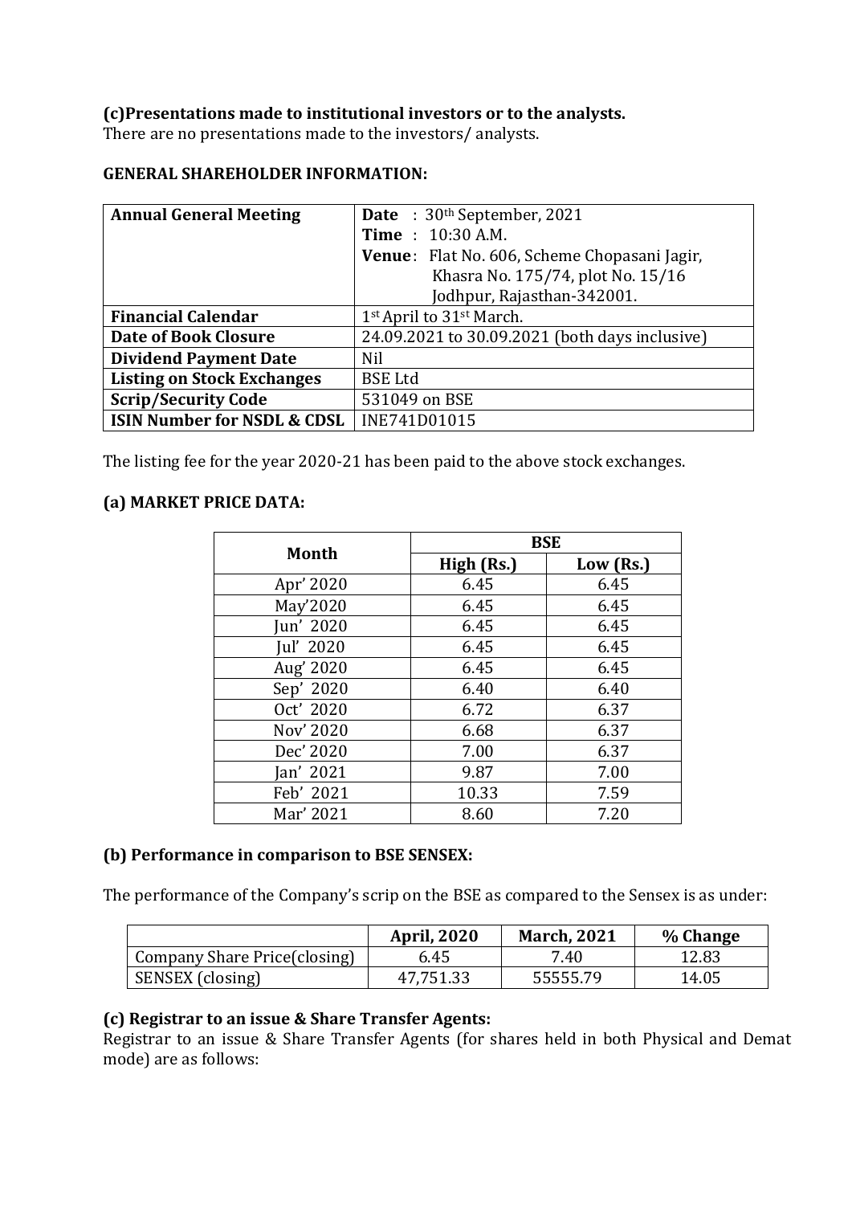### (c)Presentations made to institutional investors or to the analysts.

There are no presentations made to the investors/ analysts.

### GENERAL SHAREHOLDER INFORMATION:

| **Annual General Meeting** | **Date** : 30th September, 2021<br>**Time** : 10:30 A.M.<br>**Venue**: Flat No. 606, Scheme Chopasani Jagir, Khasra No. 175/74, plot No. 15/16 Jodhpur, Rajasthan-342001. |
|---|---|
| **Financial Calendar** | 1st April to 31st March. |
| **Date of Book Closure** | 24.09.2021 to 30.09.2021 (both days inclusive) |
| **Dividend Payment Date** | Nil |
| **Listing on Stock Exchanges** | BSE Ltd |
| **Scrip/Security Code** | 531049 on BSE |
| **ISIN Number for NSDL & CDSL** | INE741D01015 |

The listing fee for the year 2020-21 has been paid to the above stock exchanges.

### (a) MARKET PRICE DATA:

| **Month** | **BSE** | |
|---|---|---|
| | **High (Rs.)** | **Low (Rs.)** |
| Apr' 2020 | 6.45 | 6.45 |
| May'2020 | 6.45 | 6.45 |
| Jun' 2020 | 6.45 | 6.45 |
| Jul' 2020 | 6.45 | 6.45 |
| Aug' 2020 | 6.45 | 6.45 |
| Sep' 2020 | 6.40 | 6.40 |
| Oct' 2020 | 6.72 | 6.37 |
| Nov' 2020 | 6.68 | 6.37 |
| Dec' 2020 | 7.00 | 6.37 |
| Jan' 2021 | 9.87 | 7.00 |
| Feb' 2021 | 10.33 | 7.59 |
| Mar' 2021 | 8.60 | 7.20 |

### (b) Performance in comparison to BSE SENSEX:

The performance of the Company's scrip on the BSE as compared to the Sensex is as under:

| | **April, 2020** | **March, 2021** | **% Change** |
|---|---|---|---|
| Company Share Price(closing) | 6.45 | 7.40 | 12.83 |
| SENSEX (closing) | 47,751.33 | 55555.79 | 14.05 |

### (c) Registrar to an issue & Share Transfer Agents:

Registrar to an issue & Share Transfer Agents (for shares held in both Physical and Demat mode) are as follows: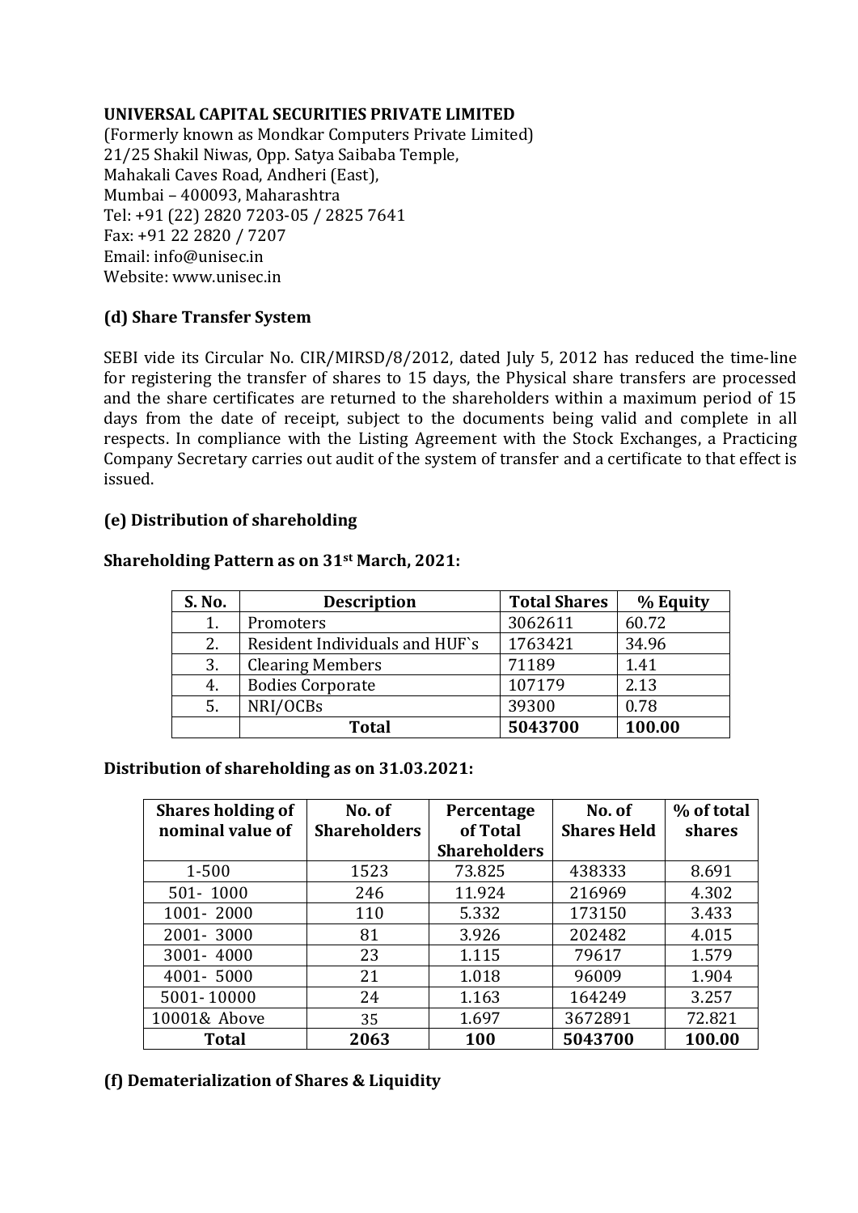**UNIVERSAL CAPITAL SECURITIES PRIVATE LIMITED**
(Formerly known as Mondkar Computers Private Limited)
21/25 Shakil Niwas, Opp. Satya Saibaba Temple,
Mahakali Caves Road, Andheri (East),
Mumbai – 400093, Maharashtra
Tel: +91 (22) 2820 7203-05 / 2825 7641
Fax: +91 22 2820 / 7207
Email: info@unisec.in
Website: www.unisec.in

### (d) Share Transfer System

SEBI vide its Circular No. CIR/MIRSD/8/2012, dated July 5, 2012 has reduced the time-line for registering the transfer of shares to 15 days, the Physical share transfers are processed and the share certificates are returned to the shareholders within a maximum period of 15 days from the date of receipt, subject to the documents being valid and complete in all respects. In compliance with the Listing Agreement with the Stock Exchanges, a Practicing Company Secretary carries out audit of the system of transfer and a certificate to that effect is issued.

### (e) Distribution of shareholding

**Shareholding Pattern as on 31st March, 2021:**

| S. No. | Description | Total Shares | % Equity |
|---|---|---|---|
| 1. | Promoters | 3062611 | 60.72 |
| 2. | Resident Individuals and HUF`s | 1763421 | 34.96 |
| 3. | Clearing Members | 71189 | 1.41 |
| 4. | Bodies Corporate | 107179 | 2.13 |
| 5. | NRI/OCBs | 39300 | 0.78 |
| | **Total** | **5043700** | **100.00** |

**Distribution of shareholding as on 31.03.2021:**

| Shares holding of nominal value of | No. of Shareholders | Percentage of Total Shareholders | No. of Shares Held | % of total shares |
|---|---|---|---|---|
| 1-500 | 1523 | 73.825 | 438333 | 8.691 |
| 501- 1000 | 246 | 11.924 | 216969 | 4.302 |
| 1001- 2000 | 110 | 5.332 | 173150 | 3.433 |
| 2001- 3000 | 81 | 3.926 | 202482 | 4.015 |
| 3001- 4000 | 23 | 1.115 | 79617 | 1.579 |
| 4001- 5000 | 21 | 1.018 | 96009 | 1.904 |
| 5001- 10000 | 24 | 1.163 | 164249 | 3.257 |
| 10001& Above | 35 | 1.697 | 3672891 | 72.821 |
| **Total** | **2063** | **100** | **5043700** | **100.00** |

### (f) Dematerialization of Shares & Liquidity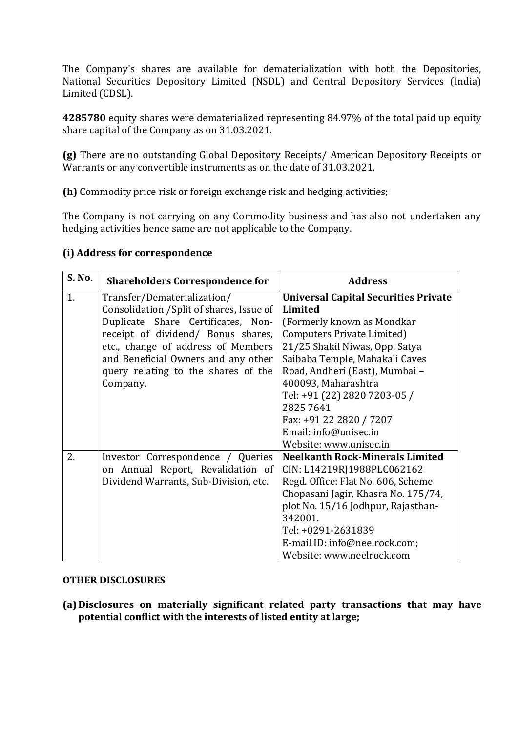The Company's shares are available for dematerialization with both the Depositories, National Securities Depository Limited (NSDL) and Central Depository Services (India) Limited (CDSL).

**4285780** equity shares were dematerialized representing 84.97% of the total paid up equity share capital of the Company as on 31.03.2021.

**(g)** There are no outstanding Global Depository Receipts/ American Depository Receipts or Warrants or any convertible instruments as on the date of 31.03.2021.

**(h)** Commodity price risk or foreign exchange risk and hedging activities;

The Company is not carrying on any Commodity business and has also not undertaken any hedging activities hence same are not applicable to the Company.

**(i) Address for correspondence**

| S. No. | Shareholders Correspondence for | Address |
|---|---|---|
| 1. | Transfer/Dematerialization/ Consolidation /Split of shares, Issue of Duplicate Share Certificates, Non-receipt of dividend/ Bonus shares, etc., change of address of Members and Beneficial Owners and any other query relating to the shares of the Company. | **Universal Capital Securities Private Limited** (Formerly known as Mondkar Computers Private Limited) 21/25 Shakil Niwas, Opp. Satya Saibaba Temple, Mahakali Caves Road, Andheri (East), Mumbai – 400093, Maharashtra Tel: +91 (22) 2820 7203-05 / 2825 7641 Fax: +91 22 2820 / 7207 Email: info@unisec.in Website: www.unisec.in |
| 2. | Investor Correspondence / Queries on Annual Report, Revalidation of Dividend Warrants, Sub-Division, etc. | **Neelkanth Rock-Minerals Limited** CIN: L14219RJ1988PLC062162 Regd. Office: Flat No. 606, Scheme Chopasani Jagir, Khasra No. 175/74, plot No. 15/16 Jodhpur, Rajasthan-342001. Tel: +0291-2631839 E-mail ID: info@neelrock.com; Website: www.neelrock.com |

**OTHER DISCLOSURES**

**(a) Disclosures on materially significant related party transactions that may have potential conflict with the interests of listed entity at large;**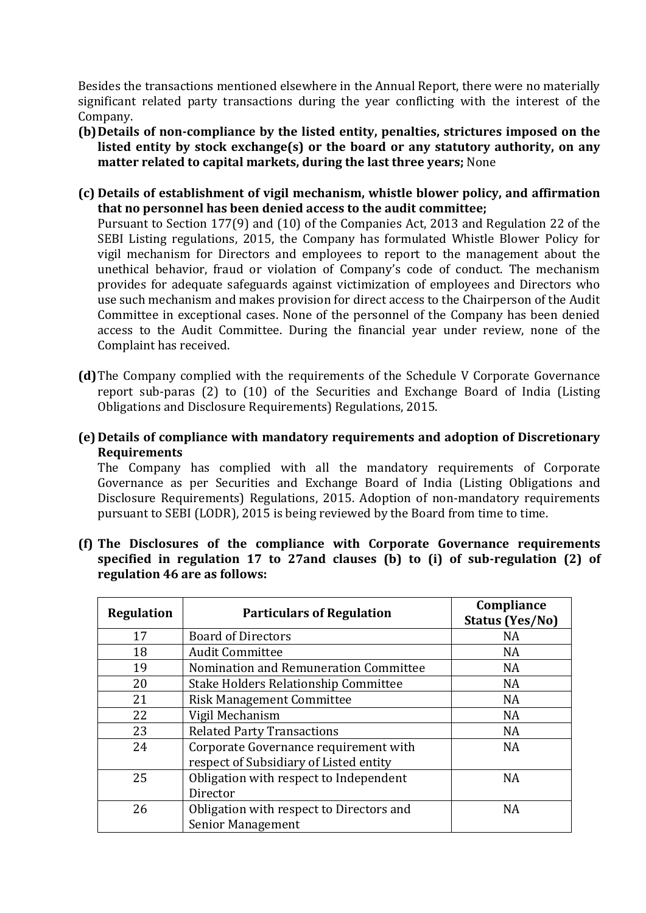Besides the transactions mentioned elsewhere in the Annual Report, there were no materially significant related party transactions during the year conflicting with the interest of the Company.

**(b) Details of non-compliance by the listed entity, penalties, strictures imposed on the listed entity by stock exchange(s) or the board or any statutory authority, on any matter related to capital markets, during the last three years;** None

**(c) Details of establishment of vigil mechanism, whistle blower policy, and affirmation that no personnel has been denied access to the audit committee;**

Pursuant to Section 177(9) and (10) of the Companies Act, 2013 and Regulation 22 of the SEBI Listing regulations, 2015, the Company has formulated Whistle Blower Policy for vigil mechanism for Directors and employees to report to the management about the unethical behavior, fraud or violation of Company's code of conduct. The mechanism provides for adequate safeguards against victimization of employees and Directors who use such mechanism and makes provision for direct access to the Chairperson of the Audit Committee in exceptional cases. None of the personnel of the Company has been denied access to the Audit Committee. During the financial year under review, none of the Complaint has received.

**(d)** The Company complied with the requirements of the Schedule V Corporate Governance report sub-paras (2) to (10) of the Securities and Exchange Board of India (Listing Obligations and Disclosure Requirements) Regulations, 2015.

**(e) Details of compliance with mandatory requirements and adoption of Discretionary Requirements**

The Company has complied with all the mandatory requirements of Corporate Governance as per Securities and Exchange Board of India (Listing Obligations and Disclosure Requirements) Regulations, 2015. Adoption of non-mandatory requirements pursuant to SEBI (LODR), 2015 is being reviewed by the Board from time to time.

**(f) The Disclosures of the compliance with Corporate Governance requirements specified in regulation 17 to 27and clauses (b) to (i) of sub-regulation (2) of regulation 46 are as follows:**

| Regulation | Particulars of Regulation | Compliance Status (Yes/No) |
|---|---|---|
| 17 | Board of Directors | NA |
| 18 | Audit Committee | NA |
| 19 | Nomination and Remuneration Committee | NA |
| 20 | Stake Holders Relationship Committee | NA |
| 21 | Risk Management Committee | NA |
| 22 | Vigil Mechanism | NA |
| 23 | Related Party Transactions | NA |
| 24 | Corporate Governance requirement with respect of Subsidiary of Listed entity | NA |
| 25 | Obligation with respect to Independent Director | NA |
| 26 | Obligation with respect to Directors and Senior Management | NA |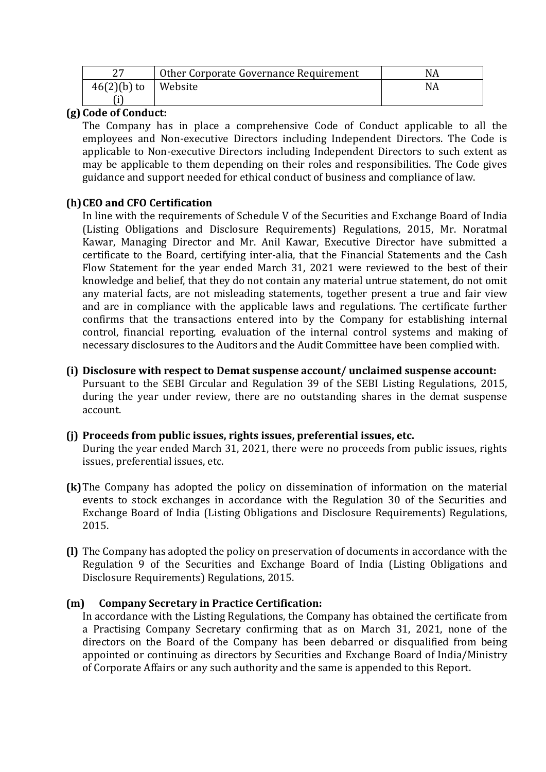| 27 | Other Corporate Governance Requirement | NA |
|---|---|---|
| 46(2)(b) to (i) | Website | NA |

**(g) Code of Conduct:**

The Company has in place a comprehensive Code of Conduct applicable to all the employees and Non-executive Directors including Independent Directors. The Code is applicable to Non-executive Directors including Independent Directors to such extent as may be applicable to them depending on their roles and responsibilities. The Code gives guidance and support needed for ethical conduct of business and compliance of law.

**(h) CEO and CFO Certification**

In line with the requirements of Schedule V of the Securities and Exchange Board of India (Listing Obligations and Disclosure Requirements) Regulations, 2015, Mr. Noratmal Kawar, Managing Director and Mr. Anil Kawar, Executive Director have submitted a certificate to the Board, certifying inter-alia, that the Financial Statements and the Cash Flow Statement for the year ended March 31, 2021 were reviewed to the best of their knowledge and belief, that they do not contain any material untrue statement, do not omit any material facts, are not misleading statements, together present a true and fair view and are in compliance with the applicable laws and regulations. The certificate further confirms that the transactions entered into by the Company for establishing internal control, financial reporting, evaluation of the internal control systems and making of necessary disclosures to the Auditors and the Audit Committee have been complied with.

**(i) Disclosure with respect to Demat suspense account/ unclaimed suspense account:**

Pursuant to the SEBI Circular and Regulation 39 of the SEBI Listing Regulations, 2015, during the year under review, there are no outstanding shares in the demat suspense account.

**(j) Proceeds from public issues, rights issues, preferential issues, etc.**

During the year ended March 31, 2021, there were no proceeds from public issues, rights issues, preferential issues, etc.

**(k)** The Company has adopted the policy on dissemination of information on the material events to stock exchanges in accordance with the Regulation 30 of the Securities and Exchange Board of India (Listing Obligations and Disclosure Requirements) Regulations, 2015.

**(l)** The Company has adopted the policy on preservation of documents in accordance with the Regulation 9 of the Securities and Exchange Board of India (Listing Obligations and Disclosure Requirements) Regulations, 2015.

**(m) Company Secretary in Practice Certification:**

In accordance with the Listing Regulations, the Company has obtained the certificate from a Practising Company Secretary confirming that as on March 31, 2021, none of the directors on the Board of the Company has been debarred or disqualified from being appointed or continuing as directors by Securities and Exchange Board of India/Ministry of Corporate Affairs or any such authority and the same is appended to this Report.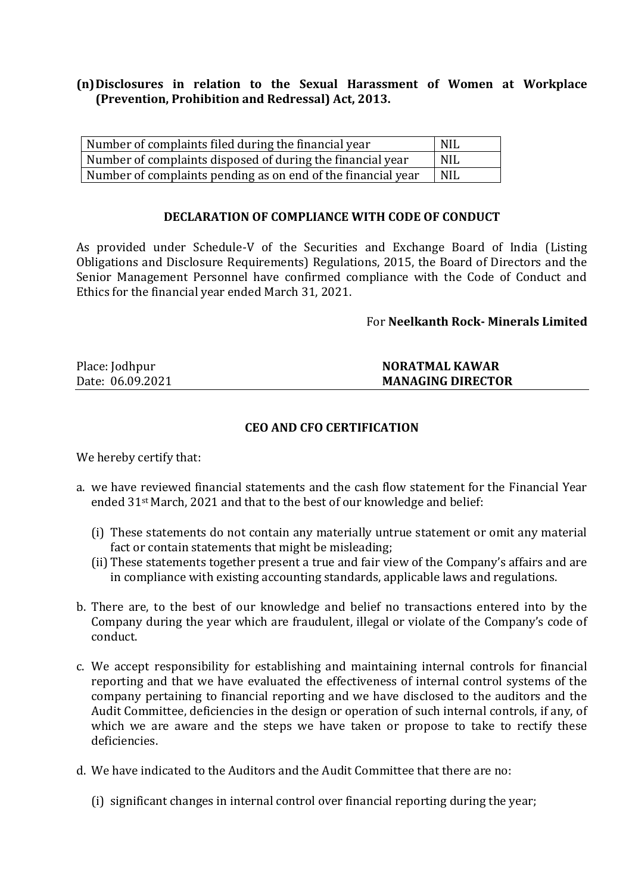**(n) Disclosures in relation to the Sexual Harassment of Women at Workplace (Prevention, Prohibition and Redressal) Act, 2013.**

| | |
|---|---|
| Number of complaints filed during the financial year | NIL |
| Number of complaints disposed of during the financial year | NIL |
| Number of complaints pending as on end of the financial year | NIL |

**DECLARATION OF COMPLIANCE WITH CODE OF CONDUCT**

As provided under Schedule-V of the Securities and Exchange Board of India (Listing Obligations and Disclosure Requirements) Regulations, 2015, the Board of Directors and the Senior Management Personnel have confirmed compliance with the Code of Conduct and Ethics for the financial year ended March 31, 2021.

For **Neelkanth Rock- Minerals Limited**

Place: Jodhpur
Date: 06.09.2021

**NORATMAL KAWAR**
**MANAGING DIRECTOR**

**CEO AND CFO CERTIFICATION**

We hereby certify that:

a. we have reviewed financial statements and the cash flow statement for the Financial Year ended 31st March, 2021 and that to the best of our knowledge and belief:

   (i) These statements do not contain any materially untrue statement or omit any material fact or contain statements that might be misleading;
   (ii) These statements together present a true and fair view of the Company's affairs and are in compliance with existing accounting standards, applicable laws and regulations.

b. There are, to the best of our knowledge and belief no transactions entered into by the Company during the year which are fraudulent, illegal or violate of the Company's code of conduct.

c. We accept responsibility for establishing and maintaining internal controls for financial reporting and that we have evaluated the effectiveness of internal control systems of the company pertaining to financial reporting and we have disclosed to the auditors and the Audit Committee, deficiencies in the design or operation of such internal controls, if any, of which we are aware and the steps we have taken or propose to take to rectify these deficiencies.

d. We have indicated to the Auditors and the Audit Committee that there are no:

   (i) significant changes in internal control over financial reporting during the year;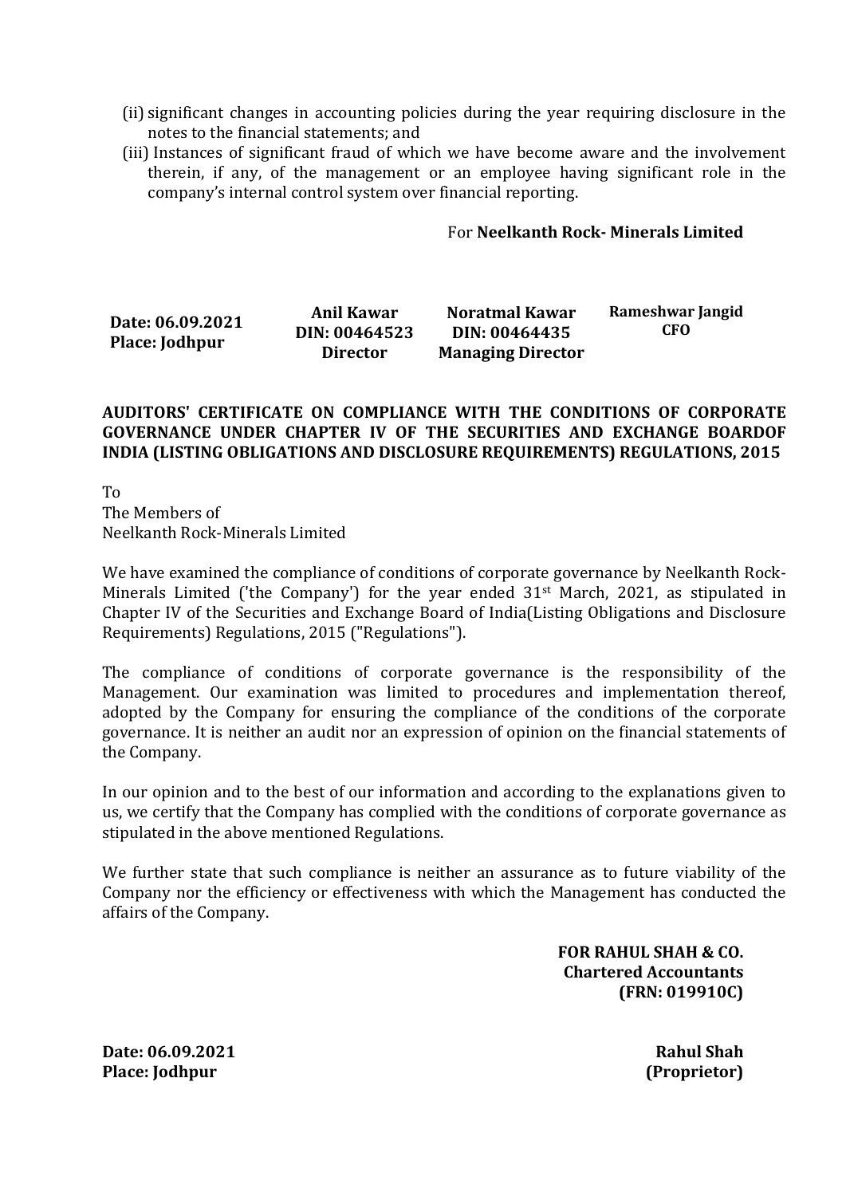(ii) significant changes in accounting policies during the year requiring disclosure in the notes to the financial statements; and

(iii) Instances of significant fraud of which we have become aware and the involvement therein, if any, of the management or an employee having significant role in the company's internal control system over financial reporting.

For **Neelkanth Rock- Minerals Limited**

| **Date: 06.09.2021**<br>**Place: Jodhpur** | **Anil Kawar**<br>**DIN: 00464523**<br>**Director** | **Noratmal Kawar**<br>**DIN: 00464435**<br>**Managing Director** | **Rameshwar Jangid**<br>**CFO** |
|---|---|---|---|

**AUDITORS' CERTIFICATE ON COMPLIANCE WITH THE CONDITIONS OF CORPORATE GOVERNANCE UNDER CHAPTER IV OF THE SECURITIES AND EXCHANGE BOARDOF INDIA (LISTING OBLIGATIONS AND DISCLOSURE REQUIREMENTS) REGULATIONS, 2015**

To
The Members of
Neelkanth Rock-Minerals Limited

We have examined the compliance of conditions of corporate governance by Neelkanth Rock-Minerals Limited ('the Company') for the year ended 31st March, 2021, as stipulated in Chapter IV of the Securities and Exchange Board of India(Listing Obligations and Disclosure Requirements) Regulations, 2015 ("Regulations").

The compliance of conditions of corporate governance is the responsibility of the Management. Our examination was limited to procedures and implementation thereof, adopted by the Company for ensuring the compliance of the conditions of the corporate governance. It is neither an audit nor an expression of opinion on the financial statements of the Company.

In our opinion and to the best of our information and according to the explanations given to us, we certify that the Company has complied with the conditions of corporate governance as stipulated in the above mentioned Regulations.

We further state that such compliance is neither an assurance as to future viability of the Company nor the efficiency or effectiveness with which the Management has conducted the affairs of the Company.

**FOR RAHUL SHAH & CO.**
**Chartered Accountants**
**(FRN: 019910C)**

**Date: 06.09.2021**
**Place: Jodhpur**

**Rahul Shah**
**(Proprietor)**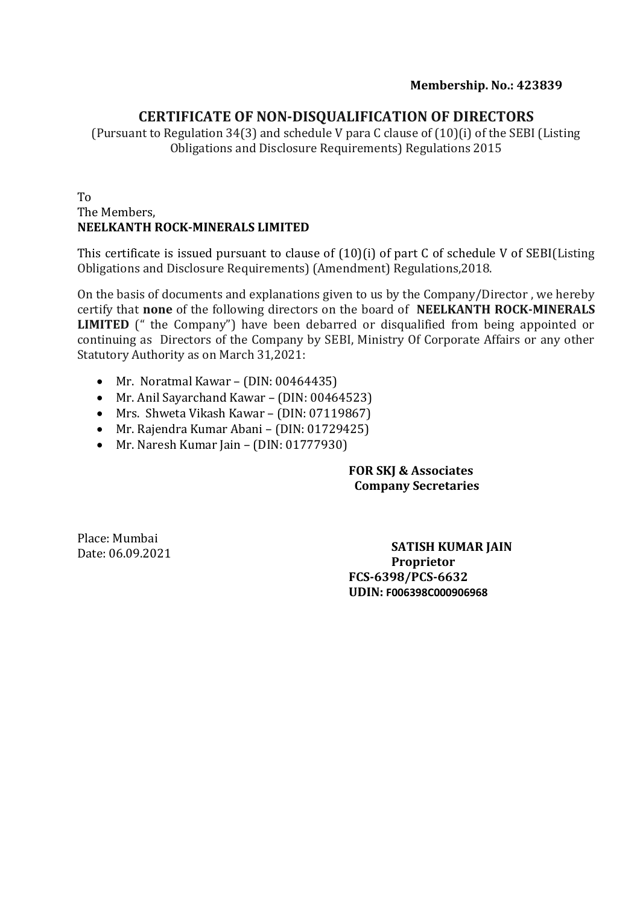**Membership. No.: 423839**

# CERTIFICATE OF NON-DISQUALIFICATION OF DIRECTORS

(Pursuant to Regulation 34(3) and schedule V para C clause of (10)(i) of the SEBI (Listing Obligations and Disclosure Requirements) Regulations 2015

To
The Members,
**NEELKANTH ROCK-MINERALS LIMITED**

This certificate is issued pursuant to clause of (10)(i) of part C of schedule V of SEBI(Listing Obligations and Disclosure Requirements) (Amendment) Regulations,2018.

On the basis of documents and explanations given to us by the Company/Director , we hereby certify that **none** of the following directors on the board of **NEELKANTH ROCK-MINERALS LIMITED** (" the Company") have been debarred or disqualified from being appointed or continuing as Directors of the Company by SEBI, Ministry Of Corporate Affairs or any other Statutory Authority as on March 31,2021:

- Mr. Noratmal Kawar – (DIN: 00464435)
- Mr. Anil Sayarchand Kawar – (DIN: 00464523)
- Mrs. Shweta Vikash Kawar – (DIN: 07119867)
- Mr. Rajendra Kumar Abani – (DIN: 01729425)
- Mr. Naresh Kumar Jain – (DIN: 01777930)

**FOR SKJ & Associates**
**Company Secretaries**

Place: Mumbai
Date: 06.09.2021

**SATISH KUMAR JAIN**
**Proprietor**
**FCS-6398/PCS-6632**
**UDIN: F006398C000906968**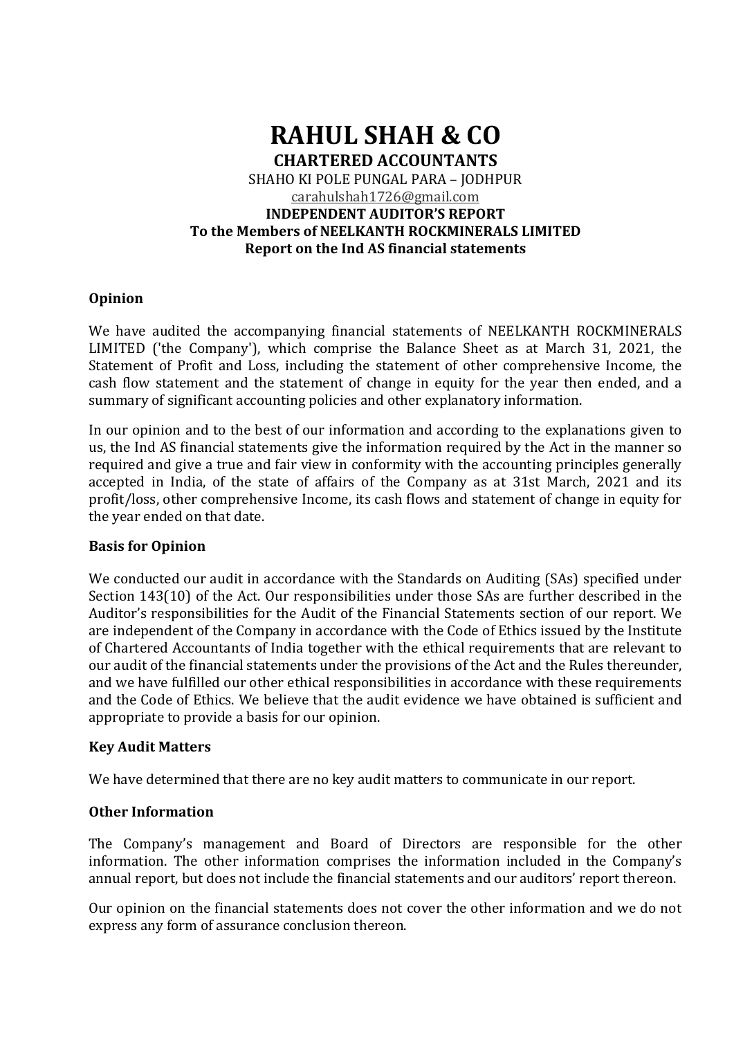# RAHUL SHAH & CO

**CHARTERED ACCOUNTANTS**

SHAHO KI POLE PUNGAL PARA – JODHPUR

carahulshah1726@gmail.com

**INDEPENDENT AUDITOR'S REPORT**

**To the Members of NEELKANTH ROCKMINERALS LIMITED**

**Report on the Ind AS financial statements**

## Opinion

We have audited the accompanying financial statements of NEELKANTH ROCKMINERALS LIMITED ('the Company'), which comprise the Balance Sheet as at March 31, 2021, the Statement of Profit and Loss, including the statement of other comprehensive Income, the cash flow statement and the statement of change in equity for the year then ended, and a summary of significant accounting policies and other explanatory information.

In our opinion and to the best of our information and according to the explanations given to us, the Ind AS financial statements give the information required by the Act in the manner so required and give a true and fair view in conformity with the accounting principles generally accepted in India, of the state of affairs of the Company as at 31st March, 2021 and its profit/loss, other comprehensive Income, its cash flows and statement of change in equity for the year ended on that date.

## Basis for Opinion

We conducted our audit in accordance with the Standards on Auditing (SAs) specified under Section 143(10) of the Act. Our responsibilities under those SAs are further described in the Auditor's responsibilities for the Audit of the Financial Statements section of our report. We are independent of the Company in accordance with the Code of Ethics issued by the Institute of Chartered Accountants of India together with the ethical requirements that are relevant to our audit of the financial statements under the provisions of the Act and the Rules thereunder, and we have fulfilled our other ethical responsibilities in accordance with these requirements and the Code of Ethics. We believe that the audit evidence we have obtained is sufficient and appropriate to provide a basis for our opinion.

## Key Audit Matters

We have determined that there are no key audit matters to communicate in our report.

## Other Information

The Company's management and Board of Directors are responsible for the other information. The other information comprises the information included in the Company's annual report, but does not include the financial statements and our auditors' report thereon.

Our opinion on the financial statements does not cover the other information and we do not express any form of assurance conclusion thereon.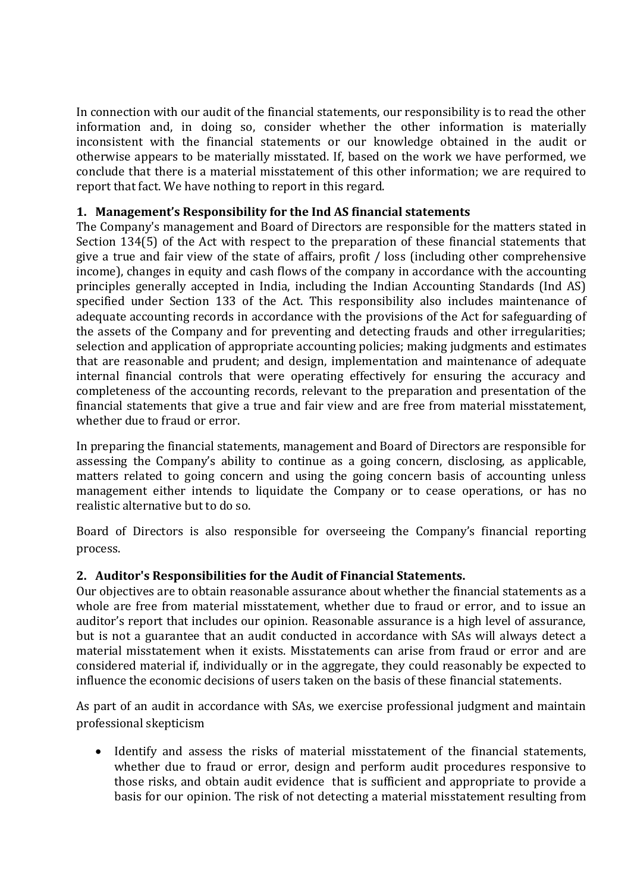In connection with our audit of the financial statements, our responsibility is to read the other information and, in doing so, consider whether the other information is materially inconsistent with the financial statements or our knowledge obtained in the audit or otherwise appears to be materially misstated. If, based on the work we have performed, we conclude that there is a material misstatement of this other information; we are required to report that fact. We have nothing to report in this regard.

## 1. Management's Responsibility for the Ind AS financial statements

The Company's management and Board of Directors are responsible for the matters stated in Section 134(5) of the Act with respect to the preparation of these financial statements that give a true and fair view of the state of affairs, profit / loss (including other comprehensive income), changes in equity and cash flows of the company in accordance with the accounting principles generally accepted in India, including the Indian Accounting Standards (Ind AS) specified under Section 133 of the Act. This responsibility also includes maintenance of adequate accounting records in accordance with the provisions of the Act for safeguarding of the assets of the Company and for preventing and detecting frauds and other irregularities; selection and application of appropriate accounting policies; making judgments and estimates that are reasonable and prudent; and design, implementation and maintenance of adequate internal financial controls that were operating effectively for ensuring the accuracy and completeness of the accounting records, relevant to the preparation and presentation of the financial statements that give a true and fair view and are free from material misstatement, whether due to fraud or error.

In preparing the financial statements, management and Board of Directors are responsible for assessing the Company's ability to continue as a going concern, disclosing, as applicable, matters related to going concern and using the going concern basis of accounting unless management either intends to liquidate the Company or to cease operations, or has no realistic alternative but to do so.

Board of Directors is also responsible for overseeing the Company's financial reporting process.

## 2. Auditor's Responsibilities for the Audit of Financial Statements.

Our objectives are to obtain reasonable assurance about whether the financial statements as a whole are free from material misstatement, whether due to fraud or error, and to issue an auditor's report that includes our opinion. Reasonable assurance is a high level of assurance, but is not a guarantee that an audit conducted in accordance with SAs will always detect a material misstatement when it exists. Misstatements can arise from fraud or error and are considered material if, individually or in the aggregate, they could reasonably be expected to influence the economic decisions of users taken on the basis of these financial statements.

As part of an audit in accordance with SAs, we exercise professional judgment and maintain professional skepticism

- Identify and assess the risks of material misstatement of the financial statements, whether due to fraud or error, design and perform audit procedures responsive to those risks, and obtain audit evidence that is sufficient and appropriate to provide a basis for our opinion. The risk of not detecting a material misstatement resulting from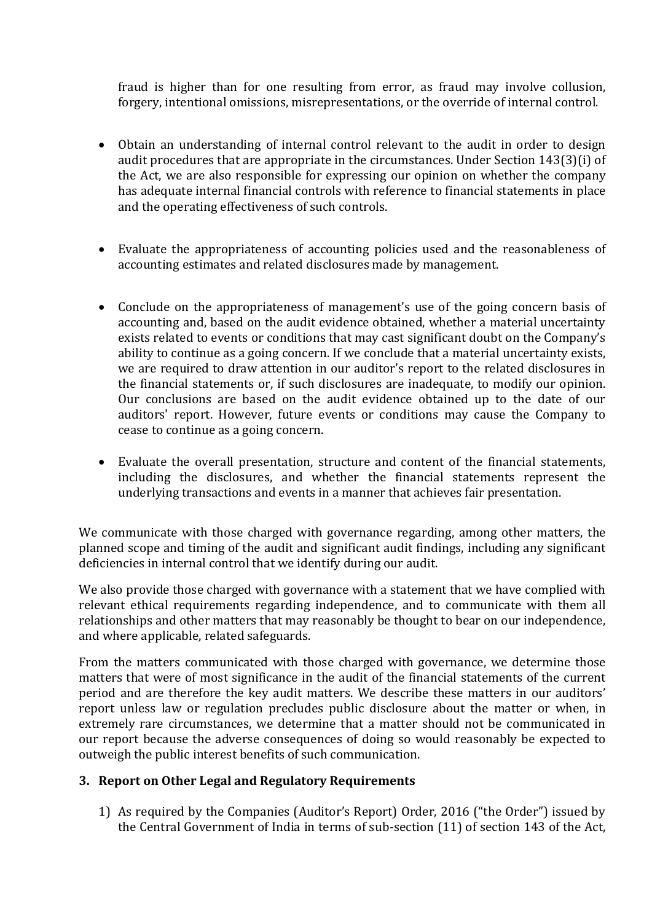fraud is higher than for one resulting from error, as fraud may involve collusion, forgery, intentional omissions, misrepresentations, or the override of internal control.

- Obtain an understanding of internal control relevant to the audit in order to design audit procedures that are appropriate in the circumstances. Under Section 143(3)(i) of the Act, we are also responsible for expressing our opinion on whether the company has adequate internal financial controls with reference to financial statements in place and the operating effectiveness of such controls.

- Evaluate the appropriateness of accounting policies used and the reasonableness of accounting estimates and related disclosures made by management.

- Conclude on the appropriateness of management's use of the going concern basis of accounting and, based on the audit evidence obtained, whether a material uncertainty exists related to events or conditions that may cast significant doubt on the Company's ability to continue as a going concern. If we conclude that a material uncertainty exists, we are required to draw attention in our auditor's report to the related disclosures in the financial statements or, if such disclosures are inadequate, to modify our opinion. Our conclusions are based on the audit evidence obtained up to the date of our auditors' report. However, future events or conditions may cause the Company to cease to continue as a going concern.

- Evaluate the overall presentation, structure and content of the financial statements, including the disclosures, and whether the financial statements represent the underlying transactions and events in a manner that achieves fair presentation.

We communicate with those charged with governance regarding, among other matters, the planned scope and timing of the audit and significant audit findings, including any significant deficiencies in internal control that we identify during our audit.

We also provide those charged with governance with a statement that we have complied with relevant ethical requirements regarding independence, and to communicate with them all relationships and other matters that may reasonably be thought to bear on our independence, and where applicable, related safeguards.

From the matters communicated with those charged with governance, we determine those matters that were of most significance in the audit of the financial statements of the current period and are therefore the key audit matters. We describe these matters in our auditors' report unless law or regulation precludes public disclosure about the matter or when, in extremely rare circumstances, we determine that a matter should not be communicated in our report because the adverse consequences of doing so would reasonably be expected to outweigh the public interest benefits of such communication.

### 3. Report on Other Legal and Regulatory Requirements

1) As required by the Companies (Auditor's Report) Order, 2016 ("the Order") issued by the Central Government of India in terms of sub-section (11) of section 143 of the Act,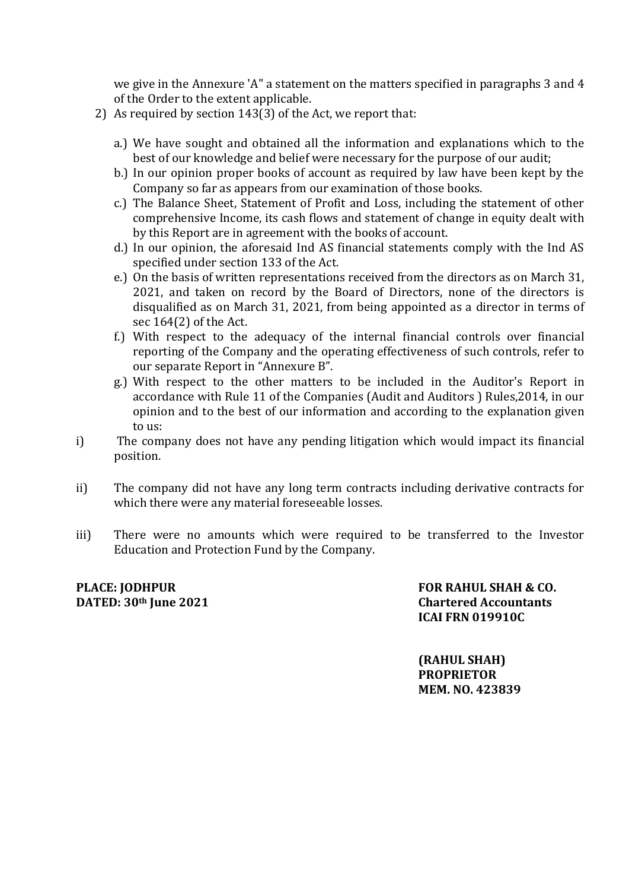we give in the Annexure 'A" a statement on the matters specified in paragraphs 3 and 4 of the Order to the extent applicable.

2) As required by section 143(3) of the Act, we report that:

   a.) We have sought and obtained all the information and explanations which to the best of our knowledge and belief were necessary for the purpose of our audit;

   b.) In our opinion proper books of account as required by law have been kept by the Company so far as appears from our examination of those books.

   c.) The Balance Sheet, Statement of Profit and Loss, including the statement of other comprehensive Income, its cash flows and statement of change in equity dealt with by this Report are in agreement with the books of account.

   d.) In our opinion, the aforesaid Ind AS financial statements comply with the Ind AS specified under section 133 of the Act.

   e.) On the basis of written representations received from the directors as on March 31, 2021, and taken on record by the Board of Directors, none of the directors is disqualified as on March 31, 2021, from being appointed as a director in terms of sec 164(2) of the Act.

   f.) With respect to the adequacy of the internal financial controls over financial reporting of the Company and the operating effectiveness of such controls, refer to our separate Report in "Annexure B".

   g.) With respect to the other matters to be included in the Auditor's Report in accordance with Rule 11 of the Companies (Audit and Auditors ) Rules,2014, in our opinion and to the best of our information and according to the explanation given to us:

i) The company does not have any pending litigation which would impact its financial position.

ii) The company did not have any long term contracts including derivative contracts for which there were any material foreseeable losses.

iii) There were no amounts which were required to be transferred to the Investor Education and Protection Fund by the Company.

**PLACE: JODHPUR**
**DATED: 30th June 2021**

**FOR RAHUL SHAH & CO.**
**Chartered Accountants**
**ICAI FRN 019910C**

**(RAHUL SHAH)**
**PROPRIETOR**
**MEM. NO. 423839**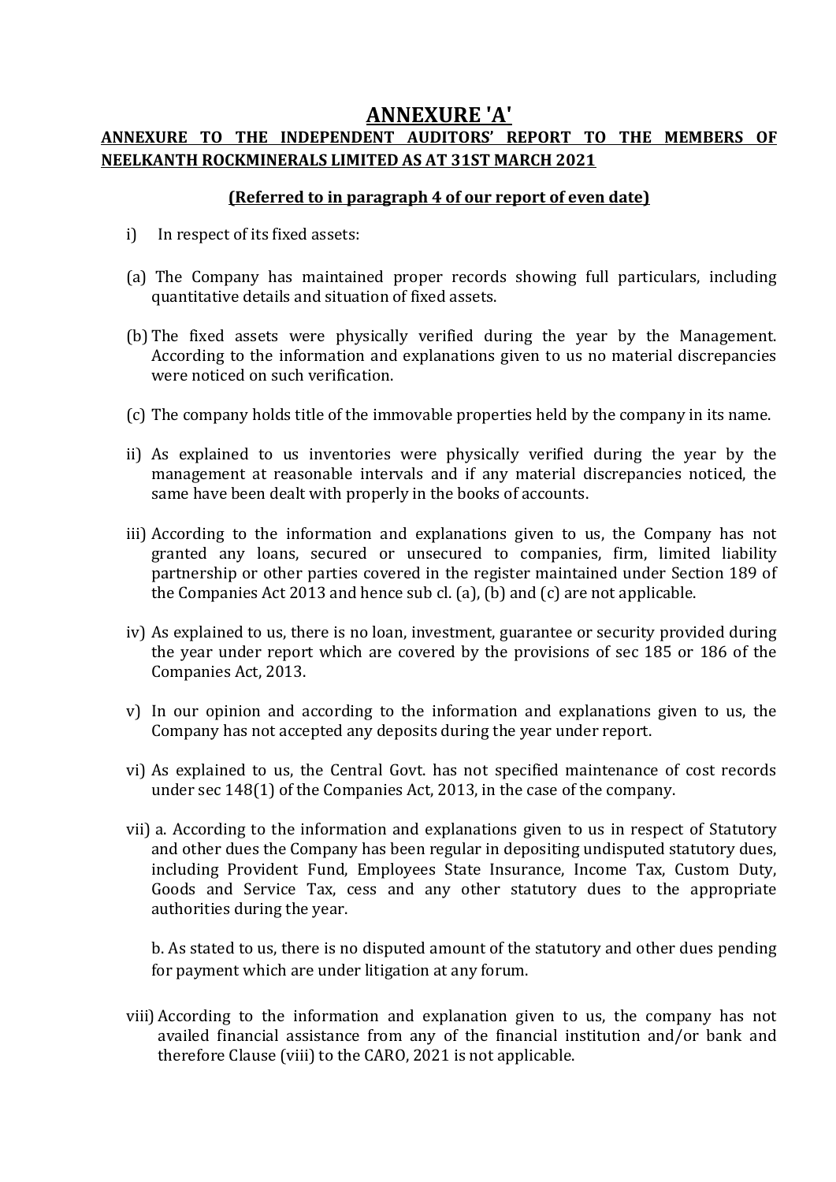# ANNEXURE 'A'

## ANNEXURE TO THE INDEPENDENT AUDITORS' REPORT TO THE MEMBERS OF NEELKANTH ROCKMINERALS LIMITED AS AT 31ST MARCH 2021

**(Referred to in paragraph 4 of our report of even date)**

i) In respect of its fixed assets:

(a) The Company has maintained proper records showing full particulars, including quantitative details and situation of fixed assets.

(b) The fixed assets were physically verified during the year by the Management. According to the information and explanations given to us no material discrepancies were noticed on such verification.

(c) The company holds title of the immovable properties held by the company in its name.

ii) As explained to us inventories were physically verified during the year by the management at reasonable intervals and if any material discrepancies noticed, the same have been dealt with properly in the books of accounts.

iii) According to the information and explanations given to us, the Company has not granted any loans, secured or unsecured to companies, firm, limited liability partnership or other parties covered in the register maintained under Section 189 of the Companies Act 2013 and hence sub cl. (a), (b) and (c) are not applicable.

iv) As explained to us, there is no loan, investment, guarantee or security provided during the year under report which are covered by the provisions of sec 185 or 186 of the Companies Act, 2013.

v) In our opinion and according to the information and explanations given to us, the Company has not accepted any deposits during the year under report.

vi) As explained to us, the Central Govt. has not specified maintenance of cost records under sec 148(1) of the Companies Act, 2013, in the case of the company.

vii) a. According to the information and explanations given to us in respect of Statutory and other dues the Company has been regular in depositing undisputed statutory dues, including Provident Fund, Employees State Insurance, Income Tax, Custom Duty, Goods and Service Tax, cess and any other statutory dues to the appropriate authorities during the year.

b. As stated to us, there is no disputed amount of the statutory and other dues pending for payment which are under litigation at any forum.

viii) According to the information and explanation given to us, the company has not availed financial assistance from any of the financial institution and/or bank and therefore Clause (viii) to the CARO, 2021 is not applicable.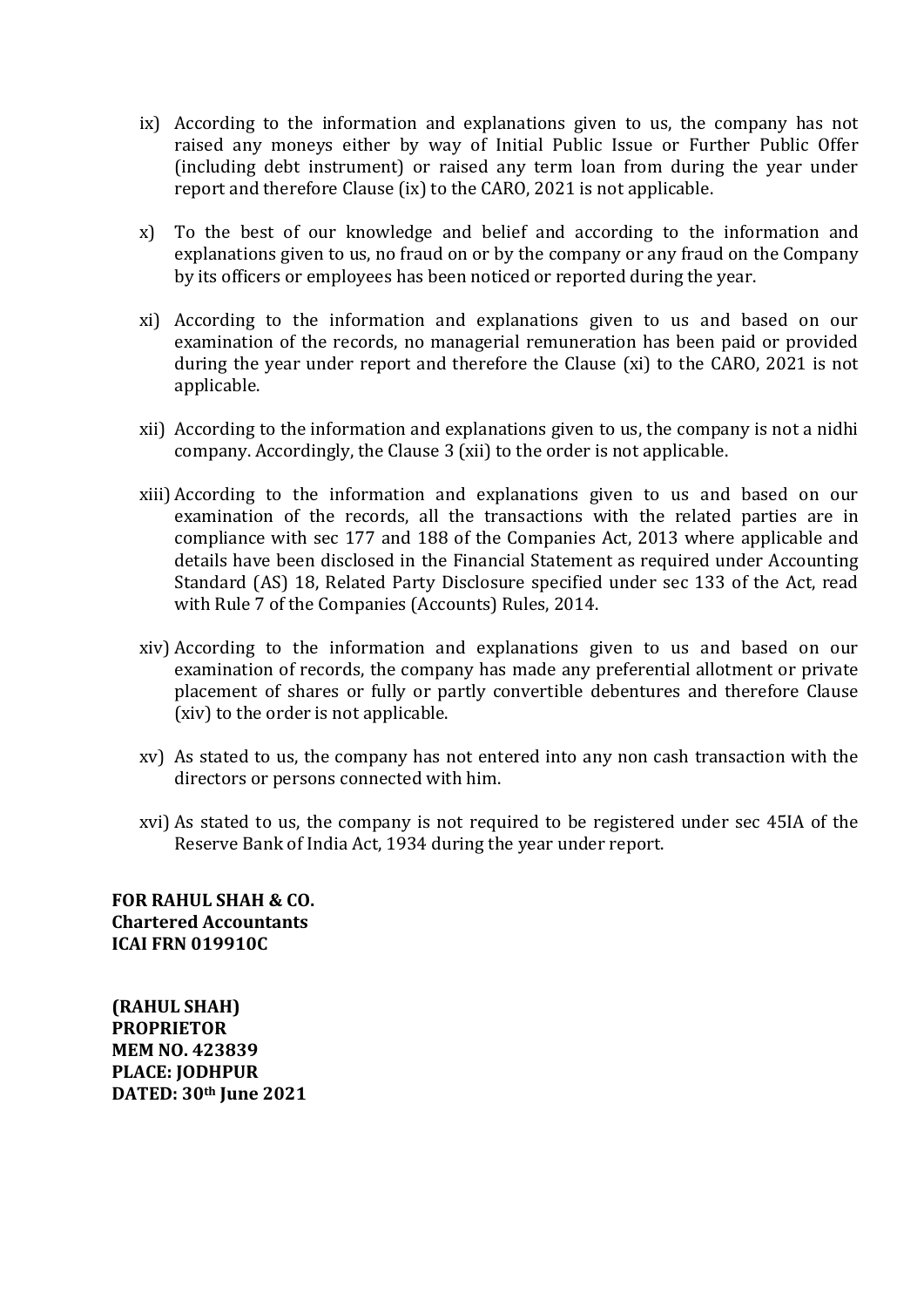ix) According to the information and explanations given to us, the company has not raised any moneys either by way of Initial Public Issue or Further Public Offer (including debt instrument) or raised any term loan from during the year under report and therefore Clause (ix) to the CARO, 2021 is not applicable.

x) To the best of our knowledge and belief and according to the information and explanations given to us, no fraud on or by the company or any fraud on the Company by its officers or employees has been noticed or reported during the year.

xi) According to the information and explanations given to us and based on our examination of the records, no managerial remuneration has been paid or provided during the year under report and therefore the Clause (xi) to the CARO, 2021 is not applicable.

xii) According to the information and explanations given to us, the company is not a nidhi company. Accordingly, the Clause 3 (xii) to the order is not applicable.

xiii) According to the information and explanations given to us and based on our examination of the records, all the transactions with the related parties are in compliance with sec 177 and 188 of the Companies Act, 2013 where applicable and details have been disclosed in the Financial Statement as required under Accounting Standard (AS) 18, Related Party Disclosure specified under sec 133 of the Act, read with Rule 7 of the Companies (Accounts) Rules, 2014.

xiv) According to the information and explanations given to us and based on our examination of records, the company has made any preferential allotment or private placement of shares or fully or partly convertible debentures and therefore Clause (xiv) to the order is not applicable.

xv) As stated to us, the company has not entered into any non cash transaction with the directors or persons connected with him.

xvi) As stated to us, the company is not required to be registered under sec 45IA of the Reserve Bank of India Act, 1934 during the year under report.

**FOR RAHUL SHAH & CO.**
**Chartered Accountants**
**ICAI FRN 019910C**

**(RAHUL SHAH)**
**PROPRIETOR**
**MEM NO. 423839**
**PLACE: JODHPUR**
**DATED: 30th June 2021**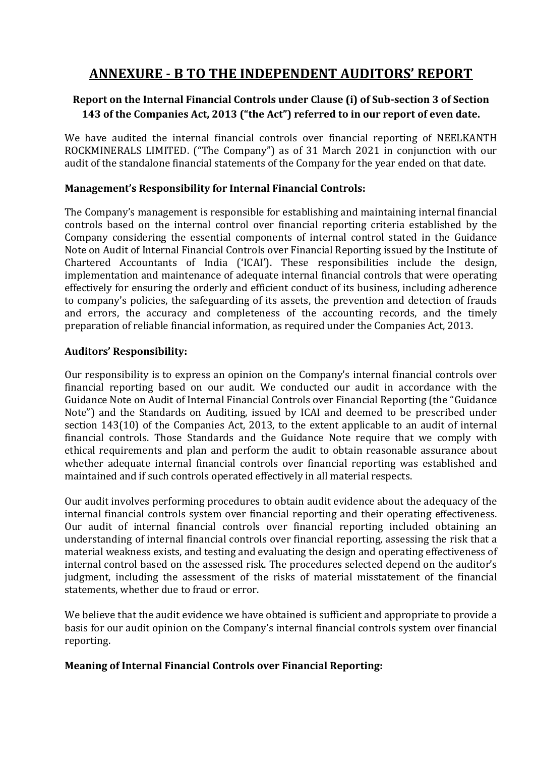# ANNEXURE - B TO THE INDEPENDENT AUDITORS' REPORT

## Report on the Internal Financial Controls under Clause (i) of Sub-section 3 of Section 143 of the Companies Act, 2013 ("the Act") referred to in our report of even date.

We have audited the internal financial controls over financial reporting of NEELKANTH ROCKMINERALS LIMITED. ("The Company") as of 31 March 2021 in conjunction with our audit of the standalone financial statements of the Company for the year ended on that date.

**Management's Responsibility for Internal Financial Controls:**

The Company's management is responsible for establishing and maintaining internal financial controls based on the internal control over financial reporting criteria established by the Company considering the essential components of internal control stated in the Guidance Note on Audit of Internal Financial Controls over Financial Reporting issued by the Institute of Chartered Accountants of India ('ICAI'). These responsibilities include the design, implementation and maintenance of adequate internal financial controls that were operating effectively for ensuring the orderly and efficient conduct of its business, including adherence to company's policies, the safeguarding of its assets, the prevention and detection of frauds and errors, the accuracy and completeness of the accounting records, and the timely preparation of reliable financial information, as required under the Companies Act, 2013.

**Auditors' Responsibility:**

Our responsibility is to express an opinion on the Company's internal financial controls over financial reporting based on our audit. We conducted our audit in accordance with the Guidance Note on Audit of Internal Financial Controls over Financial Reporting (the "Guidance Note") and the Standards on Auditing, issued by ICAI and deemed to be prescribed under section 143(10) of the Companies Act, 2013, to the extent applicable to an audit of internal financial controls. Those Standards and the Guidance Note require that we comply with ethical requirements and plan and perform the audit to obtain reasonable assurance about whether adequate internal financial controls over financial reporting was established and maintained and if such controls operated effectively in all material respects.

Our audit involves performing procedures to obtain audit evidence about the adequacy of the internal financial controls system over financial reporting and their operating effectiveness. Our audit of internal financial controls over financial reporting included obtaining an understanding of internal financial controls over financial reporting, assessing the risk that a material weakness exists, and testing and evaluating the design and operating effectiveness of internal control based on the assessed risk. The procedures selected depend on the auditor's judgment, including the assessment of the risks of material misstatement of the financial statements, whether due to fraud or error.

We believe that the audit evidence we have obtained is sufficient and appropriate to provide a basis for our audit opinion on the Company's internal financial controls system over financial reporting.

**Meaning of Internal Financial Controls over Financial Reporting:**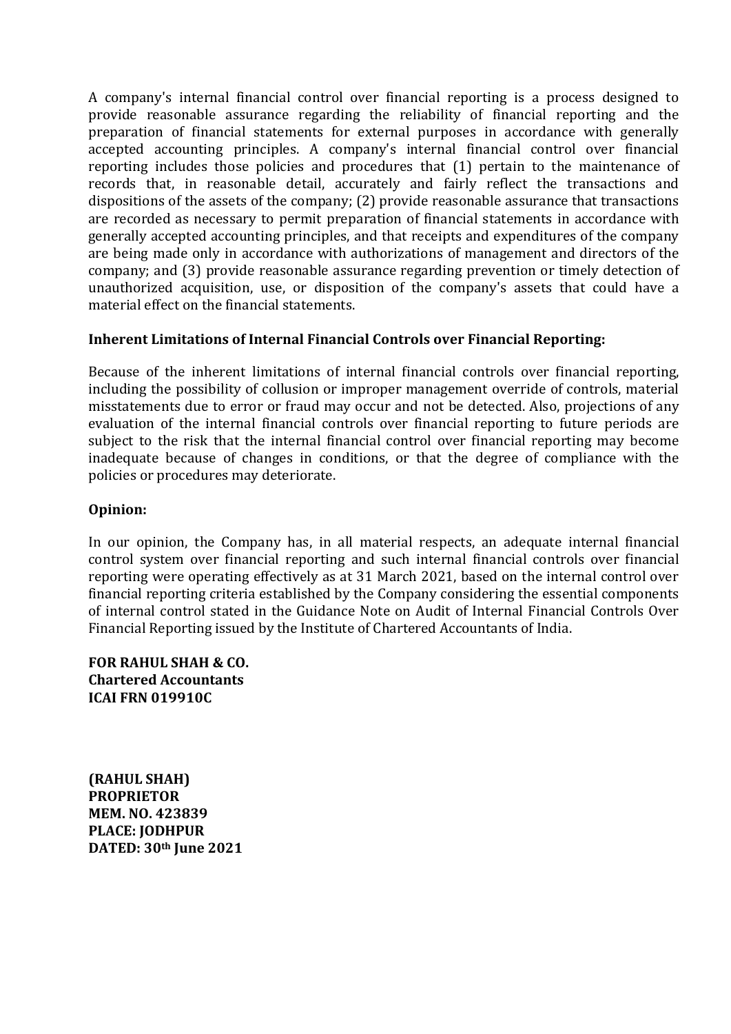A company's internal financial control over financial reporting is a process designed to provide reasonable assurance regarding the reliability of financial reporting and the preparation of financial statements for external purposes in accordance with generally accepted accounting principles. A company's internal financial control over financial reporting includes those policies and procedures that (1) pertain to the maintenance of records that, in reasonable detail, accurately and fairly reflect the transactions and dispositions of the assets of the company; (2) provide reasonable assurance that transactions are recorded as necessary to permit preparation of financial statements in accordance with generally accepted accounting principles, and that receipts and expenditures of the company are being made only in accordance with authorizations of management and directors of the company; and (3) provide reasonable assurance regarding prevention or timely detection of unauthorized acquisition, use, or disposition of the company's assets that could have a material effect on the financial statements.

**Inherent Limitations of Internal Financial Controls over Financial Reporting:**

Because of the inherent limitations of internal financial controls over financial reporting, including the possibility of collusion or improper management override of controls, material misstatements due to error or fraud may occur and not be detected. Also, projections of any evaluation of the internal financial controls over financial reporting to future periods are subject to the risk that the internal financial control over financial reporting may become inadequate because of changes in conditions, or that the degree of compliance with the policies or procedures may deteriorate.

**Opinion:**

In our opinion, the Company has, in all material respects, an adequate internal financial control system over financial reporting and such internal financial controls over financial reporting were operating effectively as at 31 March 2021, based on the internal control over financial reporting criteria established by the Company considering the essential components of internal control stated in the Guidance Note on Audit of Internal Financial Controls Over Financial Reporting issued by the Institute of Chartered Accountants of India.

**FOR RAHUL SHAH & CO.**
**Chartered Accountants**
**ICAI FRN 019910C**

**(RAHUL SHAH)**
**PROPRIETOR**
**MEM. NO. 423839**
**PLACE: JODHPUR**
**DATED: 30th June 2021**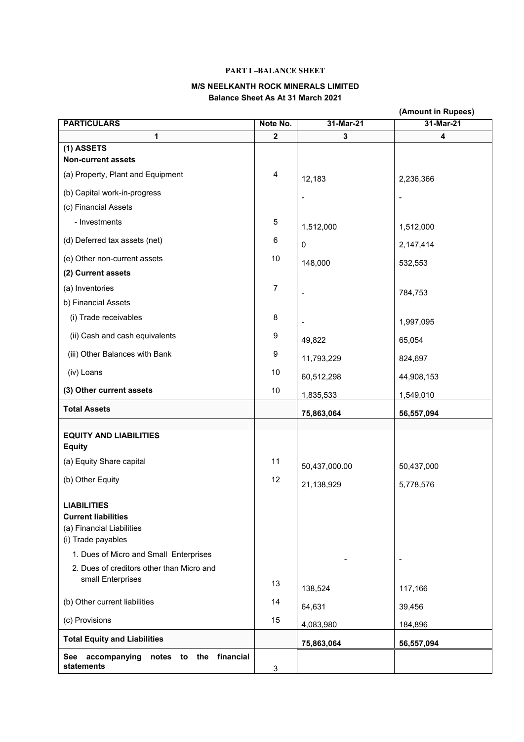**PART I –BALANCE SHEET**

**M/S NEELKANTH ROCK MINERALS LIMITED**
**Balance Sheet As At 31 March 2021**

**(Amount in Rupees)**

| PARTICULARS | Note No. | 31-Mar-21 | 31-Mar-21 |
|---|---|---|---|
| **1** | **2** | **3** | **4** |
| **(1) ASSETS** | | | |
| **Non-current assets** | | | |
| (a) Property, Plant and Equipment | 4 | 12,183 | 2,236,366 |
| (b) Capital work-in-progress | | - | - |
| (c) Financial Assets | | | |
| - Investments | 5 | 1,512,000 | 1,512,000 |
| (d) Deferred tax assets (net) | 6 | 0 | 2,147,414 |
| (e) Other non-current assets | 10 | 148,000 | 532,553 |
| **(2) Current assets** | | | |
| (a) Inventories | 7 | - | 784,753 |
| b) Financial Assets | | | |
| (i) Trade receivables | 8 | - | 1,997,095 |
| (ii) Cash and cash equivalents | 9 | 49,822 | 65,054 |
| (iii) Other Balances with Bank | 9 | 11,793,229 | 824,697 |
| (iv) Loans | 10 | 60,512,298 | 44,908,153 |
| **(3) Other current assets** | 10 | 1,835,533 | 1,549,010 |
| **Total Assets** | | **75,863,064** | **56,557,094** |
| | | | |
| **EQUITY AND LIABILITIES** | | | |
| **Equity** | | | |
| (a) Equity Share capital | 11 | 50,437,000.00 | 50,437,000 |
| (b) Other Equity | 12 | 21,138,929 | 5,778,576 |
| **LIABILITIES** | | | |
| **Current liabilities** | | | |
| (a) Financial Liabilities | | | |
| (i) Trade payables | | | |
| 1. Dues of Micro and Small Enterprises | | - | - |
| 2. Dues of creditors other than Micro and small Enterprises | 13 | 138,524 | 117,166 |
| (b) Other current liabilities | 14 | 64,631 | 39,456 |
| (c) Provisions | 15 | 4,083,980 | 184,896 |
| **Total Equity and Liabilities** | | **75,863,064** | **56,557,094** |
| **See accompanying notes to the financial statements** | 3 | | |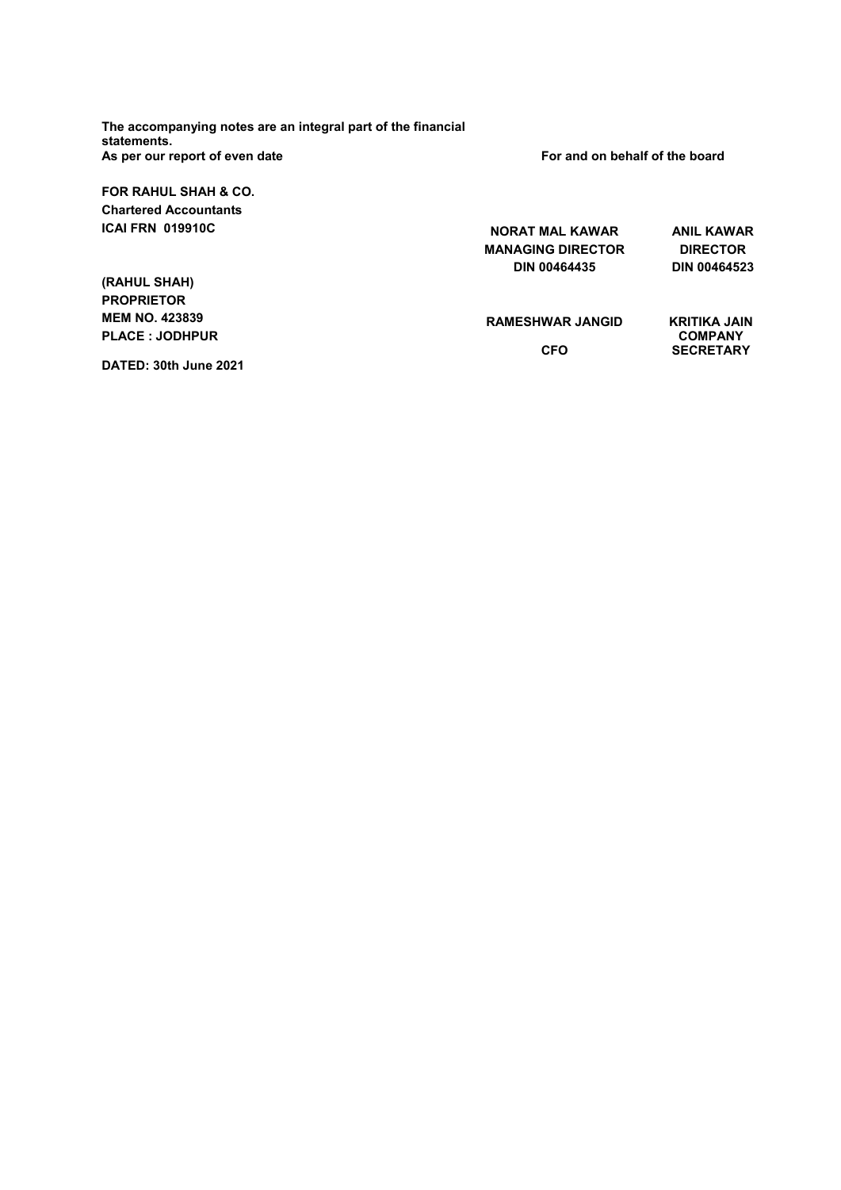**The accompanying notes are an integral part of the financial statements.**

**As per our report of even date**

**For and on behalf of the board**

**FOR RAHUL SHAH & CO.**
**Chartered Accountants**
**ICAI FRN 019910C**

**(RAHUL SHAH)**
**PROPRIETOR**
**MEM NO. 423839**
**PLACE : JODHPUR**

**DATED: 30th June 2021**

| | |
|---|---|
| **NORAT MAL KAWAR** | **ANIL KAWAR** |
| **MANAGING DIRECTOR** | **DIRECTOR** |
| **DIN 00464435** | **DIN 00464523** |
| | |
| **RAMESHWAR JANGID** | **KRITIKA JAIN** |
| **CFO** | **COMPANY SECRETARY** |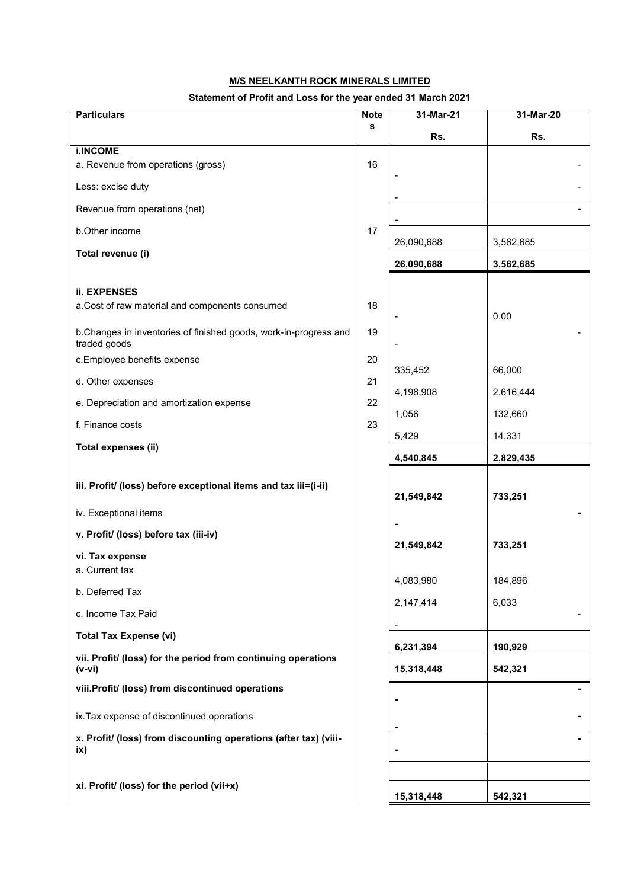**M/S NEELKANTH ROCK MINERALS LIMITED**

**Statement of Profit and Loss for the year ended 31 March 2021**

| Particulars | Notes | 31-Mar-21 Rs. | 31-Mar-20 Rs. |
|---|---|---|---|
| **i.INCOME** | | | |
| a. Revenue from operations (gross) | 16 | - | - |
| Less: excise duty | | - | - |
| Revenue from operations (net) | | **-** | **-** |
| b.Other income | 17 | 26,090,688 | 3,562,685 |
| **Total revenue (i)** | | **26,090,688** | **3,562,685** |
| **ii. EXPENSES** | | | |
| a.Cost of raw material and components consumed | 18 | - | 0.00 |
| b.Changes in inventories of finished goods, work-in-progress and traded goods | 19 | - | - |
| c.Employee benefits expense | 20 | 335,452 | 66,000 |
| d. Other expenses | 21 | 4,198,908 | 2,616,444 |
| e. Depreciation and amortization expense | 22 | 1,056 | 132,660 |
| f. Finance costs | 23 | 5,429 | 14,331 |
| **Total expenses (ii)** | | **4,540,845** | **2,829,435** |
| **iii. Profit/ (loss) before exceptional items and tax iii=(i-ii)** | | **21,549,842** | **733,251** |
| iv. Exceptional items | | **-** | **-** |
| **v. Profit/ (loss) before tax (iii-iv)** | | **21,549,842** | **733,251** |
| **vi. Tax expense** | | | |
| a. Current tax | | 4,083,980 | 184,896 |
| b. Deferred Tax | | 2,147,414 | 6,033 |
| c. Income Tax Paid | | - | - |
| **Total Tax Expense (vi)** | | **6,231,394** | **190,929** |
| **vii. Profit/ (loss) for the period from continuing operations (v-vi)** | | **15,318,448** | **542,321** |
| **viii.Profit/ (loss) from discontinued operations** | | **-** | **-** |
| ix.Tax expense of discontinued operations | | **-** | **-** |
| **x. Profit/ (loss) from discounting operations (after tax) (viii-ix)** | | **-** | **-** |
| **xi. Profit/ (loss) for the period (vii+x)** | | **15,318,448** | **542,321** |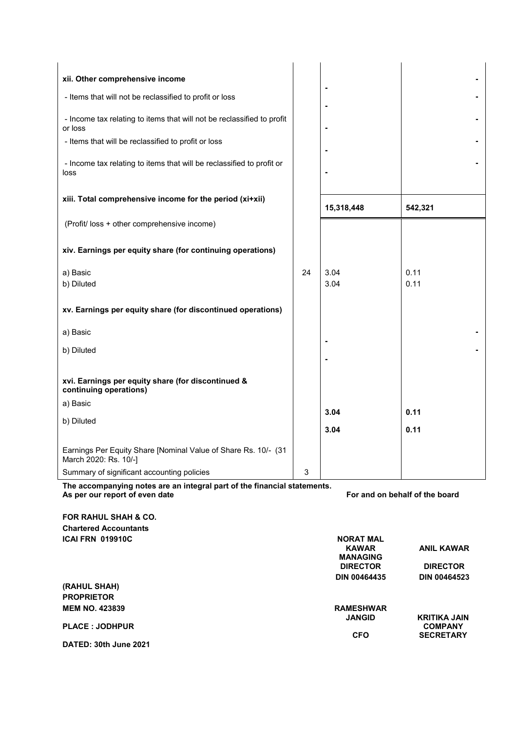| | | | |
|---|---|---|---|
| **xii. Other comprehensive income** | | - | - |
| - Items that will not be reclassified to profit or loss | | - | - |
| - Income tax relating to items that will not be reclassified to profit or loss | | - | - |
| - Items that will be reclassified to profit or loss | | - | - |
| - Income tax relating to items that will be reclassified to profit or loss | | - | - |
| **xiii. Total comprehensive income for the period (xi+xii)** | | **15,318,448** | **542,321** |
| (Profit/ loss + other comprehensive income) | | | |
| **xiv. Earnings per equity share (for continuing operations)** | | | |
| a) Basic | 24 | 3.04 | 0.11 |
| b) Diluted | | 3.04 | 0.11 |
| **xv. Earnings per equity share (for discontinued operations)** | | | |
| a) Basic | | - | - |
| b) Diluted | | - | - |
| **xvi. Earnings per equity share (for discontinued & continuing operations)** | | | |
| a) Basic | | **3.04** | **0.11** |
| b) Diluted | | **3.04** | **0.11** |
| Earnings Per Equity Share [Nominal Value of Share Rs. 10/- (31 March 2020: Rs. 10/-] | | | |
| Summary of significant accounting policies | 3 | | |

**The accompanying notes are an integral part of the financial statements.**
**As per our report of even date**

**For and on behalf of the board**

**FOR RAHUL SHAH & CO.**
**Chartered Accountants**
**ICAI FRN 019910C**

**NORAT MAL KAWAR**
**MANAGING DIRECTOR**
**DIN 00464435**

**ANIL KAWAR**
**DIRECTOR**
**DIN 00464523**

**(RAHUL SHAH)**
**PROPRIETOR**
**MEM NO. 423839**

**RAMESHWAR JANGID**
**CFO**

**KRITIKA JAIN**
**COMPANY SECRETARY**

**PLACE : JODHPUR**

**DATED: 30th June 2021**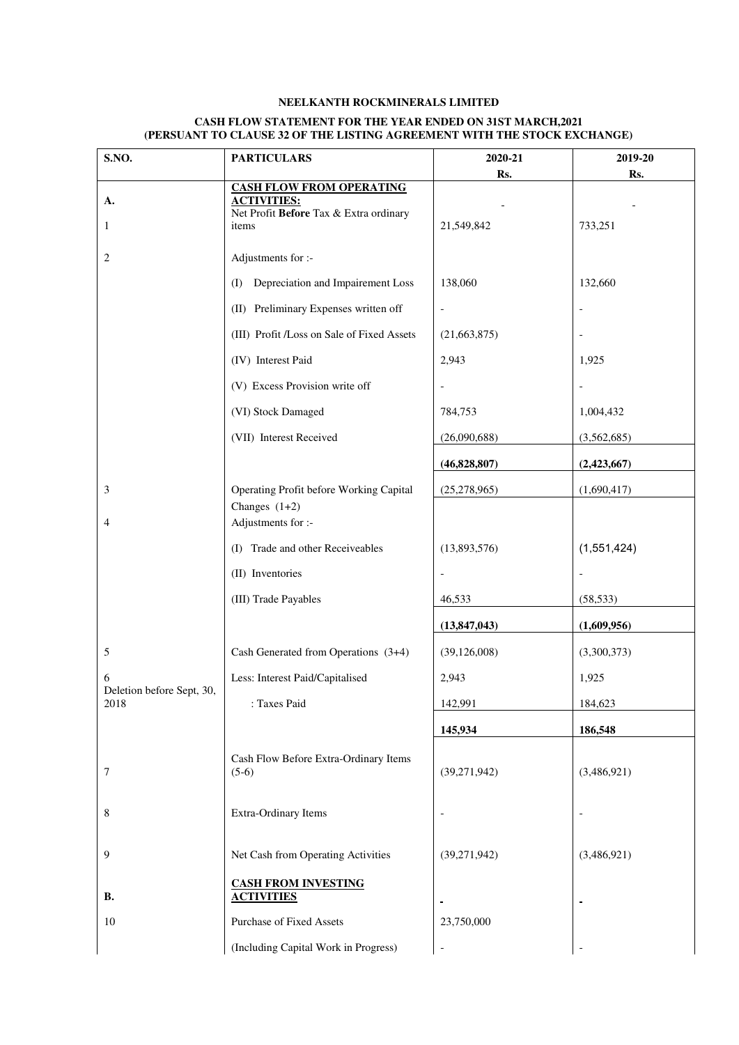**NEELKANTH ROCKMINERALS LIMITED**

**CASH FLOW STATEMENT FOR THE YEAR ENDED ON 31ST MARCH,2021**
**(PERSUANT TO CLAUSE 32 OF THE LISTING AGREEMENT WITH THE STOCK EXCHANGE)**

| S.NO. | PARTICULARS | 2020-21 Rs. | 2019-20 Rs. |
|---|---|---|---|
| **A.** | **CASH FLOW FROM OPERATING ACTIVITIES:** | - | - |
| 1 | Net Profit **Before** Tax & Extra ordinary items | 21,549,842 | 733,251 |
| 2 | Adjustments for :- | | |
| | (I) Depreciation and Impairement Loss | 138,060 | 132,660 |
| | (II) Preliminary Expenses written off | - | - |
| | (III) Profit /Loss on Sale of Fixed Assets | (21,663,875) | - |
| | (IV) Interest Paid | 2,943 | 1,925 |
| | (V) Excess Provision write off | - | - |
| | (VI) Stock Damaged | 784,753 | 1,004,432 |
| | (VII) Interest Received | (26,090,688) | (3,562,685) |
| | | **(46,828,807)** | **(2,423,667)** |
| 3 | Operating Profit before Working Capital Changes (1+2) | (25,278,965) | (1,690,417) |
| 4 | Adjustments for :- | | |
| | (I) Trade and other Receiveables | (13,893,576) | (1,551,424) |
| | (II) Inventories | - | - |
| | (III) Trade Payables | 46,533 | (58,533) |
| | | **(13,847,043)** | **(1,609,956)** |
| 5 | Cash Generated from Operations (3+4) | (39,126,008) | (3,300,373) |
| 6 | Less: Interest Paid/Capitalised | 2,943 | 1,925 |
| Deletion before Sept, 30, 2018 | : Taxes Paid | 142,991 | 184,623 |
| | | **145,934** | **186,548** |
| 7 | Cash Flow Before Extra-Ordinary Items (5-6) | (39,271,942) | (3,486,921) |
| 8 | Extra-Ordinary Items | - | - |
| 9 | Net Cash from Operating Activities | (39,271,942) | (3,486,921) |
| **B.** | **CASH FROM INVESTING ACTIVITIES** | - | - |
| 10 | Purchase of Fixed Assets | 23,750,000 | |
| | (Including Capital Work in Progress) | - | - |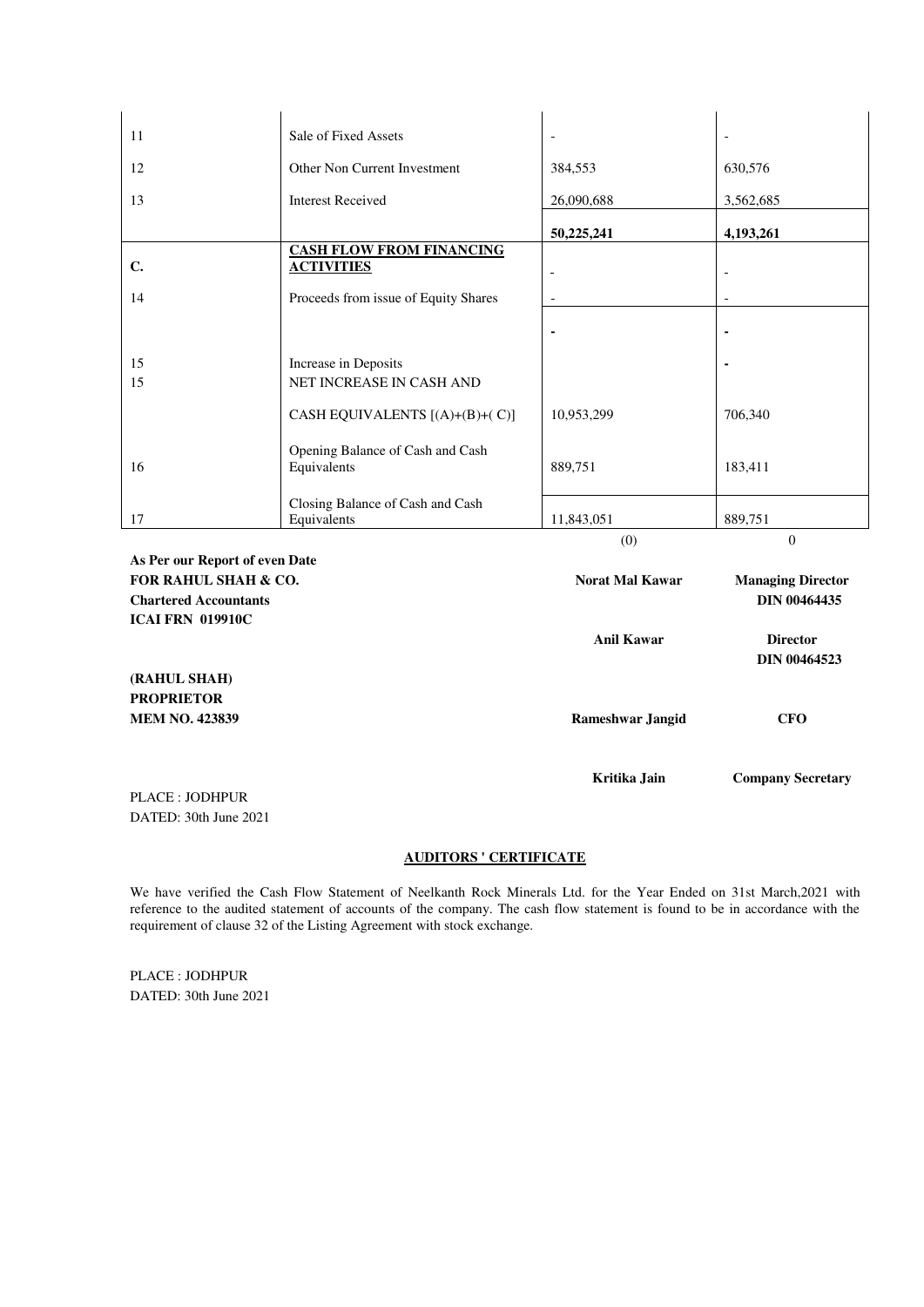| | | | |
|---|---|---|---|
| 11 | Sale of Fixed Assets | - | - |
| 12 | Other Non Current Investment | 384,553 | 630,576 |
| 13 | Interest Received | 26,090,688 | 3,562,685 |
| | | **50,225,241** | **4,193,261** |
| **C.** | **CASH FLOW FROM FINANCING ACTIVITIES** | - | - |
| 14 | Proceeds from issue of Equity Shares | - | - |
| | | - | - |
| 15 | Increase in Deposits | | - |
| 15 | NET INCREASE IN CASH AND CASH EQUIVALENTS [(A)+(B)+( C)] | 10,953,299 | 706,340 |
| 16 | Opening Balance of Cash and Cash Equivalents | 889,751 | 183,411 |
| 17 | Closing Balance of Cash and Cash Equivalents | 11,843,051 | 889,751 |
| | | (0) | 0 |

**As Per our Report of even Date**
**FOR RAHUL SHAH & CO.**
**Chartered Accountants**
**ICAI FRN 019910C**

**(RAHUL SHAH)**
**PROPRIETOR**
**MEM NO. 423839**

**Norat Mal Kawar** — **Managing Director** **DIN 00464435**

**Anil Kawar** — **Director** **DIN 00464523**

**Rameshwar Jangid** — **CFO**

**Kritika Jain** — **Company Secretary**

PLACE : JODHPUR
DATED: 30th June 2021

## AUDITORS ' CERTIFICATE

We have verified the Cash Flow Statement of Neelkanth Rock Minerals Ltd. for the Year Ended on 31st March,2021 with reference to the audited statement of accounts of the company. The cash flow statement is found to be in accordance with the requirement of clause 32 of the Listing Agreement with stock exchange.

PLACE : JODHPUR
DATED: 30th June 2021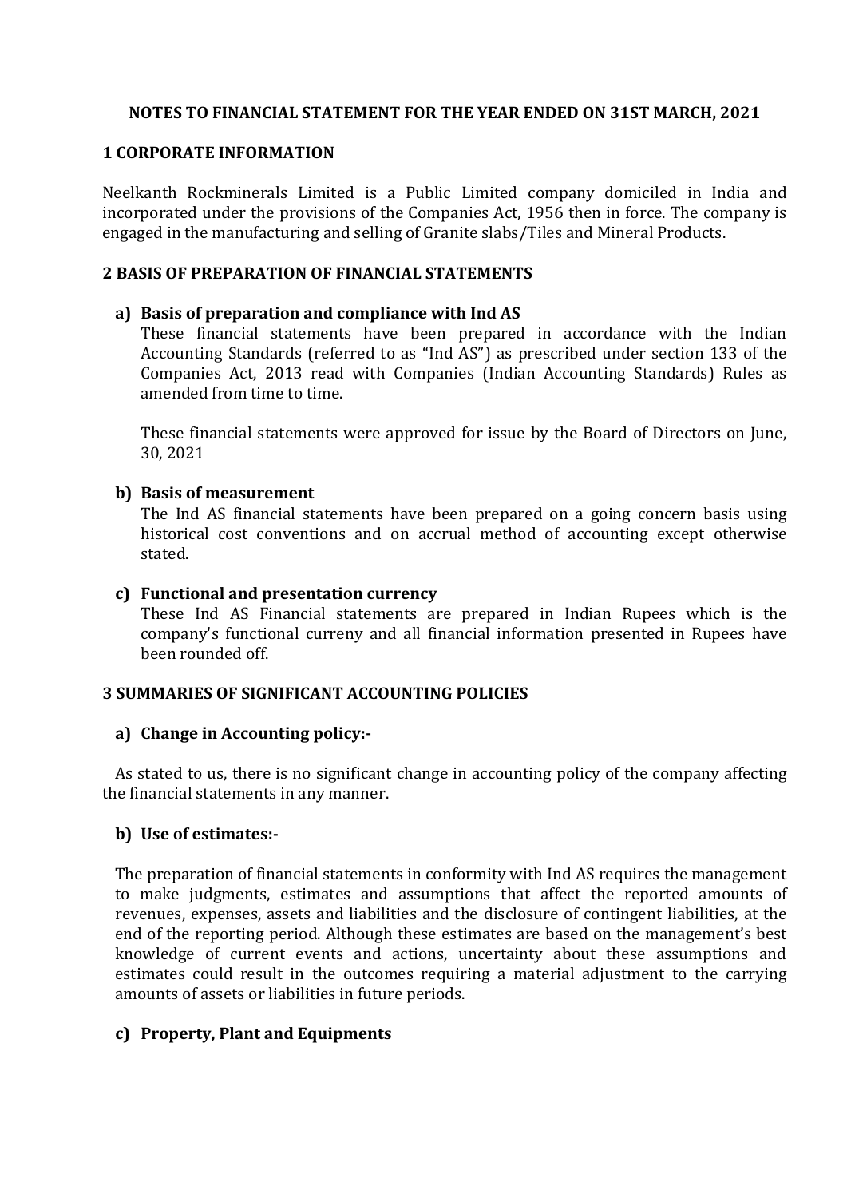**NOTES TO FINANCIAL STATEMENT FOR THE YEAR ENDED ON 31ST MARCH, 2021**

## 1 CORPORATE INFORMATION

Neelkanth Rockminerals Limited is a Public Limited company domiciled in India and incorporated under the provisions of the Companies Act, 1956 then in force. The company is engaged in the manufacturing and selling of Granite slabs/Tiles and Mineral Products.

## 2 BASIS OF PREPARATION OF FINANCIAL STATEMENTS

### a) Basis of preparation and compliance with Ind AS

These financial statements have been prepared in accordance with the Indian Accounting Standards (referred to as "Ind AS") as prescribed under section 133 of the Companies Act, 2013 read with Companies (Indian Accounting Standards) Rules as amended from time to time.

These financial statements were approved for issue by the Board of Directors on June, 30, 2021

### b) Basis of measurement

The Ind AS financial statements have been prepared on a going concern basis using historical cost conventions and on accrual method of accounting except otherwise stated.

### c) Functional and presentation currency

These Ind AS Financial statements are prepared in Indian Rupees which is the company's functional curreny and all financial information presented in Rupees have been rounded off.

## 3 SUMMARIES OF SIGNIFICANT ACCOUNTING POLICIES

### a) Change in Accounting policy:-

As stated to us, there is no significant change in accounting policy of the company affecting the financial statements in any manner.

### b) Use of estimates:-

The preparation of financial statements in conformity with Ind AS requires the management to make judgments, estimates and assumptions that affect the reported amounts of revenues, expenses, assets and liabilities and the disclosure of contingent liabilities, at the end of the reporting period. Although these estimates are based on the management's best knowledge of current events and actions, uncertainty about these assumptions and estimates could result in the outcomes requiring a material adjustment to the carrying amounts of assets or liabilities in future periods.

### c) Property, Plant and Equipments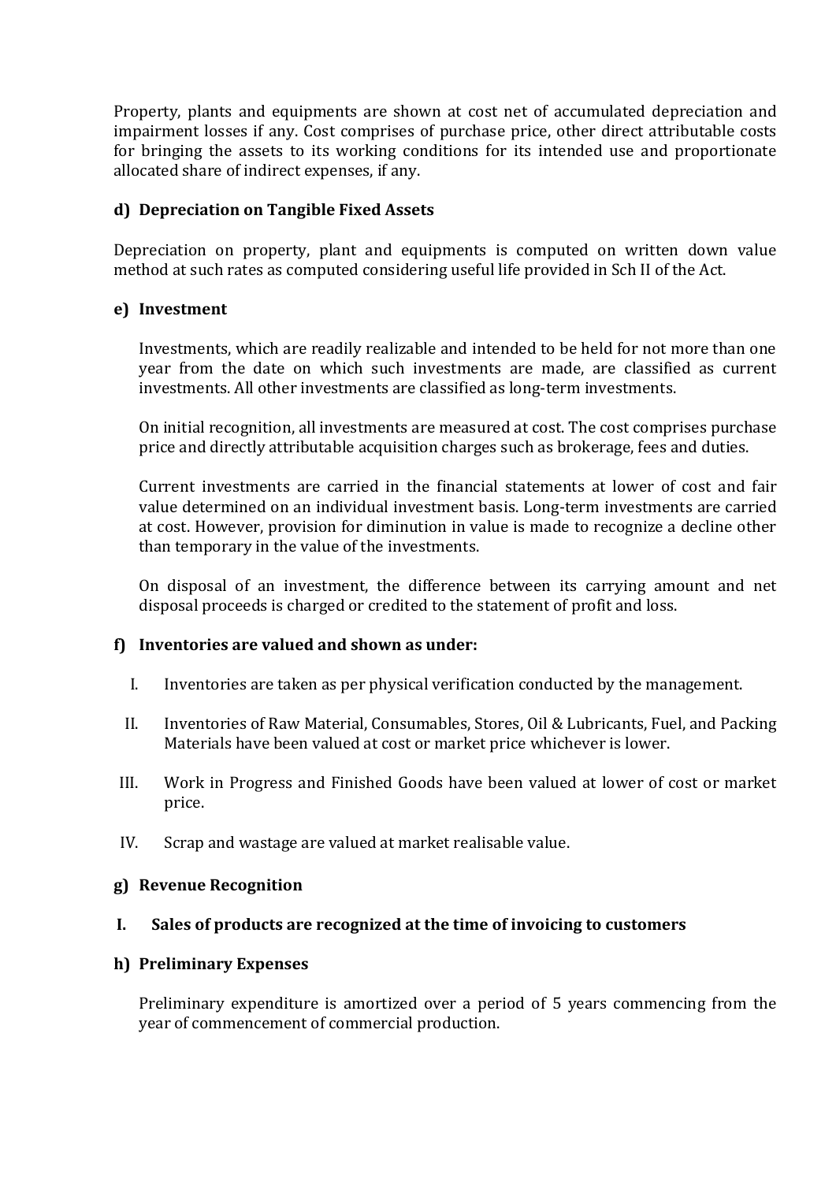Property, plants and equipments are shown at cost net of accumulated depreciation and impairment losses if any. Cost comprises of purchase price, other direct attributable costs for bringing the assets to its working conditions for its intended use and proportionate allocated share of indirect expenses, if any.

**d) Depreciation on Tangible Fixed Assets**

Depreciation on property, plant and equipments is computed on written down value method at such rates as computed considering useful life provided in Sch II of the Act.

**e) Investment**

Investments, which are readily realizable and intended to be held for not more than one year from the date on which such investments are made, are classified as current investments. All other investments are classified as long-term investments.

On initial recognition, all investments are measured at cost. The cost comprises purchase price and directly attributable acquisition charges such as brokerage, fees and duties.

Current investments are carried in the financial statements at lower of cost and fair value determined on an individual investment basis. Long-term investments are carried at cost. However, provision for diminution in value is made to recognize a decline other than temporary in the value of the investments.

On disposal of an investment, the difference between its carrying amount and net disposal proceeds is charged or credited to the statement of profit and loss.

**f) Inventories are valued and shown as under:**

I. Inventories are taken as per physical verification conducted by the management.

II. Inventories of Raw Material, Consumables, Stores, Oil & Lubricants, Fuel, and Packing Materials have been valued at cost or market price whichever is lower.

III. Work in Progress and Finished Goods have been valued at lower of cost or market price.

IV. Scrap and wastage are valued at market realisable value.

**g) Revenue Recognition**

**I. Sales of products are recognized at the time of invoicing to customers**

**h) Preliminary Expenses**

Preliminary expenditure is amortized over a period of 5 years commencing from the year of commencement of commercial production.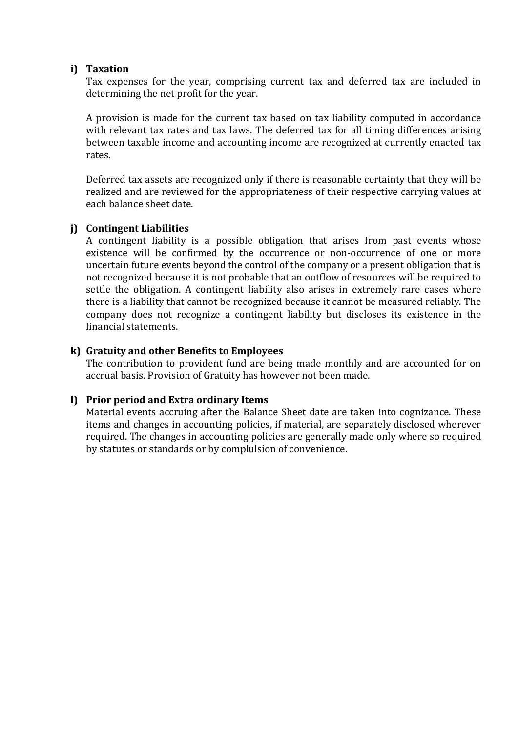**i) Taxation**

Tax expenses for the year, comprising current tax and deferred tax are included in determining the net profit for the year.

A provision is made for the current tax based on tax liability computed in accordance with relevant tax rates and tax laws. The deferred tax for all timing differences arising between taxable income and accounting income are recognized at currently enacted tax rates.

Deferred tax assets are recognized only if there is reasonable certainty that they will be realized and are reviewed for the appropriateness of their respective carrying values at each balance sheet date.

**j) Contingent Liabilities**

A contingent liability is a possible obligation that arises from past events whose existence will be confirmed by the occurrence or non-occurrence of one or more uncertain future events beyond the control of the company or a present obligation that is not recognized because it is not probable that an outflow of resources will be required to settle the obligation. A contingent liability also arises in extremely rare cases where there is a liability that cannot be recognized because it cannot be measured reliably. The company does not recognize a contingent liability but discloses its existence in the financial statements.

**k) Gratuity and other Benefits to Employees**

The contribution to provident fund are being made monthly and are accounted for on accrual basis. Provision of Gratuity has however not been made.

**l) Prior period and Extra ordinary Items**

Material events accruing after the Balance Sheet date are taken into cognizance. These items and changes in accounting policies, if material, are separately disclosed wherever required. The changes in accounting policies are generally made only where so required by statutes or standards or by complulsion of convenience.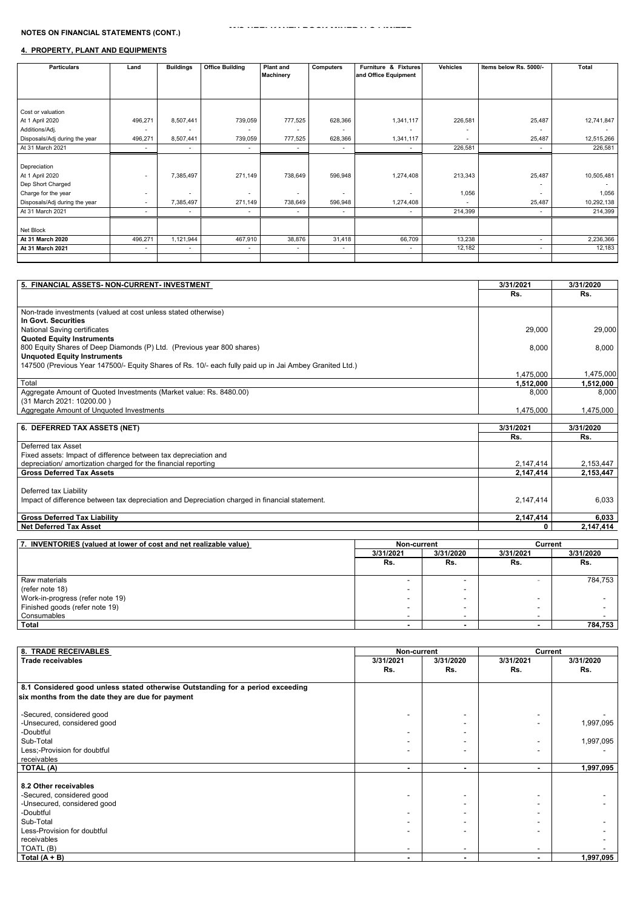**NOTES ON FINANCIAL STATEMENTS (CONT.)**

## 4. PROPERTY, PLANT AND EQUIPMENTS

| Particulars | Land | Buildings | Office Building | Plant and Machinery | Computers | Furniture & Fixtures and Office Equipment | Vehicles | Items below Rs. 5000/- | Total |
|---|---|---|---|---|---|---|---|---|---|
| Cost or valuation | | | | | | | | | |
| At 1 April 2020 | 496,271 | 8,507,441 | 739,059 | 777,525 | 628,366 | 1,341,117 | 226,581 | 25,487 | 12,741,847 |
| Additions/Adj. | - | - | - | - | - | - | - | - | - |
| Disposals/Adj during the year | 496,271 | 8,507,441 | 739,059 | 777,525 | 628,366 | 1,341,117 | - | 25,487 | 12,515,266 |
| At 31 March 2021 | - | - | - | - | - | - | 226,581 | - | 226,581 |
| Depreciation | | | | | | | | | |
| At 1 April 2020 | - | 7,385,497 | 271,149 | 738,649 | 596,948 | 1,274,408 | 213,343 | 25,487 | 10,505,481 |
| Dep Short Charged | | | | | | | | - | - |
| Charge for the year | - | - | - | - | - | - | 1,056 | - | 1,056 |
| Disposals/Adj during the year | - | 7,385,497 | 271,149 | 738,649 | 596,948 | 1,274,408 | - | 25,487 | 10,292,138 |
| At 31 March 2021 | - | - | - | - | - | - | 214,399 | - | 214,399 |
| Net Block | | | | | | | | | |
| **At 31 March 2020** | 496,271 | 1,121,944 | 467,910 | 38,876 | 31,418 | 66,709 | 13,238 | - | 2,236,366 |
| **At 31 March 2021** | - | - | - | - | - | - | 12,182 | - | 12,183 |

| 5. FINANCIAL ASSETS- NON-CURRENT- INVESTMENT | 3/31/2021 | 3/31/2020 |
|---|---|---|
| | Rs. | Rs. |
| Non-trade investments (valued at cost unless stated otherwise) | | |
| **In Govt. Securities** | | |
| National Saving certificates | 29,000 | 29,000 |
| **Quoted Equity Instruments** | | |
| 800 Equity Shares of Deep Diamonds (P) Ltd. (Previous year 800 shares) | 8,000 | 8,000 |
| **Unquoted Equity Instruments** | | |
| 147500 (Previous Year 147500/- Equity Shares of Rs. 10/- each fully paid up in Jai Ambey Granited Ltd.) | 1,475,000 | 1,475,000 |
| Total | **1,512,000** | **1,512,000** |
| Aggregate Amount of Quoted Investments (Market value: Rs. 8480.00) (31 March 2021: 10200.00 ) | 8,000 | 8,000 |
| Aggregate Amount of Unquoted Investments | 1,475,000 | 1,475,000 |

| 6. DEFERRED TAX ASSETS (NET) | 3/31/2021 | 3/31/2020 |
|---|---|---|
| | Rs. | Rs. |
| Deferred tax Asset | | |
| Fixed assets: Impact of difference between tax depreciation and depreciation/ amortization charged for the financial reporting | 2,147,414 | 2,153,447 |
| **Gross Deferred Tax Assets** | **2,147,414** | **2,153,447** |
| Deferred tax Liability | | |
| Impact of difference between tax depreciation and Depreciation charged in financial statement. | 2,147,414 | 6,033 |
| **Gross Deferred Tax Liability** | **2,147,414** | **6,033** |
| **Net Deferred Tax Asset** | **0** | **2,147,414** |

| 7. INVENTORIES (valued at lower of cost and net realizable value) | Non-current | | Current | |
|---|---|---|---|---|
| | 3/31/2021 | 3/31/2020 | 3/31/2021 | 3/31/2020 |
| | Rs. | Rs. | Rs. | Rs. |
| Raw materials | - | - | - | 784,753 |
| (refer note 18) | - | - | | |
| Work-in-progress (refer note 19) | - | - | - | - |
| Finished goods (refer note 19) | - | - | - | - |
| Consumables | - | - | - | - |
| **Total** | **-** | **-** | **-** | **784,753** |

| 8. TRADE RECEIVABLES | Non-current | | Current | |
|---|---|---|---|---|
| **Trade receivables** | 3/31/2021 Rs. | 3/31/2020 Rs. | 3/31/2021 Rs. | 3/31/2020 Rs. |
| **8.1 Considered good unless stated otherwise Outstanding for a period exceeding six months from the date they are due for payment** | | | | |
| -Secured, considered good | - | - | - | - |
| -Unsecured, considered good | | - | - | 1,997,095 |
| -Doubtful | - | - | | |
| Sub-Total | - | - | - | 1,997,095 |
| Less;-Provision for doubtful receivables | - | - | - | - |
| **TOTAL (A)** | **-** | **-** | **-** | **1,997,095** |
| **8.2 Other receivables** | | | | |
| -Secured, considered good | - | - | - | - |
| -Unsecured, considered good | | - | - | - |
| -Doubtful | - | - | - | |
| Sub-Total | - | - | - | - |
| Less-Provision for doubtful receivables | - | - | - | - |
| TOATL (B) | - | - | - | - |
| **Total (A + B)** | **-** | **-** | **-** | **1,997,095** |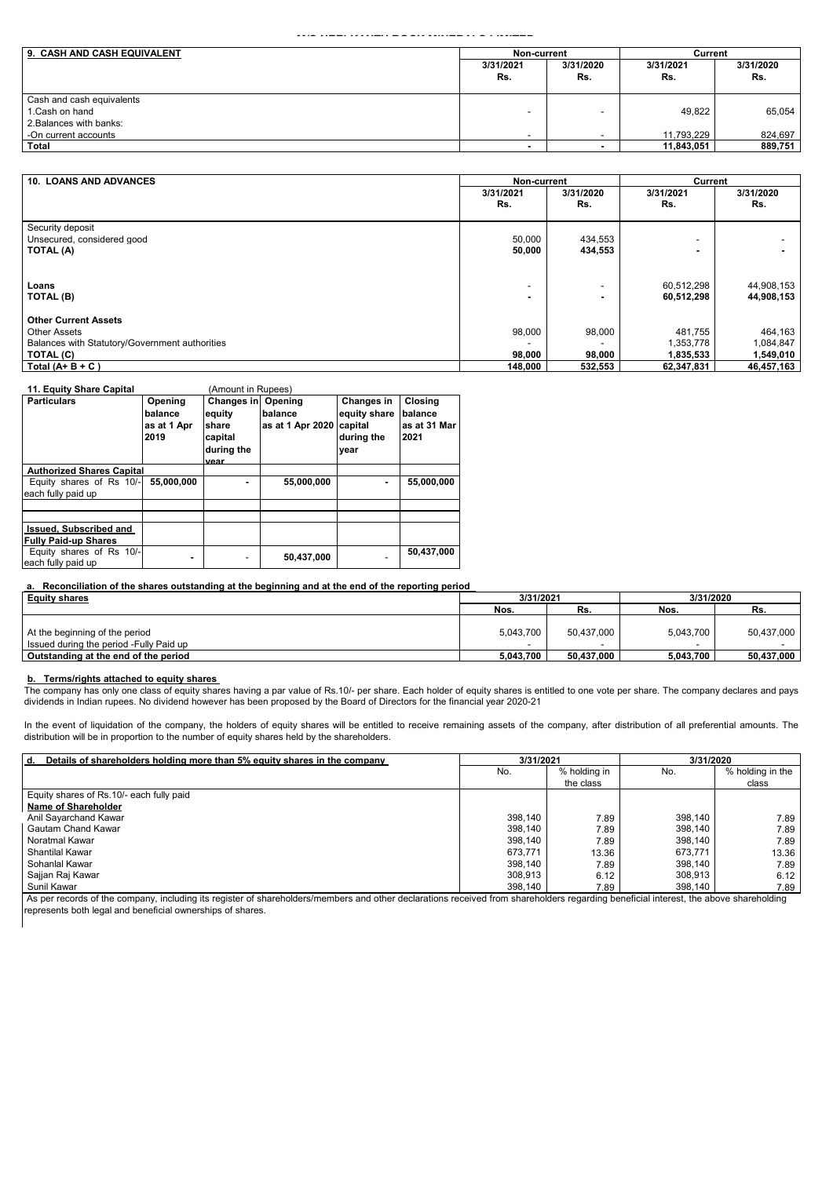| 9. CASH AND CASH EQUIVALENT | Non-current | | Current | |
|---|---|---|---|---|
| | 3/31/2021 Rs. | 3/31/2020 Rs. | 3/31/2021 Rs. | 3/31/2020 Rs. |
| Cash and cash equivalents | | | | |
| 1.Cash on hand | - | - | 49,822 | 65,054 |
| 2.Balances with banks: | | | | |
| -On current accounts | - | - | 11,793,229 | 824,697 |
| **Total** | - | - | 11,843,051 | 889,751 |

| 10. LOANS AND ADVANCES | Non-current | | Current | |
|---|---|---|---|---|
| | 3/31/2021 Rs. | 3/31/2020 Rs. | 3/31/2021 Rs. | 3/31/2020 Rs. |
| Security deposit | | | | |
| Unsecured, considered good | 50,000 | 434,553 | - | - |
| **TOTAL (A)** | 50,000 | 434,553 | - | - |
| **Loans** | - | - | 60,512,298 | 44,908,153 |
| **TOTAL (B)** | - | - | 60,512,298 | 44,908,153 |
| **Other Current Assets** | | | | |
| Other Assets | 98,000 | 98,000 | 481,755 | 464,163 |
| Balances with Statutory/Government authorities | - | - | 1,353,778 | 1,084,847 |
| **TOTAL (C)** | 98,000 | 98,000 | 1,835,533 | 1,549,010 |
| **Total (A+ B + C )** | 148,000 | 532,553 | 62,347,831 | 46,457,163 |

**11. Equity Share Capital** (Amount in Rupees)

| Particulars | Opening balance as at 1 Apr 2019 | Changes in equity share capital during the year | Opening balance as at 1 Apr 2020 | Changes in equity share capital during the year | Closing balance as at 31 Mar 2021 |
|---|---|---|---|---|---|
| **Authorized Shares Capital** | | | | | |
| Equity shares of Rs 10/- each fully paid up | 55,000,000 | - | 55,000,000 | - | 55,000,000 |
| | | | | | |
| **Issued, Subscribed and Fully Paid-up Shares** | | | | | |
| Equity shares of Rs 10/- each fully paid up | - | - | 50,437,000 | - | 50,437,000 |

**a. Reconciliation of the shares outstanding at the beginning and at the end of the reporting period**

| Equity shares | 3/31/2021 | | 3/31/2020 | |
|---|---|---|---|---|
| | Nos. | Rs. | Nos. | Rs. |
| At the beginning of the period | 5,043,700 | 50,437,000 | 5,043,700 | 50,437,000 |
| Issued during the period -Fully Paid up | - | - | - | - |
| **Outstanding at the end of the period** | 5,043,700 | 50,437,000 | 5,043,700 | 50,437,000 |

**b. Terms/rights attached to equity shares**

The company has only one class of equity shares having a par value of Rs.10/- per share. Each holder of equity shares is entitled to one vote per share. The company declares and pays dividends in Indian rupees. No dividend however has been proposed by the Board of Directors for the financial year 2020-21

In the event of liquidation of the company, the holders of equity shares will be entitled to receive remaining assets of the company, after distribution of all preferential amounts. The distribution will be in proportion to the number of equity shares held by the shareholders.

| d. Details of shareholders holding more than 5% equity shares in the company | 3/31/2021 | | 3/31/2020 | |
|---|---|---|---|---|
| | No. | % holding in the class | No. | % holding in the class |
| Equity shares of Rs.10/- each fully paid | | | | |
| **Name of Shareholder** | | | | |
| Anil Sayarchand Kawar | 398,140 | 7.89 | 398,140 | 7.89 |
| Gautam Chand Kawar | 398,140 | 7.89 | 398,140 | 7.89 |
| Noratmal Kawar | 398,140 | 7.89 | 398,140 | 7.89 |
| Shantilal Kawar | 673,771 | 13.36 | 673,771 | 13.36 |
| Sohanlal Kawar | 398,140 | 7.89 | 398,140 | 7.89 |
| Sajjan Raj Kawar | 308,913 | 6.12 | 308,913 | 6.12 |
| Sunil Kawar | 398,140 | 7.89 | 398,140 | 7.89 |

As per records of the company, including its register of shareholders/members and other declarations received from shareholders regarding beneficial interest, the above shareholding represents both legal and beneficial ownerships of shares.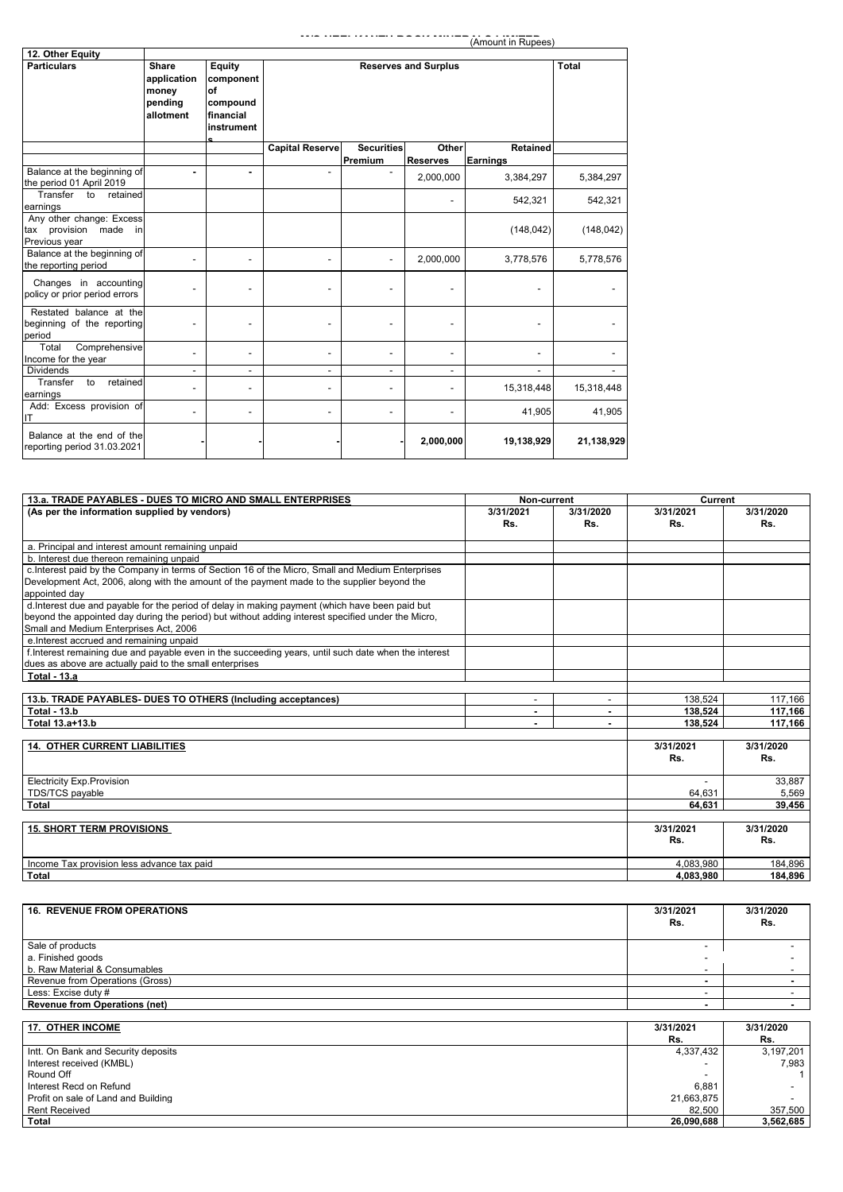(Amount in Rupees)

| 12. Other Equity | | | | | | | |
|---|---|---|---|---|---|---|---|
| Particulars | Share application money pending allotment | Equity component of compound financial instruments | Reserves and Surplus | | | | Total |
| | | | Capital Reserve | Securities Premium | Other Reserves | Retained Earnings | |
| Balance at the beginning of the period 01 April 2019 | - | - | - | - | 2,000,000 | 3,384,297 | 5,384,297 |
| Transfer to retained earnings | | | | | - | 542,321 | 542,321 |
| Any other change: Excess tax provision made in Previous year | | | | | | (148,042) | (148,042) |
| Balance at the beginning of the reporting period | - | - | - | - | 2,000,000 | 3,778,576 | 5,778,576 |
| Changes in accounting policy or prior period errors | - | - | - | - | - | - | - |
| Restated balance at the beginning of the reporting period | - | - | - | - | - | - | - |
| Total Comprehensive Income for the year | - | - | - | - | - | - | - |
| Dividends | - | - | - | - | - | - | - |
| Transfer to retained earnings | - | - | - | - | - | 15,318,448 | 15,318,448 |
| Add: Excess provision of IT | - | - | - | - | - | 41,905 | 41,905 |
| Balance at the end of the reporting period 31.03.2021 | - | - | - | - | 2,000,000 | 19,138,929 | 21,138,929 |

| 13.a. TRADE PAYABLES - DUES TO MICRO AND SMALL ENTERPRISES | Non-current | | Current | |
|---|---|---|---|---|
| (As per the information supplied by vendors) | 3/31/2021 Rs. | 3/31/2020 Rs. | 3/31/2021 Rs. | 3/31/2020 Rs. |
| a. Principal and interest amount remaining unpaid | | | | |
| b. Interest due thereon remaining unpaid | | | | |
| c.Interest paid by the Company in terms of Section 16 of the Micro, Small and Medium Enterprises Development Act, 2006, along with the amount of the payment made to the supplier beyond the appointed day | | | | |
| d.Interest due and payable for the period of delay in making payment (which have been paid but beyond the appointed day during the period) but without adding interest specified under the Micro, Small and Medium Enterprises Act, 2006 | | | | |
| e.Interest accrued and remaining unpaid | | | | |
| f.Interest remaining due and payable even in the succeeding years, until such date when the interest dues as above are actually paid to the small enterprises | | | | |
| Total - 13.a | | | | |
| 13.b. TRADE PAYABLES- DUES TO OTHERS (Including acceptances) | - | - | 138,524 | 117,166 |
| Total - 13.b | - | - | 138,524 | 117,166 |
| Total 13.a+13.b | - | - | 138,524 | 117,166 |

| 14. OTHER CURRENT LIABILITIES | 3/31/2021 Rs. | 3/31/2020 Rs. |
|---|---|---|
| Electricity Exp.Provision | - | 33,887 |
| TDS/TCS payable | 64,631 | 5,569 |
| Total | 64,631 | 39,456 |

| 15. SHORT TERM PROVISIONS | 3/31/2021 Rs. | 3/31/2020 Rs. |
|---|---|---|
| Income Tax provision less advance tax paid | 4,083,980 | 184,896 |
| Total | 4,083,980 | 184,896 |

| 16. REVENUE FROM OPERATIONS | 3/31/2021 Rs. | 3/31/2020 Rs. |
|---|---|---|
| Sale of products | - | - |
| a. Finished goods | - | - |
| b. Raw Material & Consumables | - | - |
| Revenue from Operations (Gross) | - | - |
| Less: Excise duty # | - | - |
| Revenue from Operations (net) | - | - |

| 17. OTHER INCOME | 3/31/2021 Rs. | 3/31/2020 Rs. |
|---|---|---|
| Intt. On Bank and Security deposits | 4,337,432 | 3,197,201 |
| Interest received (KMBL) | - | 7,983 |
| Round Off | - | 1 |
| Interest Recd on Refund | 6,881 | - |
| Profit on sale of Land and Building | 21,663,875 | - |
| Rent Received | 82,500 | 357,500 |
| Total | 26,090,688 | 3,562,685 |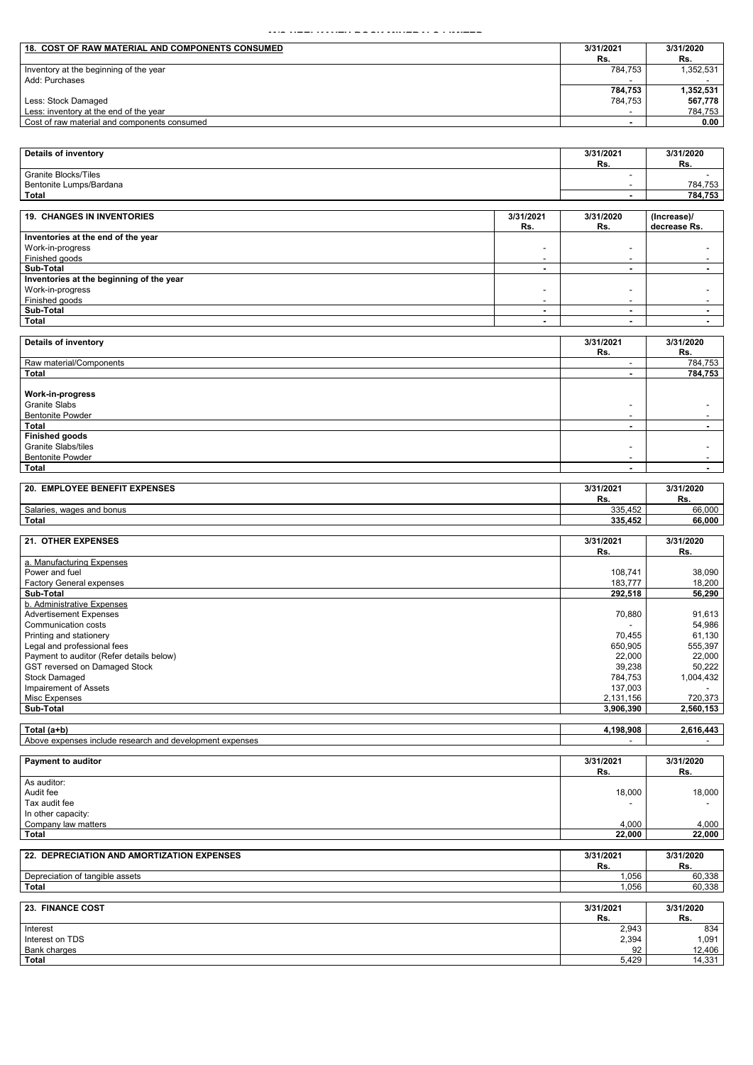| 18. COST OF RAW MATERIAL AND COMPONENTS CONSUMED | 3/31/2021 Rs. | 3/31/2020 Rs. |
|---|---|---|
| Inventory at the beginning of the year | 784,753 | 1,352,531 |
| Add: Purchases | - | - |
| | **784,753** | **1,352,531** |
| Less: Stock Damaged | 784,753 | **567,778** |
| Less: inventory at the end of the year | - | 784,753 |
| Cost of raw material and components consumed | **-** | **0.00** |

| Details of inventory | 3/31/2021 Rs. | 3/31/2020 Rs. |
|---|---|---|
| Granite Blocks/Tiles | - | - |
| Bentonite Lumps/Bardana | - | 784,753 |
| **Total** | **-** | **784,753** |

| 19. CHANGES IN INVENTORIES | 3/31/2021 Rs. | 3/31/2020 Rs. | (Increase)/ decrease Rs. |
|---|---|---|---|
| **Inventories at the end of the year** | | | |
| Work-in-progress | - | - | - |
| Finished goods | - | - | - |
| **Sub-Total** | **-** | **-** | **-** |
| **Inventories at the beginning of the year** | | | |
| Work-in-progress | - | - | - |
| Finished goods | - | - | - |
| **Sub-Total** | **-** | **-** | **-** |
| **Total** | **-** | **-** | **-** |

| Details of inventory | 3/31/2021 Rs. | 3/31/2020 Rs. |
|---|---|---|
| Raw material/Components | - | 784,753 |
| **Total** | **-** | **784,753** |
| | | |
| **Work-in-progress** | | |
| Granite Slabs | - | - |
| Bentonite Powder | - | - |
| **Total** | **-** | **-** |
| **Finished goods** | | |
| Granite Slabs/tiles | - | - |
| Bentonite Powder | - | - |
| **Total** | **-** | **-** |

| 20. EMPLOYEE BENEFIT EXPENSES | 3/31/2021 Rs. | 3/31/2020 Rs. |
|---|---|---|
| Salaries, wages and bonus | 335,452 | 66,000 |
| **Total** | **335,452** | **66,000** |

| 21. OTHER EXPENSES | 3/31/2021 Rs. | 3/31/2020 Rs. |
|---|---|---|
| a. Manufacturing Expenses | | |
| Power and fuel | 108,741 | 38,090 |
| Factory General expenses | 183,777 | 18,200 |
| **Sub-Total** | **292,518** | **56,290** |
| b. Administrative Expenses | | |
| Advertisement Expenses | 70,880 | 91,613 |
| Communication costs | - | 54,986 |
| Printing and stationery | 70,455 | 61,130 |
| Legal and professional fees | 650,905 | 555,397 |
| Payment to auditor (Refer details below) | 22,000 | 22,000 |
| GST reversed on Damaged Stock | 39,238 | 50,222 |
| Stock Damaged | 784,753 | 1,004,432 |
| Impairement of Assets | 137,003 | - |
| Misc Expenses | 2,131,156 | 720,373 |
| **Sub-Total** | **3,906,390** | **2,560,153** |
| | | |
| **Total (a+b)** | **4,198,908** | **2,616,443** |
| Above expenses include research and development expenses | - | - |

| Payment to auditor | 3/31/2021 Rs. | 3/31/2020 Rs. |
|---|---|---|
| As auditor: | | |
| Audit fee | 18,000 | 18,000 |
| Tax audit fee | - | - |
| In other capacity: | | |
| Company law matters | 4,000 | 4,000 |
| **Total** | **22,000** | **22,000** |

| 22. DEPRECIATION AND AMORTIZATION EXPENSES | 3/31/2021 Rs. | 3/31/2020 Rs. |
|---|---|---|
| Depreciation of tangible assets | 1,056 | 60,338 |
| **Total** | 1,056 | 60,338 |

| 23. FINANCE COST | 3/31/2021 Rs. | 3/31/2020 Rs. |
|---|---|---|
| Interest | 2,943 | 834 |
| Interest on TDS | 2,394 | 1,091 |
| Bank charges | 92 | 12,406 |
| **Total** | 5,429 | 14,331 |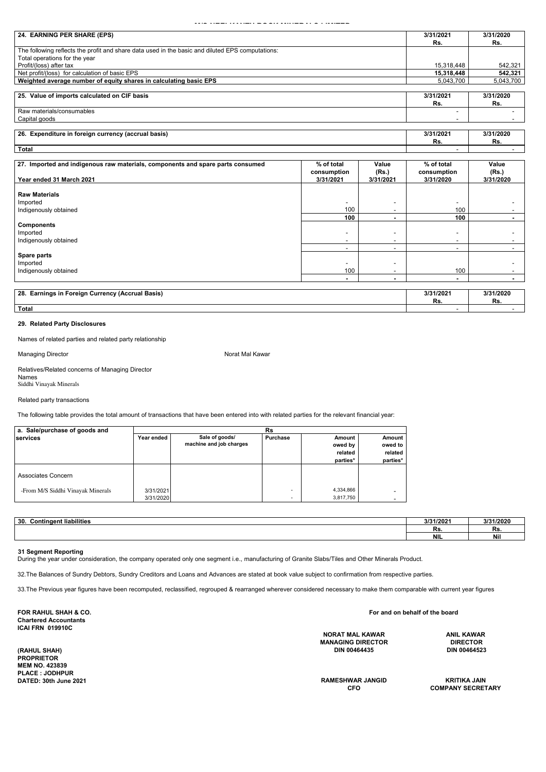| 24. EARNING PER SHARE (EPS) | 3/31/2021<br>Rs. | 3/31/2020<br>Rs. |
|---|---|---|
| The following reflects the profit and share data used in the basic and diluted EPS computations: | | |
| Total operations for the year | | |
| Profit/(loss) after tax | 15,318,448 | 542,321 |
| Net profit/(loss) for calculation of basic EPS | **15,318,448** | **542,321** |
| **Weighted average number of equity shares in calculating basic EPS** | 5,043,700 | 5,043,700 |

| 25. Value of imports calculated on CIF basis | 3/31/2021<br>Rs. | 3/31/2020<br>Rs. |
|---|---|---|
| Raw materials/consumables | - | - |
| Capital goods | - | - |

| 26. Expenditure in foreign currency (accrual basis) | 3/31/2021<br>Rs. | 3/31/2020<br>Rs. |
|---|---|---|
| **Total** | - | - |

| 27. Imported and indigenous raw materials, components and spare parts consumed<br>Year ended 31 March 2021 | % of total consumption 3/31/2021 | Value (Rs.) 3/31/2021 | % of total consumption 3/31/2020 | Value (Rs.) 3/31/2020 |
|---|---|---|---|---|
| **Raw Materials** | | | | |
| Imported | - | - | - | - |
| Indigenously obtained | 100 | - | 100 | - |
| | **100** | **-** | **100** | **-** |
| **Components** | | | | |
| Imported | - | - | - | - |
| Indigenously obtained | - | - | - | - |
| | - | - | - | - |
| **Spare parts** | | | | |
| Imported | - | - | | - |
| Indigenously obtained | 100 | - | 100 | - |
| | **-** | **-** | **-** | **-** |

| 28. Earnings in Foreign Currency (Accrual Basis) | 3/31/2021<br>Rs. | 3/31/2020<br>Rs. |
|---|---|---|
| **Total** | - | - |

**29. Related Party Disclosures**

Names of related parties and related party relationship

Managing Director — Norat Mal Kawar

Relatives/Related concerns of Managing Director
Names
Siddhi Vinayak Minerals

Related party transactions

The following table provides the total amount of transactions that have been entered into with related parties for the relevant financial year:

| a. Sale/purchase of goods and services | Year ended | Sale of goods/ machine and job charges | Purchase | Amount owed by related parties* | Amount owed to related parties* |
|---|---|---|---|---|---|
| | | Rs | | | |
| Associates Concern | | | | | |
| -From M/S Siddhi Vinayak Minerals | 3/31/2021 | | - | 4,334,866 | - |
| | 3/31/2020 | | - | 3,817,750 | - |

| 30. Contingent liabilities | 3/31/2021 | 3/31/2020 |
|---|---|---|
| | Rs. | Rs. |
| | NIL | Nil |

**31 Segment Reporting**
During the year under consideration, the company operated only one segment i.e., manufacturing of Granite Slabs/Tiles and Other Minerals Product.

32.The Balances of Sundry Debtors, Sundry Creditors and Loans and Advances are stated at book value subject to confirmation from respective parties.

33.The Previous year figures have been recomputed, reclassified, regrouped & rearranged wherever considered necessary to make them comparable with current year figures

**FOR RAHUL SHAH & CO.**
**Chartered Accountants**
**ICAI FRN 019910C**

**(RAHUL SHAH)**
**PROPRIETOR**
**MEM NO. 423839**
**PLACE : JODHPUR**
**DATED: 30th June 2021**

**For and on behalf of the board**

**NORAT MAL KAWAR**
**MANAGING DIRECTOR**
**DIN 00464435**

**ANIL KAWAR**
**DIRECTOR**
**DIN 00464523**

**RAMESHWAR JANGID**
**CFO**

**KRITIKA JAIN**
**COMPANY SECRETARY**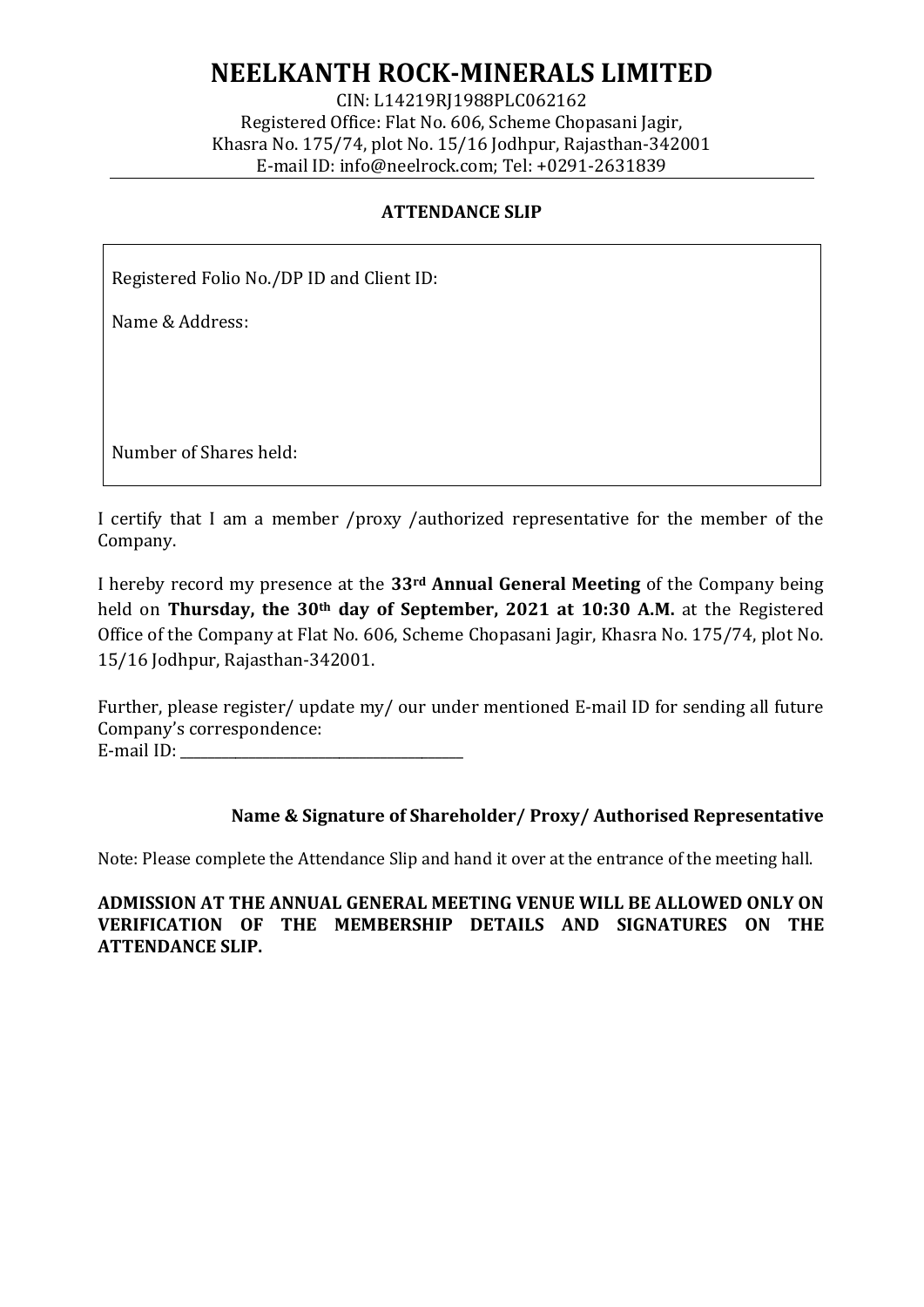# NEELKANTH ROCK-MINERALS LIMITED

CIN: L14219RJ1988PLC062162
Registered Office: Flat No. 606, Scheme Chopasani Jagir,
Khasra No. 175/74, plot No. 15/16 Jodhpur, Rajasthan-342001
E-mail ID: info@neelrock.com; Tel: +0291-2631839

**ATTENDANCE SLIP**

Registered Folio No./DP ID and Client ID:

Name & Address:

Number of Shares held:

I certify that I am a member /proxy /authorized representative for the member of the Company.

I hereby record my presence at the **33rd Annual General Meeting** of the Company being held on **Thursday, the 30th day of September, 2021 at 10:30 A.M.** at the Registered Office of the Company at Flat No. 606, Scheme Chopasani Jagir, Khasra No. 175/74, plot No. 15/16 Jodhpur, Rajasthan-342001.

Further, please register/ update my/ our under mentioned E-mail ID for sending all future Company's correspondence:
E-mail ID: ______________________________________

**Name & Signature of Shareholder/ Proxy/ Authorised Representative**

Note: Please complete the Attendance Slip and hand it over at the entrance of the meeting hall.

**ADMISSION AT THE ANNUAL GENERAL MEETING VENUE WILL BE ALLOWED ONLY ON VERIFICATION OF THE MEMBERSHIP DETAILS AND SIGNATURES ON THE ATTENDANCE SLIP.**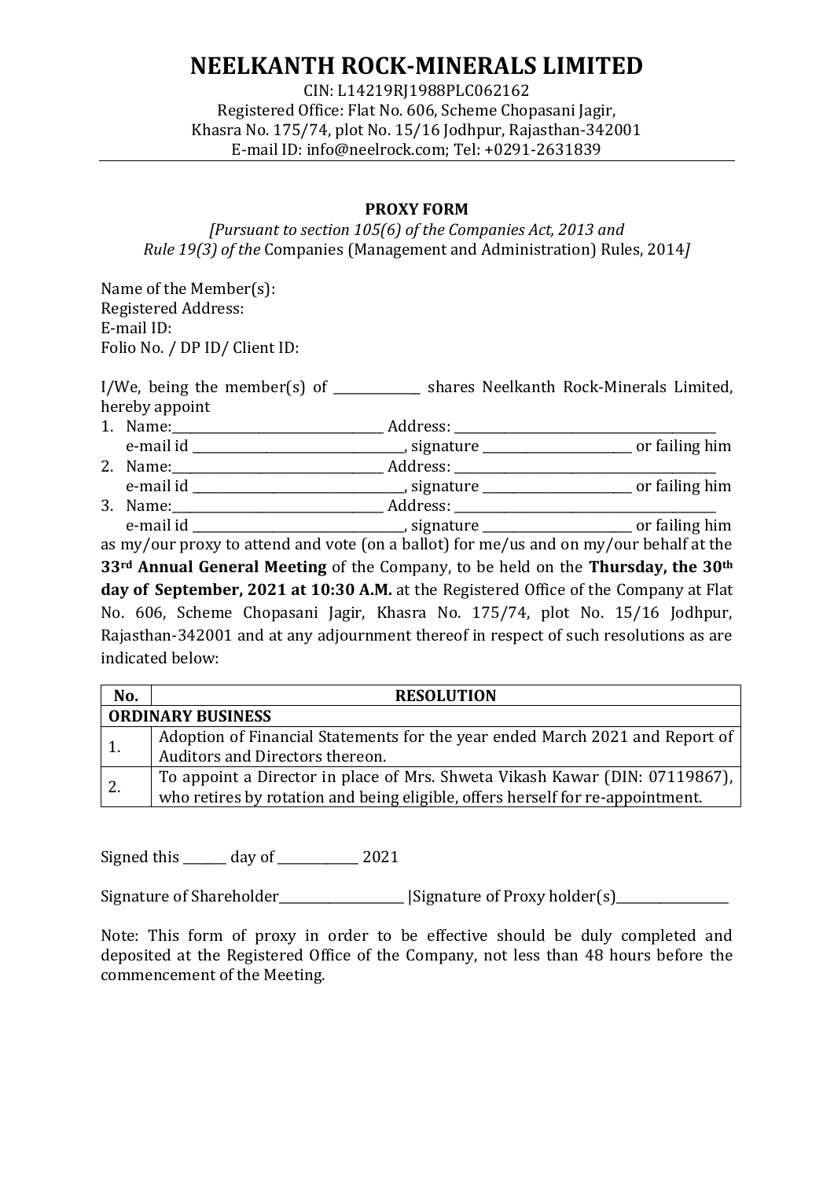# NEELKANTH ROCK-MINERALS LIMITED

CIN: L14219RJ1988PLC062162
Registered Office: Flat No. 606, Scheme Chopasani Jagir,
Khasra No. 175/74, plot No. 15/16 Jodhpur, Rajasthan-342001
E-mail ID: info@neelrock.com; Tel: +0291-2631839

## PROXY FORM

*[Pursuant to section 105(6) of the Companies Act, 2013 and Rule 19(3) of the* Companies (Management and Administration) Rules, 2014*]*

Name of the Member(s):
Registered Address:
E-mail ID:
Folio No. / DP ID/ Client ID:

I/We, being the member(s) of _____________ shares Neelkanth Rock-Minerals Limited, hereby appoint

1. Name:_______________________________ Address: _______________________________________
   e-mail id _______________________________, signature ______________________ or failing him
2. Name:_______________________________ Address: _______________________________________
   e-mail id _______________________________, signature ______________________ or failing him
3. Name:_______________________________ Address: _______________________________________
   e-mail id _______________________________, signature ______________________ or failing him

as my/our proxy to attend and vote (on a ballot) for me/us and on my/our behalf at the **33rd Annual General Meeting** of the Company, to be held on the **Thursday, the 30th day of September, 2021 at 10:30 A.M.** at the Registered Office of the Company at Flat No. 606, Scheme Chopasani Jagir, Khasra No. 175/74, plot No. 15/16 Jodhpur, Rajasthan-342001 and at any adjournment thereof in respect of such resolutions as are indicated below:

| No. | RESOLUTION |
|---|---|
| **ORDINARY BUSINESS** | |
| 1. | Adoption of Financial Statements for the year ended March 2021 and Report of Auditors and Directors thereon. |
| 2. | To appoint a Director in place of Mrs. Shweta Vikash Kawar (DIN: 07119867), who retires by rotation and being eligible, offers herself for re-appointment. |

Signed this ______ day of ____________ 2021

Signature of Shareholder__________________ |Signature of Proxy holder(s)________________

Note: This form of proxy in order to be effective should be duly completed and deposited at the Registered Office of the Company, not less than 48 hours before the commencement of the Meeting.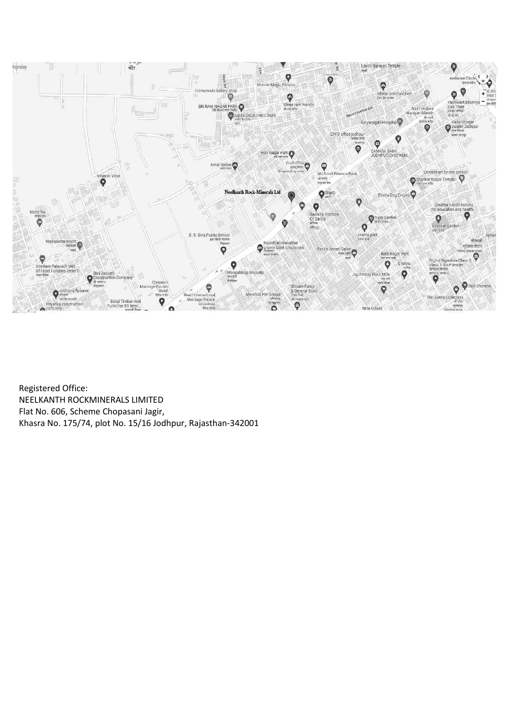Registered Office:
NEELKANTH ROCKMINERALS LIMITED
Flat No. 606, Scheme Chopasani Jagir,
Khasra No. 175/74, plot No. 15/16 Jodhpur, Rajasthan-342001